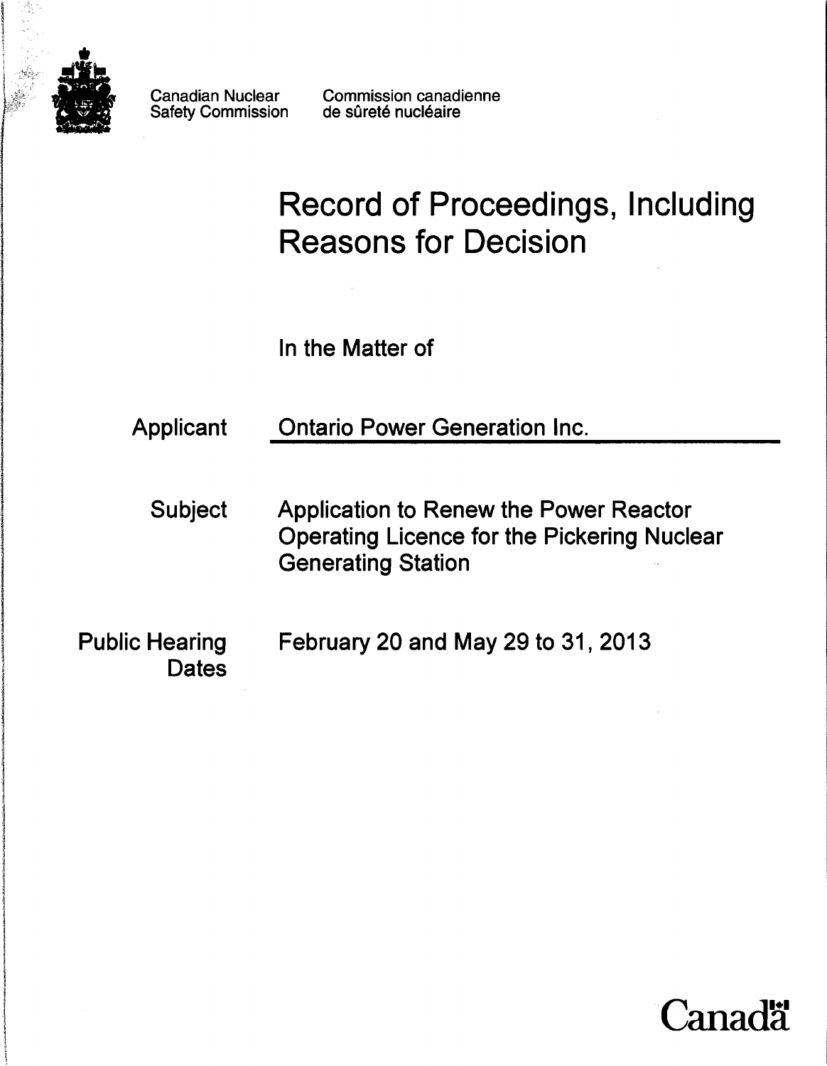Canadian Nuclear Safety Commission

Commission canadienne de sûreté nucléaire

# Record of Proceedings, Including Reasons for Decision

In the Matter of

| | |
|---|---|
| Applicant | Ontario Power Generation Inc. |
| Subject | Application to Renew the Power Reactor Operating Licence for the Pickering Nuclear Generating Station |
| Public Hearing Dates | February 20 and May 29 to 31, 2013 |

Canada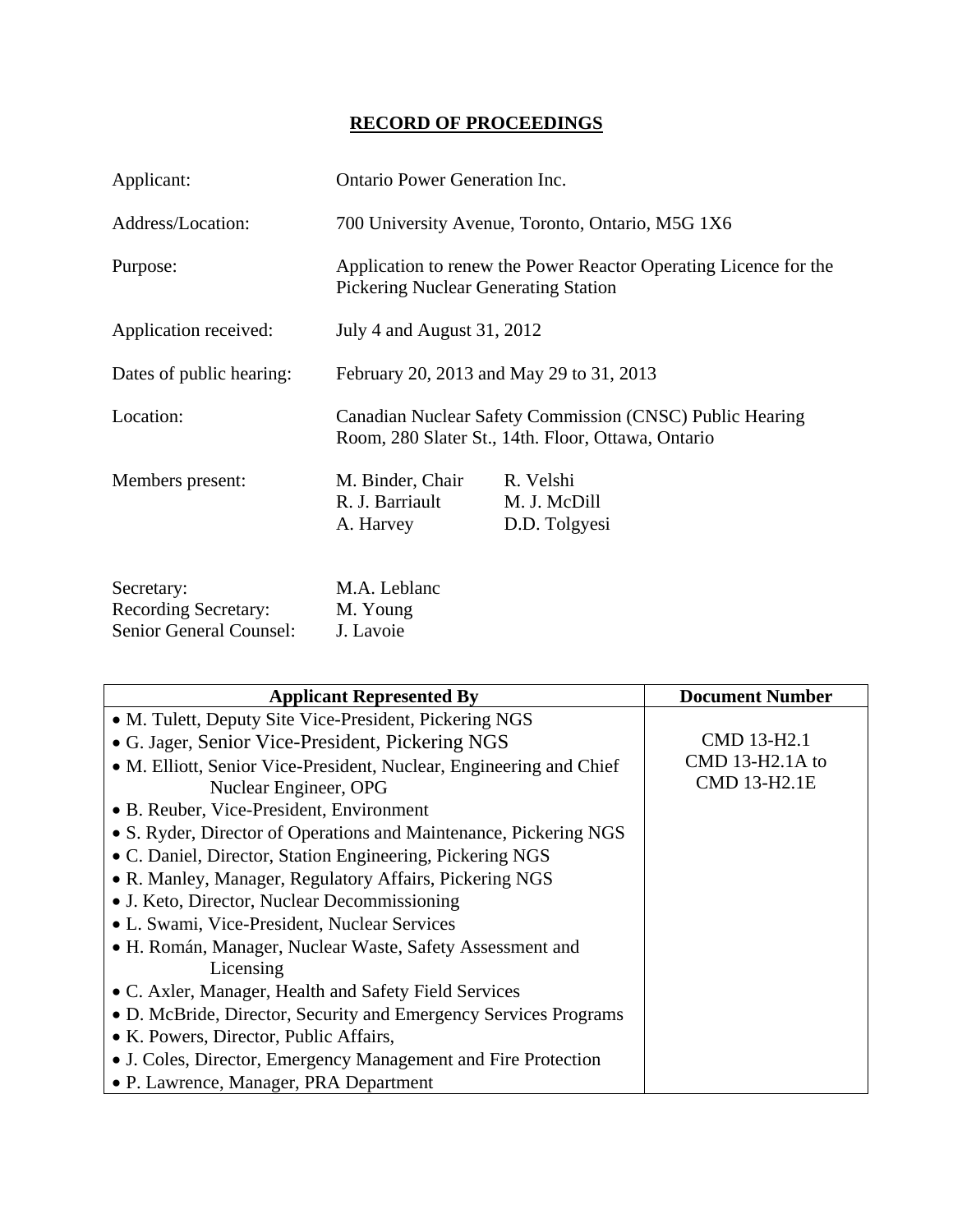# RECORD OF PROCEEDINGS

| | |
|---|---|
| Applicant: | Ontario Power Generation Inc. |
| Address/Location: | 700 University Avenue, Toronto, Ontario, M5G 1X6 |
| Purpose: | Application to renew the Power Reactor Operating Licence for the Pickering Nuclear Generating Station |
| Application received: | July 4 and August 31, 2012 |
| Dates of public hearing: | February 20, 2013 and May 29 to 31, 2013 |
| Location: | Canadian Nuclear Safety Commission (CNSC) Public Hearing Room, 280 Slater St., 14th. Floor, Ottawa, Ontario |
| Members present: | M. Binder, Chair; R. J. Barriault; A. Harvey; R. Velshi; M. J. McDill; D.D. Tolgyesi |
| Secretary: | M.A. Leblanc |
| Recording Secretary: | M. Young |
| Senior General Counsel: | J. Lavoie |

| Applicant Represented By | Document Number |
|---|---|
| • M. Tulett, Deputy Site Vice-President, Pickering NGS<br>• G. Jager, Senior Vice-President, Pickering NGS<br>• M. Elliott, Senior Vice-President, Nuclear, Engineering and Chief Nuclear Engineer, OPG<br>• B. Reuber, Vice-President, Environment<br>• S. Ryder, Director of Operations and Maintenance, Pickering NGS<br>• C. Daniel, Director, Station Engineering, Pickering NGS<br>• R. Manley, Manager, Regulatory Affairs, Pickering NGS<br>• J. Keto, Director, Nuclear Decommissioning<br>• L. Swami, Vice-President, Nuclear Services<br>• H. Román, Manager, Nuclear Waste, Safety Assessment and Licensing<br>• C. Axler, Manager, Health and Safety Field Services<br>• D. McBride, Director, Security and Emergency Services Programs<br>• K. Powers, Director, Public Affairs,<br>• J. Coles, Director, Emergency Management and Fire Protection<br>• P. Lawrence, Manager, PRA Department | CMD 13-H2.1<br>CMD 13-H2.1A to CMD 13-H2.1E |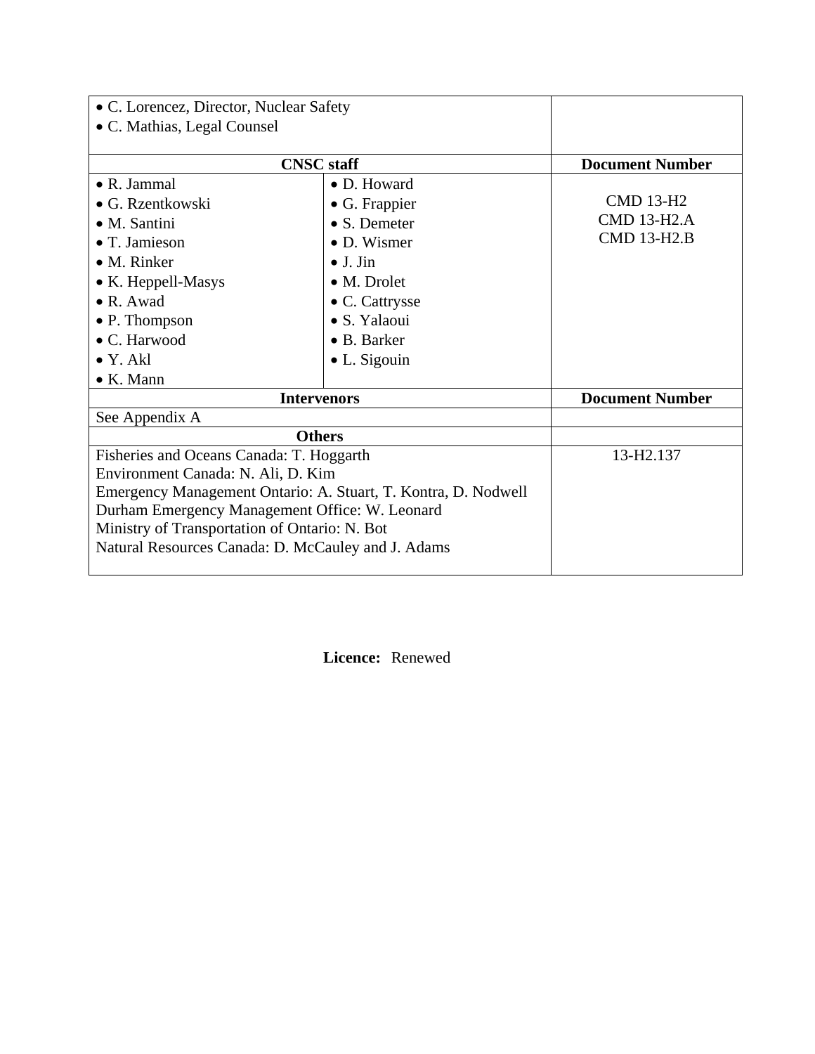| | | |
|---|---|---|
| • C. Lorencez, Director, Nuclear Safety<br>• C. Mathias, Legal Counsel | | |
| **CNSC staff** | | **Document Number** |
| • R. Jammal<br>• G. Rzentkowski<br>• M. Santini<br>• T. Jamieson<br>• M. Rinker<br>• K. Heppell-Masys<br>• R. Awad<br>• P. Thompson<br>• C. Harwood<br>• Y. Akl<br>• K. Mann | • D. Howard<br>• G. Frappier<br>• S. Demeter<br>• D. Wismer<br>• J. Jin<br>• M. Drolet<br>• C. Cattrysse<br>• S. Yalaoui<br>• B. Barker<br>• L. Sigouin | CMD 13-H2<br>CMD 13-H2.A<br>CMD 13-H2.B |
| **Intervenors** | | **Document Number** |
| See Appendix A | | |
| **Others** | | |
| Fisheries and Oceans Canada: T. Hoggarth<br>Environment Canada: N. Ali, D. Kim<br>Emergency Management Ontario: A. Stuart, T. Kontra, D. Nodwell<br>Durham Emergency Management Office: W. Leonard<br>Ministry of Transportation of Ontario: N. Bot<br>Natural Resources Canada: D. McCauley and J. Adams | | 13-H2.137 |

**Licence:** Renewed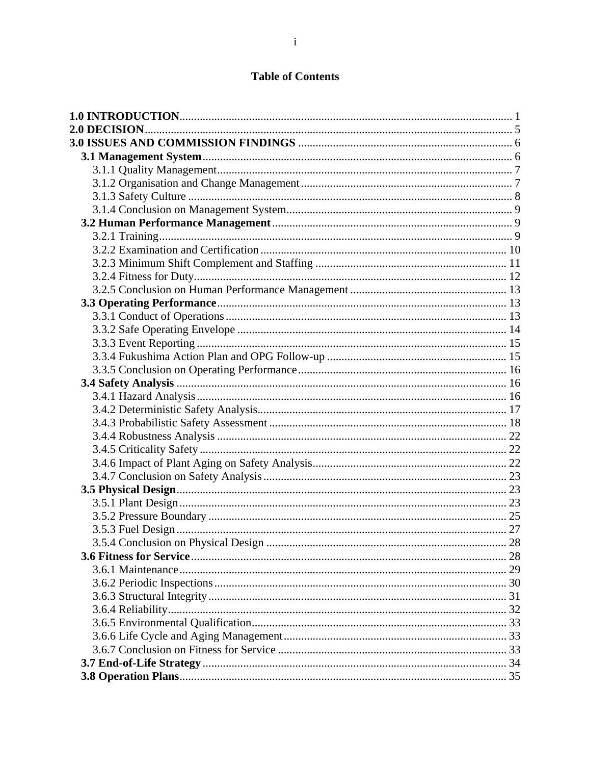**Table of Contents**

**1.0 INTRODUCTION** ... 1
**2.0 DECISION** ... 5
**3.0 ISSUES AND COMMISSION FINDINGS** ... 6
- **3.1 Management System** ... 6
  - 3.1.1 Quality Management ... 7
  - 3.1.2 Organisation and Change Management ... 7
  - 3.1.3 Safety Culture ... 8
  - 3.1.4 Conclusion on Management System ... 9
- **3.2 Human Performance Management** ... 9
  - 3.2.1 Training ... 9
  - 3.2.2 Examination and Certification ... 10
  - 3.2.3 Minimum Shift Complement and Staffing ... 11
  - 3.2.4 Fitness for Duty ... 12
  - 3.2.5 Conclusion on Human Performance Management ... 13
- **3.3 Operating Performance** ... 13
  - 3.3.1 Conduct of Operations ... 13
  - 3.3.2 Safe Operating Envelope ... 14
  - 3.3.3 Event Reporting ... 15
  - 3.3.4 Fukushima Action Plan and OPG Follow-up ... 15
  - 3.3.5 Conclusion on Operating Performance ... 16
- **3.4 Safety Analysis** ... 16
  - 3.4.1 Hazard Analysis ... 16
  - 3.4.2 Deterministic Safety Analysis ... 17
  - 3.4.3 Probabilistic Safety Assessment ... 18
  - 3.4.4 Robustness Analysis ... 22
  - 3.4.5 Criticality Safety ... 22
  - 3.4.6 Impact of Plant Aging on Safety Analysis ... 22
  - 3.4.7 Conclusion on Safety Analysis ... 23
- **3.5 Physical Design** ... 23
  - 3.5.1 Plant Design ... 23
  - 3.5.2 Pressure Boundary ... 25
  - 3.5.3 Fuel Design ... 27
  - 3.5.4 Conclusion on Physical Design ... 28
- **3.6 Fitness for Service** ... 28
  - 3.6.1 Maintenance ... 29
  - 3.6.2 Periodic Inspections ... 30
  - 3.6.3 Structural Integrity ... 31
  - 3.6.4 Reliability ... 32
  - 3.6.5 Environmental Qualification ... 33
  - 3.6.6 Life Cycle and Aging Management ... 33
  - 3.6.7 Conclusion on Fitness for Service ... 33
- **3.7 End-of-Life Strategy** ... 34
- **3.8 Operation Plans** ... 35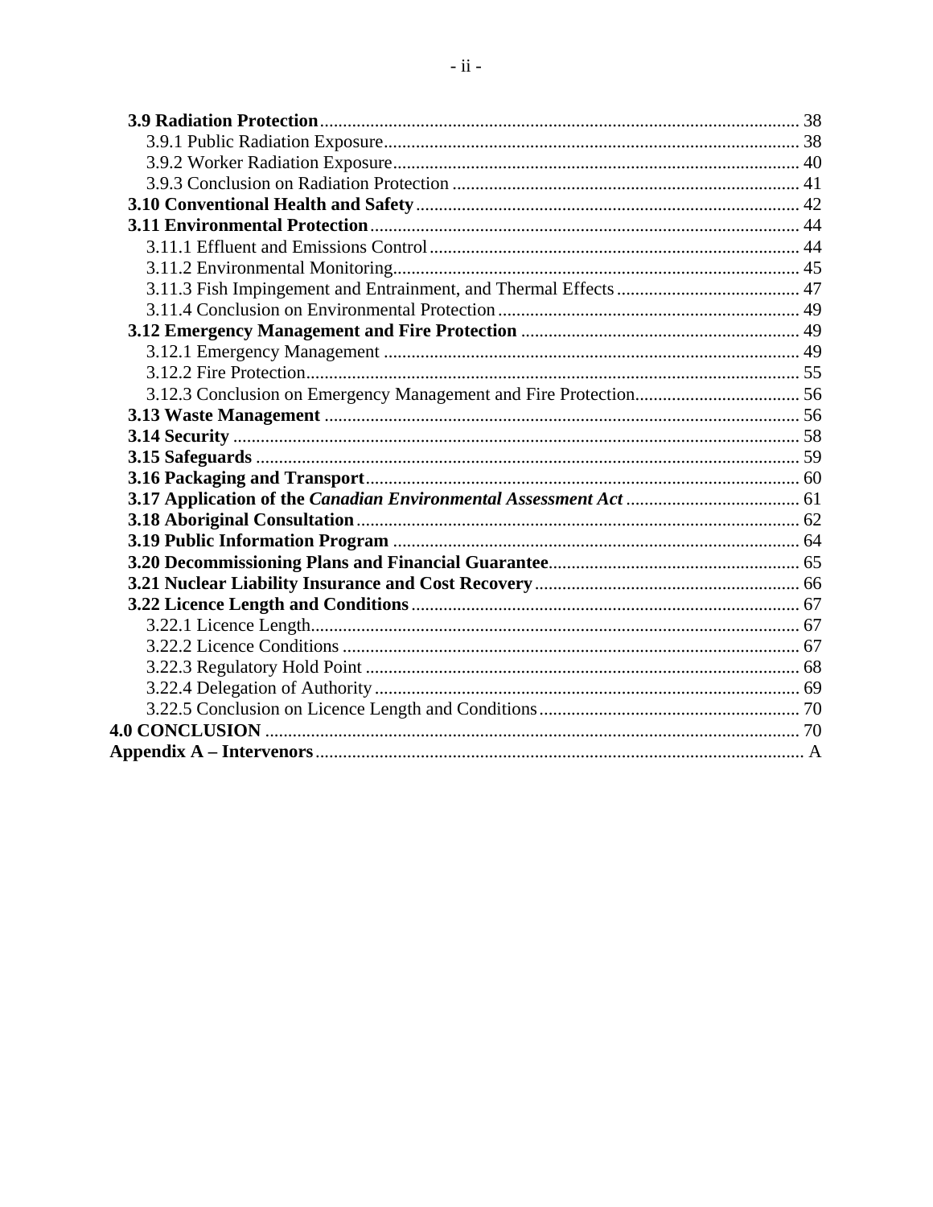**3.9 Radiation Protection** ........ 38
- 3.9.1 Public Radiation Exposure ........ 38
- 3.9.2 Worker Radiation Exposure ........ 40
- 3.9.3 Conclusion on Radiation Protection ........ 41

**3.10 Conventional Health and Safety** ........ 42

**3.11 Environmental Protection** ........ 44
- 3.11.1 Effluent and Emissions Control ........ 44
- 3.11.2 Environmental Monitoring ........ 45
- 3.11.3 Fish Impingement and Entrainment, and Thermal Effects ........ 47
- 3.11.4 Conclusion on Environmental Protection ........ 49

**3.12 Emergency Management and Fire Protection** ........ 49
- 3.12.1 Emergency Management ........ 49
- 3.12.2 Fire Protection ........ 55
- 3.12.3 Conclusion on Emergency Management and Fire Protection ........ 56

**3.13 Waste Management** ........ 56

**3.14 Security** ........ 58

**3.15 Safeguards** ........ 59

**3.16 Packaging and Transport** ........ 60

**3.17 Application of the *Canadian Environmental Assessment Act*** ........ 61

**3.18 Aboriginal Consultation** ........ 62

**3.19 Public Information Program** ........ 64

**3.20 Decommissioning Plans and Financial Guarantee** ........ 65

**3.21 Nuclear Liability Insurance and Cost Recovery** ........ 66

**3.22 Licence Length and Conditions** ........ 67
- 3.22.1 Licence Length ........ 67
- 3.22.2 Licence Conditions ........ 67
- 3.22.3 Regulatory Hold Point ........ 68
- 3.22.4 Delegation of Authority ........ 69
- 3.22.5 Conclusion on Licence Length and Conditions ........ 70

**4.0 CONCLUSION** ........ 70

**Appendix A – Intervenors** ........ A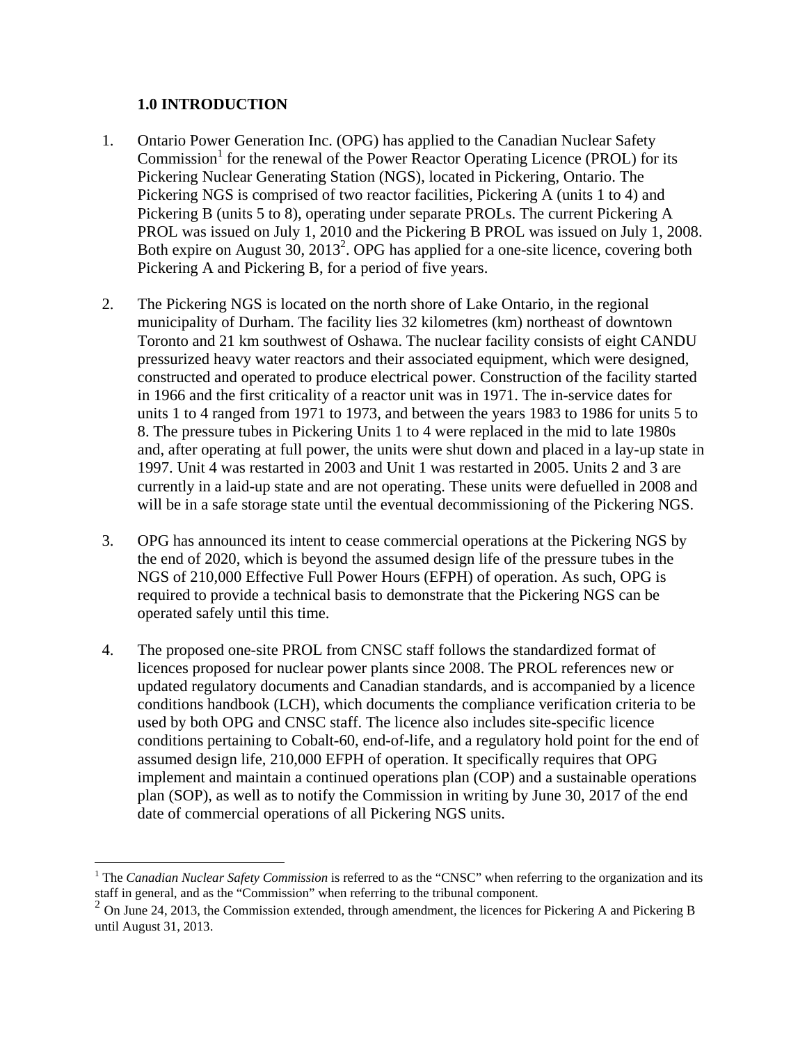## 1.0 INTRODUCTION

1. Ontario Power Generation Inc. (OPG) has applied to the Canadian Nuclear Safety Commission[1] for the renewal of the Power Reactor Operating Licence (PROL) for its Pickering Nuclear Generating Station (NGS), located in Pickering, Ontario. The Pickering NGS is comprised of two reactor facilities, Pickering A (units 1 to 4) and Pickering B (units 5 to 8), operating under separate PROLs. The current Pickering A PROL was issued on July 1, 2010 and the Pickering B PROL was issued on July 1, 2008. Both expire on August 30, 2013[2]. OPG has applied for a one-site licence, covering both Pickering A and Pickering B, for a period of five years.

2. The Pickering NGS is located on the north shore of Lake Ontario, in the regional municipality of Durham. The facility lies 32 kilometres (km) northeast of downtown Toronto and 21 km southwest of Oshawa. The nuclear facility consists of eight CANDU pressurized heavy water reactors and their associated equipment, which were designed, constructed and operated to produce electrical power. Construction of the facility started in 1966 and the first criticality of a reactor unit was in 1971. The in-service dates for units 1 to 4 ranged from 1971 to 1973, and between the years 1983 to 1986 for units 5 to 8. The pressure tubes in Pickering Units 1 to 4 were replaced in the mid to late 1980s and, after operating at full power, the units were shut down and placed in a lay-up state in 1997. Unit 4 was restarted in 2003 and Unit 1 was restarted in 2005. Units 2 and 3 are currently in a laid-up state and are not operating. These units were defuelled in 2008 and will be in a safe storage state until the eventual decommissioning of the Pickering NGS.

3. OPG has announced its intent to cease commercial operations at the Pickering NGS by the end of 2020, which is beyond the assumed design life of the pressure tubes in the NGS of 210,000 Effective Full Power Hours (EFPH) of operation. As such, OPG is required to provide a technical basis to demonstrate that the Pickering NGS can be operated safely until this time.

4. The proposed one-site PROL from CNSC staff follows the standardized format of licences proposed for nuclear power plants since 2008. The PROL references new or updated regulatory documents and Canadian standards, and is accompanied by a licence conditions handbook (LCH), which documents the compliance verification criteria to be used by both OPG and CNSC staff. The licence also includes site-specific licence conditions pertaining to Cobalt-60, end-of-life, and a regulatory hold point for the end of assumed design life, 210,000 EFPH of operation. It specifically requires that OPG implement and maintain a continued operations plan (COP) and a sustainable operations plan (SOP), as well as to notify the Commission in writing by June 30, 2017 of the end date of commercial operations of all Pickering NGS units.

---

[1] The *Canadian Nuclear Safety Commission* is referred to as the "CNSC" when referring to the organization and its staff in general, and as the "Commission" when referring to the tribunal component.

[2] On June 24, 2013, the Commission extended, through amendment, the licences for Pickering A and Pickering B until August 31, 2013.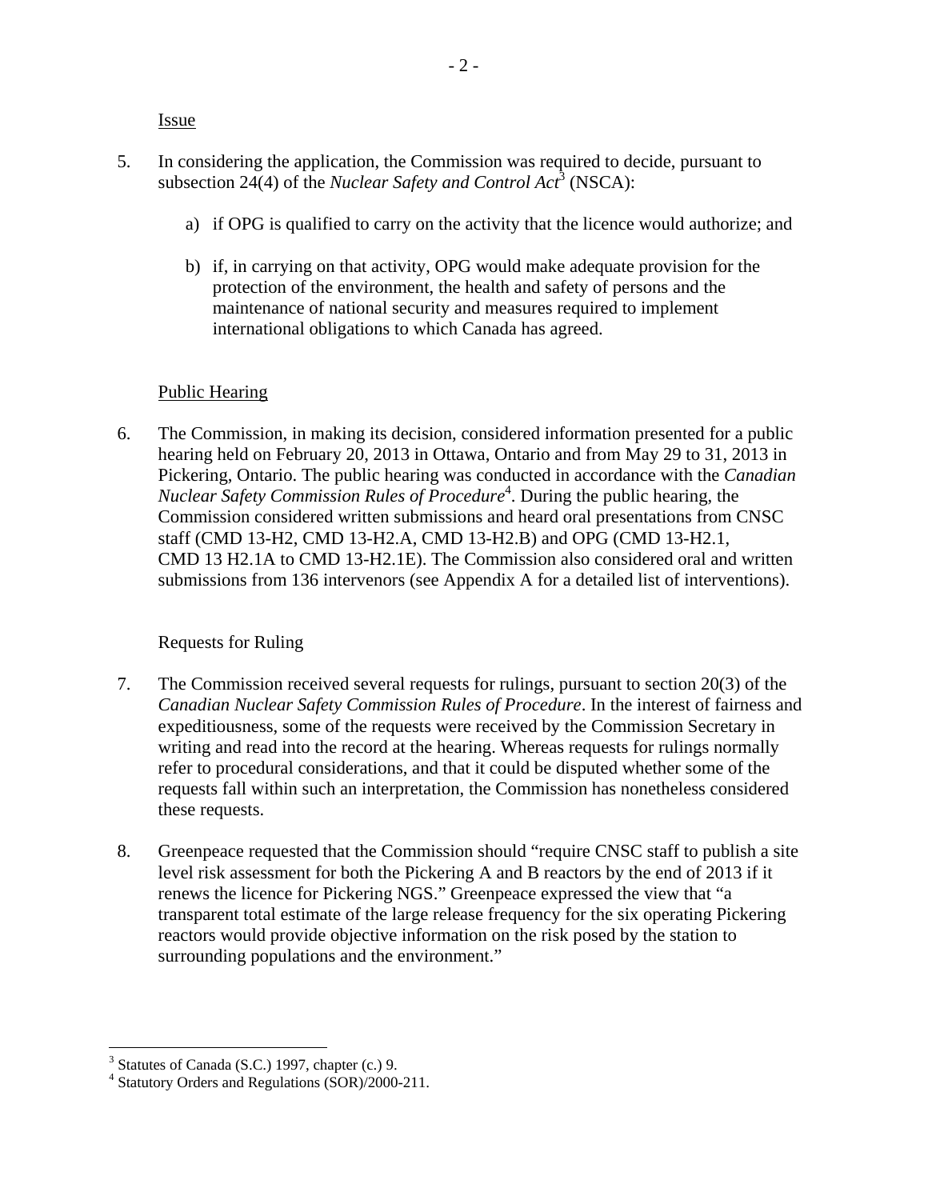Issue

5. In considering the application, the Commission was required to decide, pursuant to subsection 24(4) of the *Nuclear Safety and Control Act*[3] (NSCA):

   a) if OPG is qualified to carry on the activity that the licence would authorize; and

   b) if, in carrying on that activity, OPG would make adequate provision for the protection of the environment, the health and safety of persons and the maintenance of national security and measures required to implement international obligations to which Canada has agreed.

Public Hearing

6. The Commission, in making its decision, considered information presented for a public hearing held on February 20, 2013 in Ottawa, Ontario and from May 29 to 31, 2013 in Pickering, Ontario. The public hearing was conducted in accordance with the *Canadian Nuclear Safety Commission Rules of Procedure*[4]. During the public hearing, the Commission considered written submissions and heard oral presentations from CNSC staff (CMD 13-H2, CMD 13-H2.A, CMD 13-H2.B) and OPG (CMD 13-H2.1, CMD 13 H2.1A to CMD 13-H2.1E). The Commission also considered oral and written submissions from 136 intervenors (see Appendix A for a detailed list of interventions).

Requests for Ruling

7. The Commission received several requests for rulings, pursuant to section 20(3) of the *Canadian Nuclear Safety Commission Rules of Procedure*. In the interest of fairness and expeditiousness, some of the requests were received by the Commission Secretary in writing and read into the record at the hearing. Whereas requests for rulings normally refer to procedural considerations, and that it could be disputed whether some of the requests fall within such an interpretation, the Commission has nonetheless considered these requests.

8. Greenpeace requested that the Commission should "require CNSC staff to publish a site level risk assessment for both the Pickering A and B reactors by the end of 2013 if it renews the licence for Pickering NGS." Greenpeace expressed the view that "a transparent total estimate of the large release frequency for the six operating Pickering reactors would provide objective information on the risk posed by the station to surrounding populations and the environment."

---

[3] Statutes of Canada (S.C.) 1997, chapter (c.) 9.

[4] Statutory Orders and Regulations (SOR)/2000-211.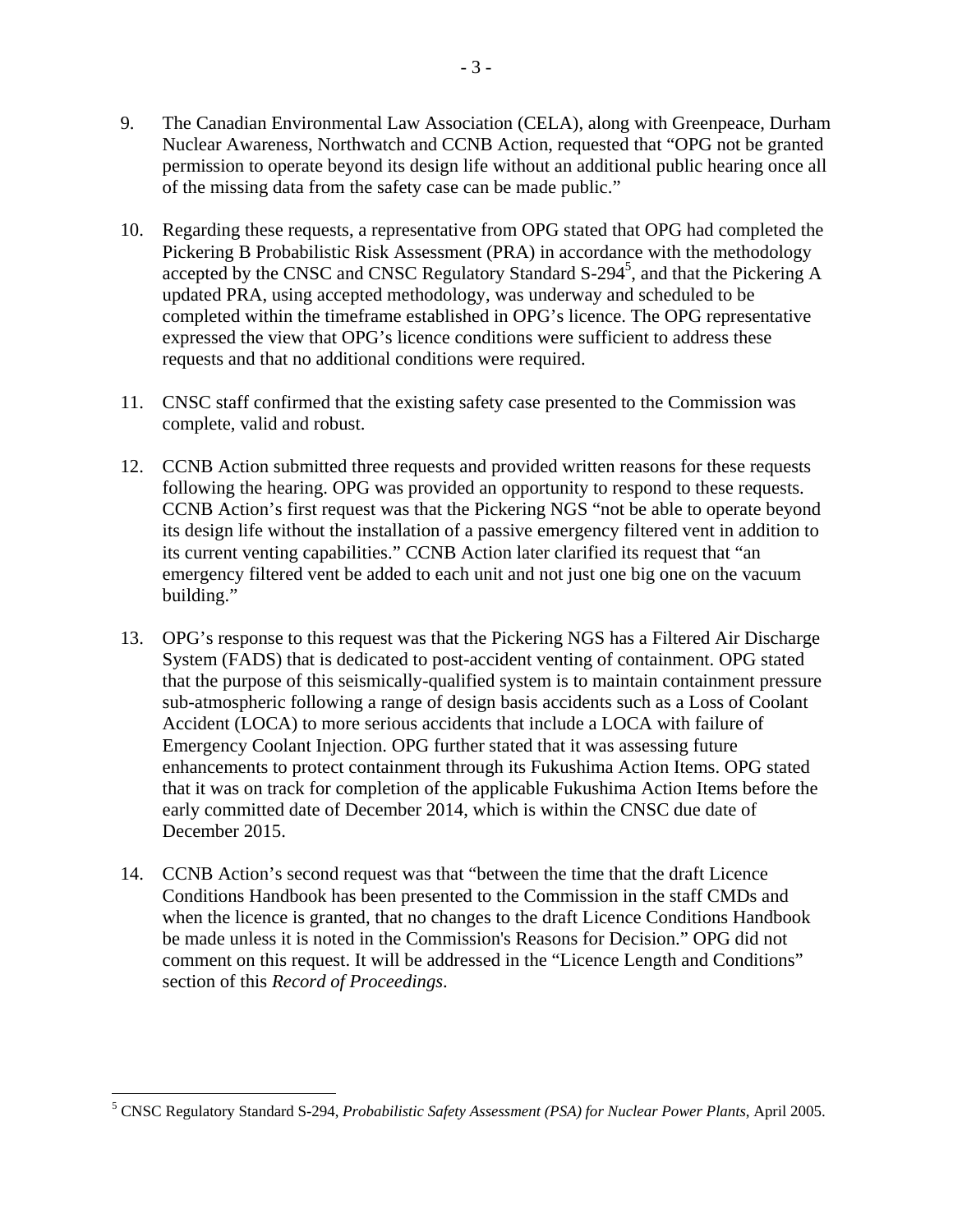9. The Canadian Environmental Law Association (CELA), along with Greenpeace, Durham Nuclear Awareness, Northwatch and CCNB Action, requested that "OPG not be granted permission to operate beyond its design life without an additional public hearing once all of the missing data from the safety case can be made public."

10. Regarding these requests, a representative from OPG stated that OPG had completed the Pickering B Probabilistic Risk Assessment (PRA) in accordance with the methodology accepted by the CNSC and CNSC Regulatory Standard S-294[5], and that the Pickering A updated PRA, using accepted methodology, was underway and scheduled to be completed within the timeframe established in OPG's licence. The OPG representative expressed the view that OPG's licence conditions were sufficient to address these requests and that no additional conditions were required.

11. CNSC staff confirmed that the existing safety case presented to the Commission was complete, valid and robust.

12. CCNB Action submitted three requests and provided written reasons for these requests following the hearing. OPG was provided an opportunity to respond to these requests. CCNB Action's first request was that the Pickering NGS "not be able to operate beyond its design life without the installation of a passive emergency filtered vent in addition to its current venting capabilities." CCNB Action later clarified its request that "an emergency filtered vent be added to each unit and not just one big one on the vacuum building."

13. OPG's response to this request was that the Pickering NGS has a Filtered Air Discharge System (FADS) that is dedicated to post-accident venting of containment. OPG stated that the purpose of this seismically-qualified system is to maintain containment pressure sub-atmospheric following a range of design basis accidents such as a Loss of Coolant Accident (LOCA) to more serious accidents that include a LOCA with failure of Emergency Coolant Injection. OPG further stated that it was assessing future enhancements to protect containment through its Fukushima Action Items. OPG stated that it was on track for completion of the applicable Fukushima Action Items before the early committed date of December 2014, which is within the CNSC due date of December 2015.

14. CCNB Action's second request was that "between the time that the draft Licence Conditions Handbook has been presented to the Commission in the staff CMDs and when the licence is granted, that no changes to the draft Licence Conditions Handbook be made unless it is noted in the Commission's Reasons for Decision." OPG did not comment on this request. It will be addressed in the "Licence Length and Conditions" section of this *Record of Proceedings*.

[5] CNSC Regulatory Standard S-294, *Probabilistic Safety Assessment (PSA) for Nuclear Power Plants*, April 2005.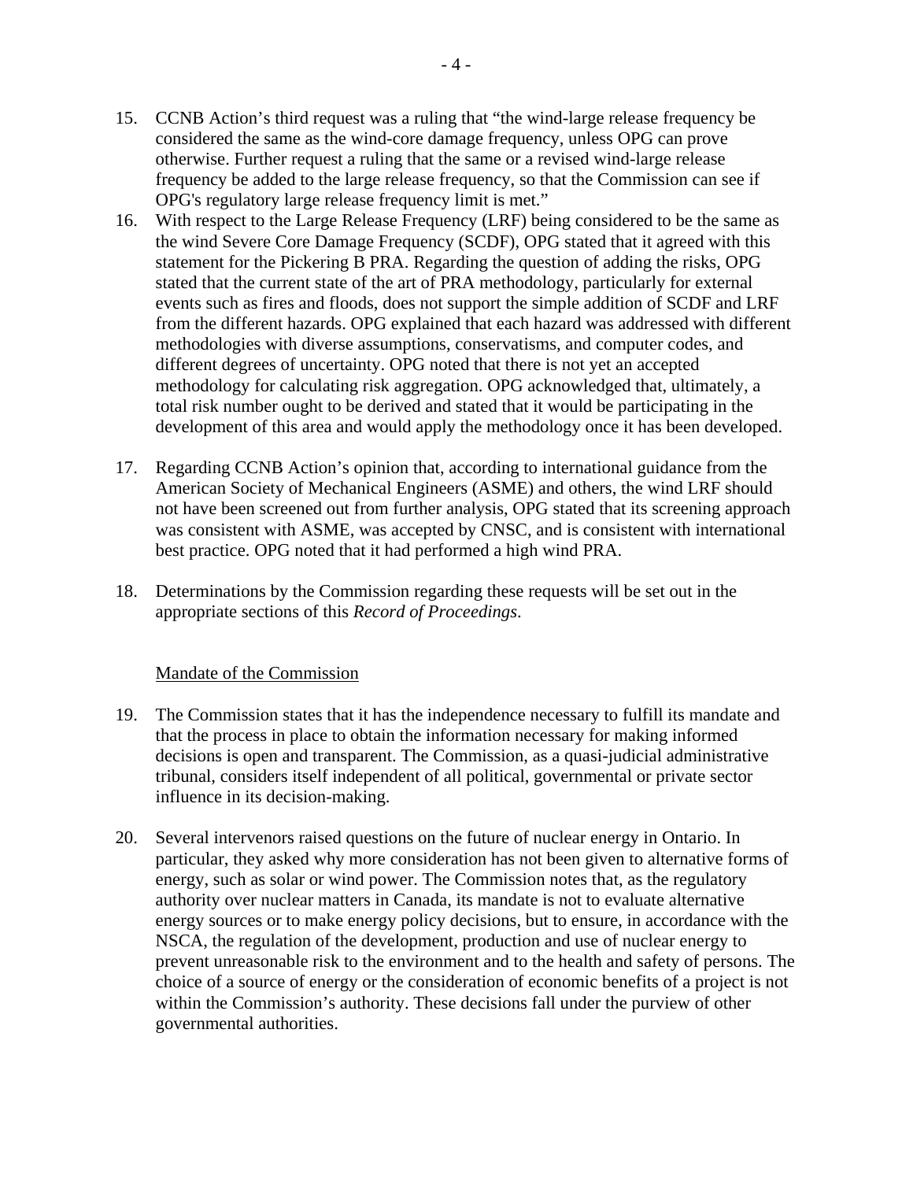15. CCNB Action's third request was a ruling that "the wind-large release frequency be considered the same as the wind-core damage frequency, unless OPG can prove otherwise. Further request a ruling that the same or a revised wind-large release frequency be added to the large release frequency, so that the Commission can see if OPG's regulatory large release frequency limit is met."

16. With respect to the Large Release Frequency (LRF) being considered to be the same as the wind Severe Core Damage Frequency (SCDF), OPG stated that it agreed with this statement for the Pickering B PRA. Regarding the question of adding the risks, OPG stated that the current state of the art of PRA methodology, particularly for external events such as fires and floods, does not support the simple addition of SCDF and LRF from the different hazards. OPG explained that each hazard was addressed with different methodologies with diverse assumptions, conservatisms, and computer codes, and different degrees of uncertainty. OPG noted that there is not yet an accepted methodology for calculating risk aggregation. OPG acknowledged that, ultimately, a total risk number ought to be derived and stated that it would be participating in the development of this area and would apply the methodology once it has been developed.

17. Regarding CCNB Action's opinion that, according to international guidance from the American Society of Mechanical Engineers (ASME) and others, the wind LRF should not have been screened out from further analysis, OPG stated that its screening approach was consistent with ASME, was accepted by CNSC, and is consistent with international best practice. OPG noted that it had performed a high wind PRA.

18. Determinations by the Commission regarding these requests will be set out in the appropriate sections of this *Record of Proceedings*.

## Mandate of the Commission

19. The Commission states that it has the independence necessary to fulfill its mandate and that the process in place to obtain the information necessary for making informed decisions is open and transparent. The Commission, as a quasi-judicial administrative tribunal, considers itself independent of all political, governmental or private sector influence in its decision-making.

20. Several intervenors raised questions on the future of nuclear energy in Ontario. In particular, they asked why more consideration has not been given to alternative forms of energy, such as solar or wind power. The Commission notes that, as the regulatory authority over nuclear matters in Canada, its mandate is not to evaluate alternative energy sources or to make energy policy decisions, but to ensure, in accordance with the NSCA, the regulation of the development, production and use of nuclear energy to prevent unreasonable risk to the environment and to the health and safety of persons. The choice of a source of energy or the consideration of economic benefits of a project is not within the Commission's authority. These decisions fall under the purview of other governmental authorities.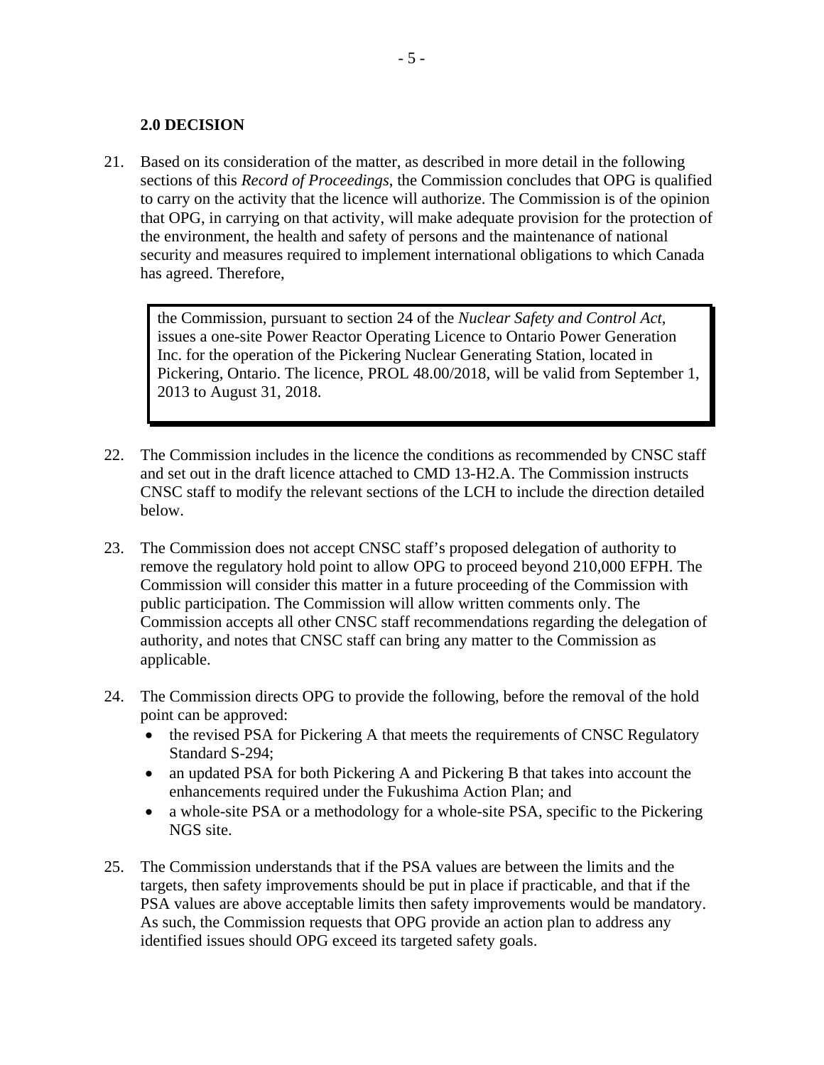## 2.0 DECISION

21. Based on its consideration of the matter, as described in more detail in the following sections of this *Record of Proceedings*, the Commission concludes that OPG is qualified to carry on the activity that the licence will authorize. The Commission is of the opinion that OPG, in carrying on that activity, will make adequate provision for the protection of the environment, the health and safety of persons and the maintenance of national security and measures required to implement international obligations to which Canada has agreed. Therefore,

> the Commission, pursuant to section 24 of the *Nuclear Safety and Control Act*, issues a one-site Power Reactor Operating Licence to Ontario Power Generation Inc. for the operation of the Pickering Nuclear Generating Station, located in Pickering, Ontario. The licence, PROL 48.00/2018, will be valid from September 1, 2013 to August 31, 2018.

22. The Commission includes in the licence the conditions as recommended by CNSC staff and set out in the draft licence attached to CMD 13-H2.A. The Commission instructs CNSC staff to modify the relevant sections of the LCH to include the direction detailed below.

23. The Commission does not accept CNSC staff's proposed delegation of authority to remove the regulatory hold point to allow OPG to proceed beyond 210,000 EFPH. The Commission will consider this matter in a future proceeding of the Commission with public participation. The Commission will allow written comments only. The Commission accepts all other CNSC staff recommendations regarding the delegation of authority, and notes that CNSC staff can bring any matter to the Commission as applicable.

24. The Commission directs OPG to provide the following, before the removal of the hold point can be approved:
    - the revised PSA for Pickering A that meets the requirements of CNSC Regulatory Standard S-294;
    - an updated PSA for both Pickering A and Pickering B that takes into account the enhancements required under the Fukushima Action Plan; and
    - a whole-site PSA or a methodology for a whole-site PSA, specific to the Pickering NGS site.

25. The Commission understands that if the PSA values are between the limits and the targets, then safety improvements should be put in place if practicable, and that if the PSA values are above acceptable limits then safety improvements would be mandatory. As such, the Commission requests that OPG provide an action plan to address any identified issues should OPG exceed its targeted safety goals.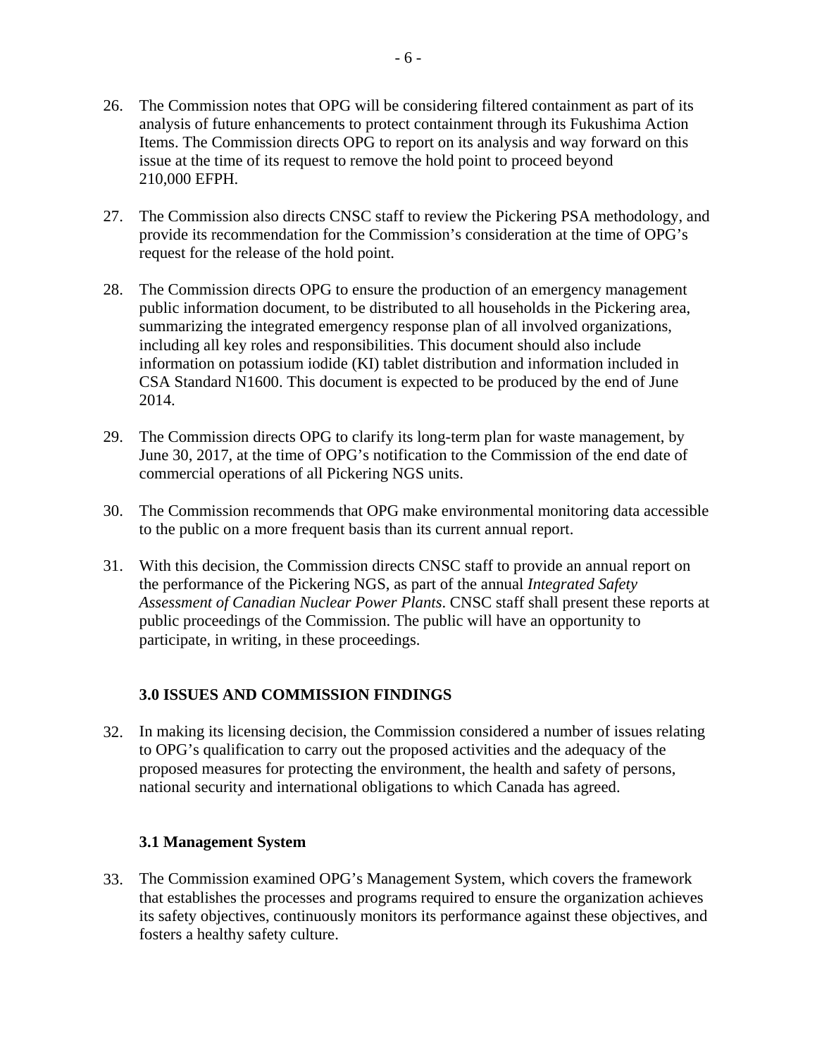26. The Commission notes that OPG will be considering filtered containment as part of its analysis of future enhancements to protect containment through its Fukushima Action Items. The Commission directs OPG to report on its analysis and way forward on this issue at the time of its request to remove the hold point to proceed beyond 210,000 EFPH.

27. The Commission also directs CNSC staff to review the Pickering PSA methodology, and provide its recommendation for the Commission's consideration at the time of OPG's request for the release of the hold point.

28. The Commission directs OPG to ensure the production of an emergency management public information document, to be distributed to all households in the Pickering area, summarizing the integrated emergency response plan of all involved organizations, including all key roles and responsibilities. This document should also include information on potassium iodide (KI) tablet distribution and information included in CSA Standard N1600. This document is expected to be produced by the end of June 2014.

29. The Commission directs OPG to clarify its long-term plan for waste management, by June 30, 2017, at the time of OPG's notification to the Commission of the end date of commercial operations of all Pickering NGS units.

30. The Commission recommends that OPG make environmental monitoring data accessible to the public on a more frequent basis than its current annual report.

31. With this decision, the Commission directs CNSC staff to provide an annual report on the performance of the Pickering NGS, as part of the annual *Integrated Safety Assessment of Canadian Nuclear Power Plants*. CNSC staff shall present these reports at public proceedings of the Commission. The public will have an opportunity to participate, in writing, in these proceedings.

## 3.0 ISSUES AND COMMISSION FINDINGS

32. In making its licensing decision, the Commission considered a number of issues relating to OPG's qualification to carry out the proposed activities and the adequacy of the proposed measures for protecting the environment, the health and safety of persons, national security and international obligations to which Canada has agreed.

### 3.1 Management System

33. The Commission examined OPG's Management System, which covers the framework that establishes the processes and programs required to ensure the organization achieves its safety objectives, continuously monitors its performance against these objectives, and fosters a healthy safety culture.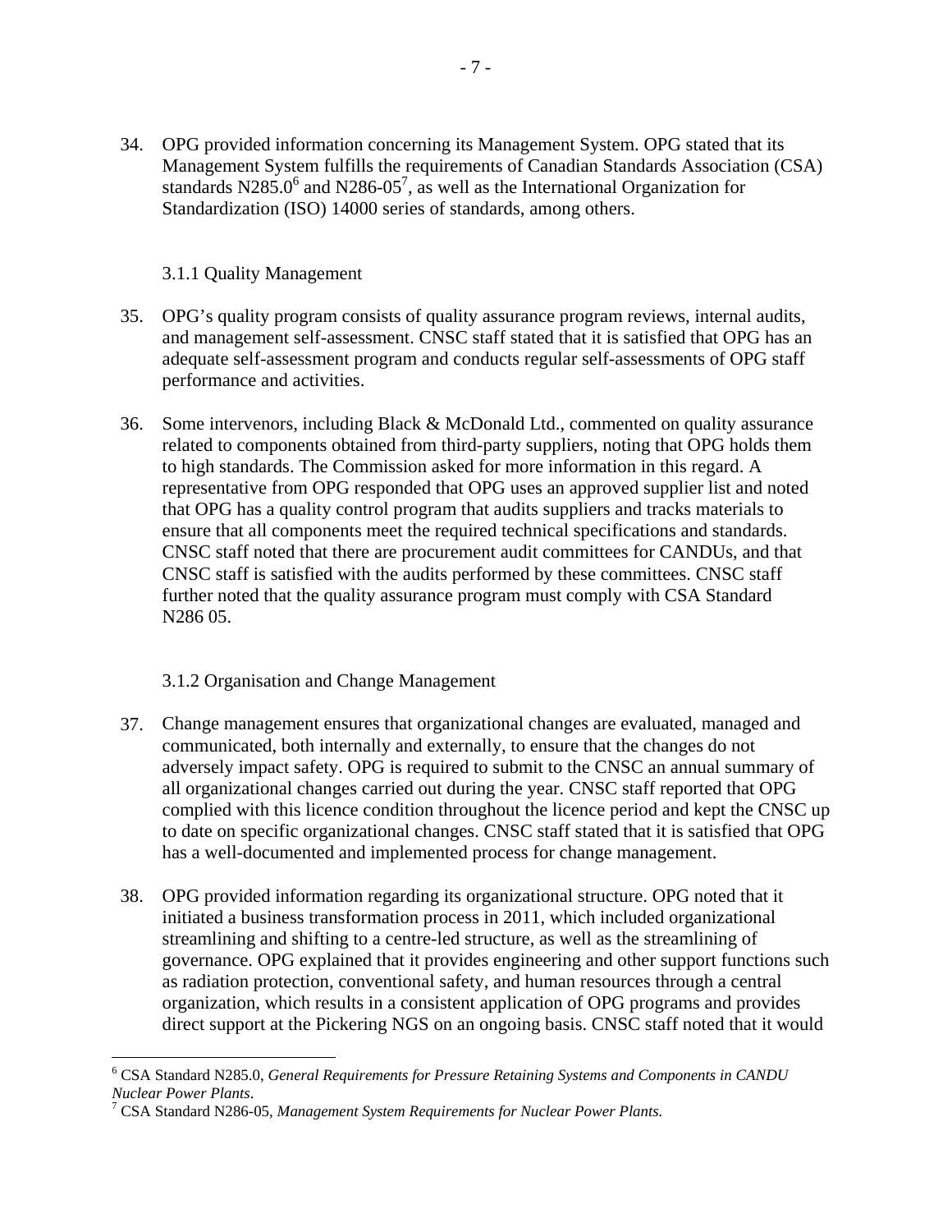34. OPG provided information concerning its Management System. OPG stated that its Management System fulfills the requirements of Canadian Standards Association (CSA) standards N285.0[6] and N286-05[7], as well as the International Organization for Standardization (ISO) 14000 series of standards, among others.

### 3.1.1 Quality Management

35. OPG's quality program consists of quality assurance program reviews, internal audits, and management self-assessment. CNSC staff stated that it is satisfied that OPG has an adequate self-assessment program and conducts regular self-assessments of OPG staff performance and activities.

36. Some intervenors, including Black & McDonald Ltd., commented on quality assurance related to components obtained from third-party suppliers, noting that OPG holds them to high standards. The Commission asked for more information in this regard. A representative from OPG responded that OPG uses an approved supplier list and noted that OPG has a quality control program that audits suppliers and tracks materials to ensure that all components meet the required technical specifications and standards. CNSC staff noted that there are procurement audit committees for CANDUs, and that CNSC staff is satisfied with the audits performed by these committees. CNSC staff further noted that the quality assurance program must comply with CSA Standard N286 05.

### 3.1.2 Organisation and Change Management

37. Change management ensures that organizational changes are evaluated, managed and communicated, both internally and externally, to ensure that the changes do not adversely impact safety. OPG is required to submit to the CNSC an annual summary of all organizational changes carried out during the year. CNSC staff reported that OPG complied with this licence condition throughout the licence period and kept the CNSC up to date on specific organizational changes. CNSC staff stated that it is satisfied that OPG has a well-documented and implemented process for change management.

38. OPG provided information regarding its organizational structure. OPG noted that it initiated a business transformation process in 2011, which included organizational streamlining and shifting to a centre-led structure, as well as the streamlining of governance. OPG explained that it provides engineering and other support functions such as radiation protection, conventional safety, and human resources through a central organization, which results in a consistent application of OPG programs and provides direct support at the Pickering NGS on an ongoing basis. CNSC staff noted that it would

---

[6] CSA Standard N285.0, *General Requirements for Pressure Retaining Systems and Components in CANDU Nuclear Power Plants*.

[7] CSA Standard N286-05, *Management System Requirements for Nuclear Power Plants.*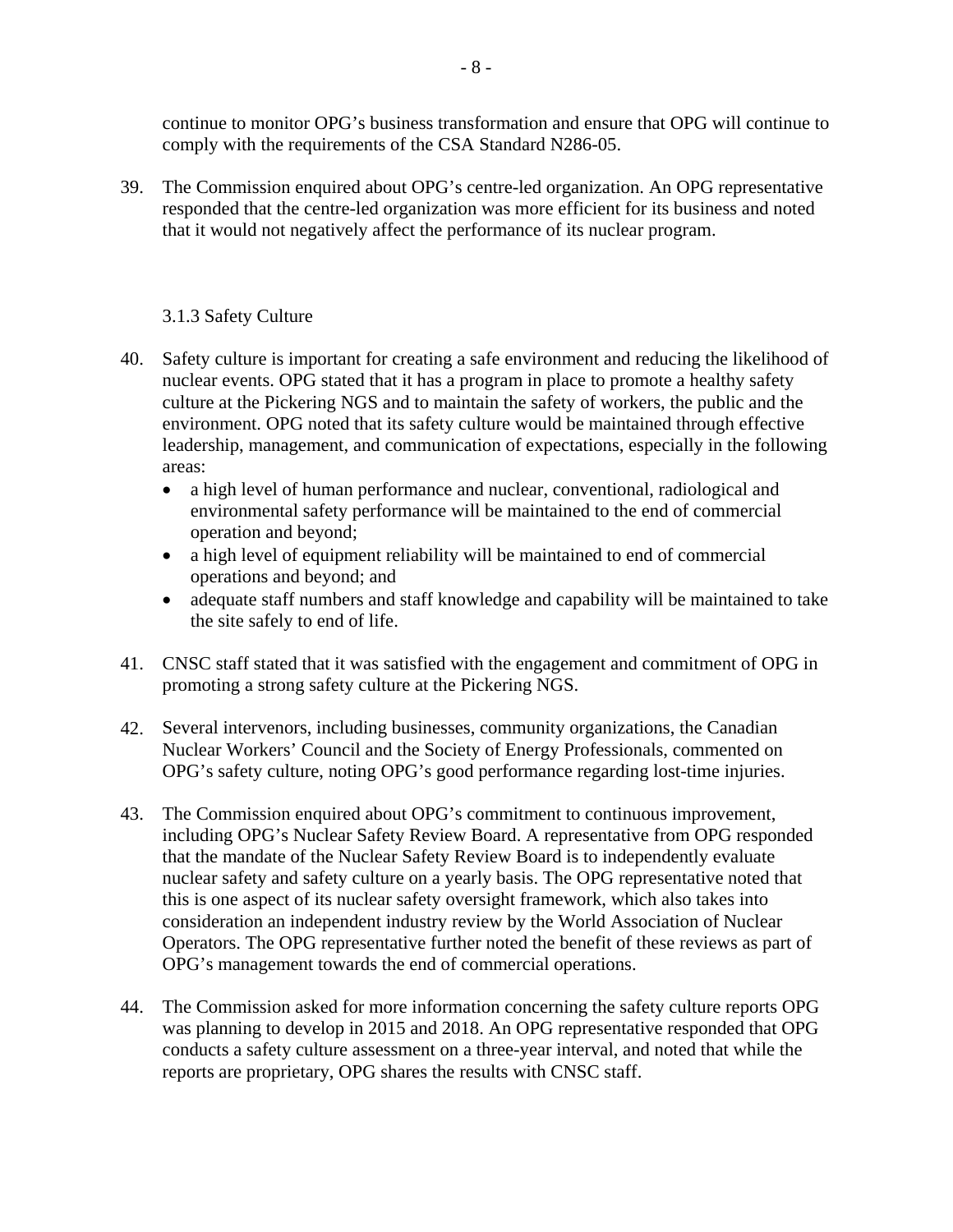continue to monitor OPG's business transformation and ensure that OPG will continue to comply with the requirements of the CSA Standard N286-05.

39. The Commission enquired about OPG's centre-led organization. An OPG representative responded that the centre-led organization was more efficient for its business and noted that it would not negatively affect the performance of its nuclear program.

### 3.1.3 Safety Culture

40. Safety culture is important for creating a safe environment and reducing the likelihood of nuclear events. OPG stated that it has a program in place to promote a healthy safety culture at the Pickering NGS and to maintain the safety of workers, the public and the environment. OPG noted that its safety culture would be maintained through effective leadership, management, and communication of expectations, especially in the following areas:
    - a high level of human performance and nuclear, conventional, radiological and environmental safety performance will be maintained to the end of commercial operation and beyond;
    - a high level of equipment reliability will be maintained to end of commercial operations and beyond; and
    - adequate staff numbers and staff knowledge and capability will be maintained to take the site safely to end of life.

41. CNSC staff stated that it was satisfied with the engagement and commitment of OPG in promoting a strong safety culture at the Pickering NGS.

42. Several intervenors, including businesses, community organizations, the Canadian Nuclear Workers' Council and the Society of Energy Professionals, commented on OPG's safety culture, noting OPG's good performance regarding lost-time injuries.

43. The Commission enquired about OPG's commitment to continuous improvement, including OPG's Nuclear Safety Review Board. A representative from OPG responded that the mandate of the Nuclear Safety Review Board is to independently evaluate nuclear safety and safety culture on a yearly basis. The OPG representative noted that this is one aspect of its nuclear safety oversight framework, which also takes into consideration an independent industry review by the World Association of Nuclear Operators. The OPG representative further noted the benefit of these reviews as part of OPG's management towards the end of commercial operations.

44. The Commission asked for more information concerning the safety culture reports OPG was planning to develop in 2015 and 2018. An OPG representative responded that OPG conducts a safety culture assessment on a three-year interval, and noted that while the reports are proprietary, OPG shares the results with CNSC staff.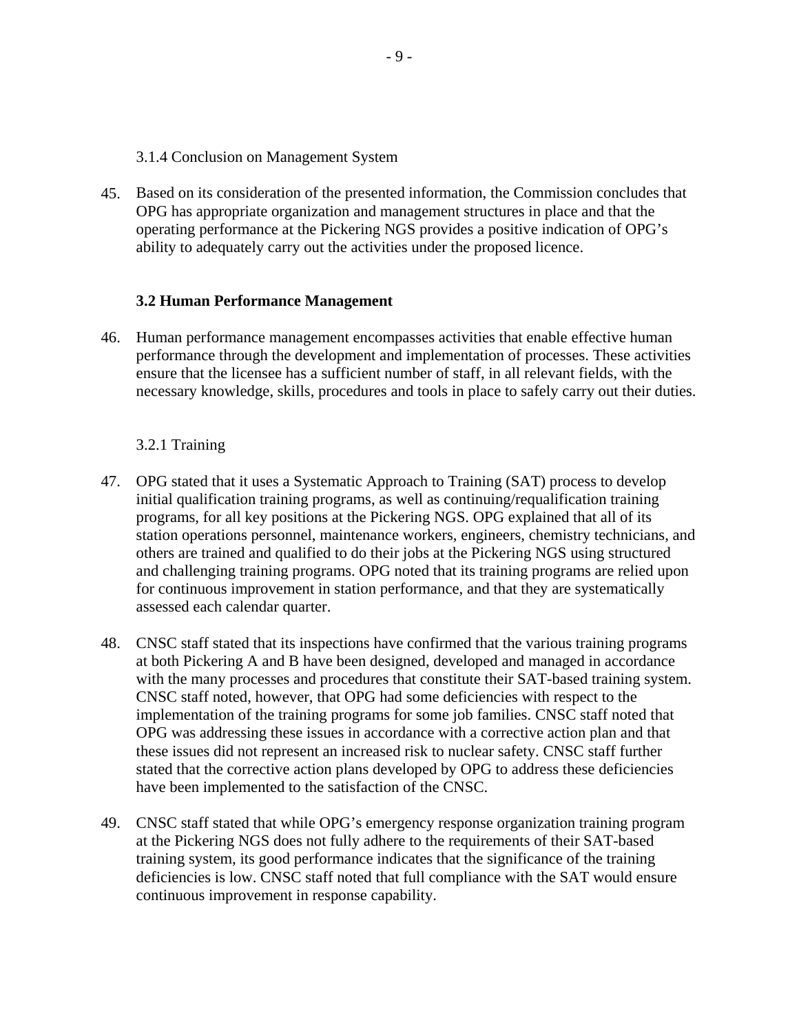#### 3.1.4 Conclusion on Management System

45. Based on its consideration of the presented information, the Commission concludes that OPG has appropriate organization and management structures in place and that the operating performance at the Pickering NGS provides a positive indication of OPG's ability to adequately carry out the activities under the proposed licence.

### 3.2 Human Performance Management

46. Human performance management encompasses activities that enable effective human performance through the development and implementation of processes. These activities ensure that the licensee has a sufficient number of staff, in all relevant fields, with the necessary knowledge, skills, procedures and tools in place to safely carry out their duties.

#### 3.2.1 Training

47. OPG stated that it uses a Systematic Approach to Training (SAT) process to develop initial qualification training programs, as well as continuing/requalification training programs, for all key positions at the Pickering NGS. OPG explained that all of its station operations personnel, maintenance workers, engineers, chemistry technicians, and others are trained and qualified to do their jobs at the Pickering NGS using structured and challenging training programs. OPG noted that its training programs are relied upon for continuous improvement in station performance, and that they are systematically assessed each calendar quarter.

48. CNSC staff stated that its inspections have confirmed that the various training programs at both Pickering A and B have been designed, developed and managed in accordance with the many processes and procedures that constitute their SAT-based training system. CNSC staff noted, however, that OPG had some deficiencies with respect to the implementation of the training programs for some job families. CNSC staff noted that OPG was addressing these issues in accordance with a corrective action plan and that these issues did not represent an increased risk to nuclear safety. CNSC staff further stated that the corrective action plans developed by OPG to address these deficiencies have been implemented to the satisfaction of the CNSC.

49. CNSC staff stated that while OPG's emergency response organization training program at the Pickering NGS does not fully adhere to the requirements of their SAT-based training system, its good performance indicates that the significance of the training deficiencies is low. CNSC staff noted that full compliance with the SAT would ensure continuous improvement in response capability.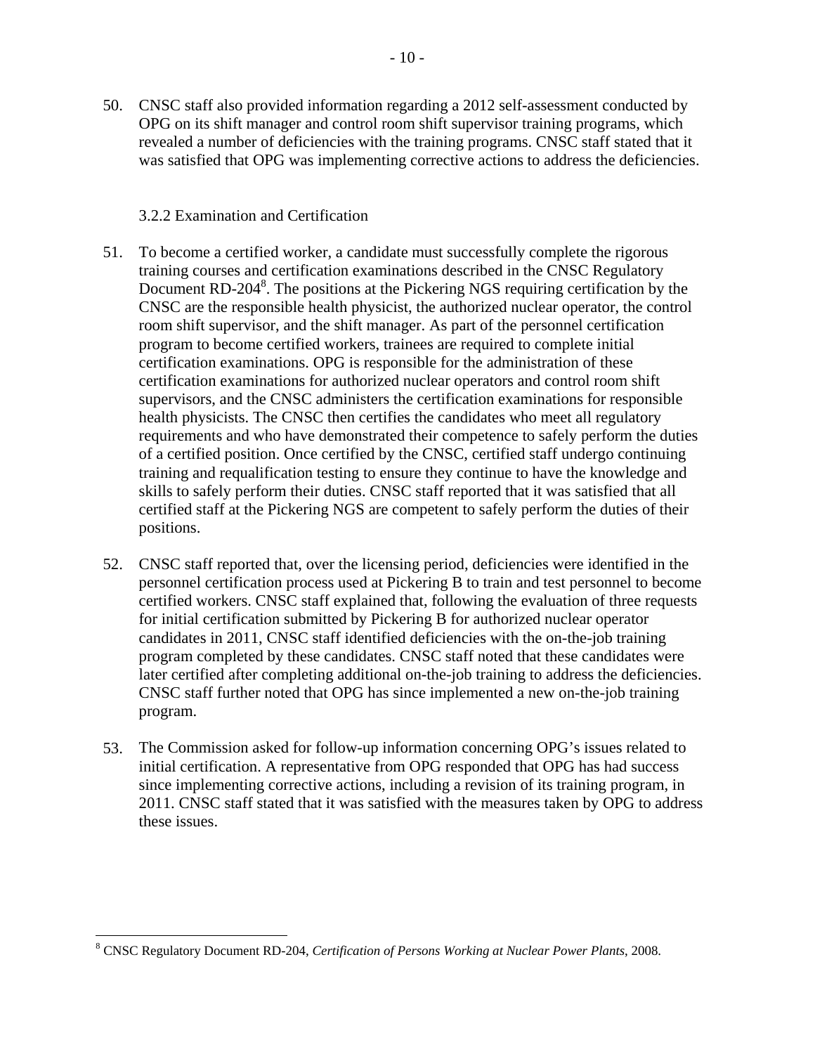50. CNSC staff also provided information regarding a 2012 self-assessment conducted by OPG on its shift manager and control room shift supervisor training programs, which revealed a number of deficiencies with the training programs. CNSC staff stated that it was satisfied that OPG was implementing corrective actions to address the deficiencies.

### 3.2.2 Examination and Certification

51. To become a certified worker, a candidate must successfully complete the rigorous training courses and certification examinations described in the CNSC Regulatory Document RD-204[8]. The positions at the Pickering NGS requiring certification by the CNSC are the responsible health physicist, the authorized nuclear operator, the control room shift supervisor, and the shift manager. As part of the personnel certification program to become certified workers, trainees are required to complete initial certification examinations. OPG is responsible for the administration of these certification examinations for authorized nuclear operators and control room shift supervisors, and the CNSC administers the certification examinations for responsible health physicists. The CNSC then certifies the candidates who meet all regulatory requirements and who have demonstrated their competence to safely perform the duties of a certified position. Once certified by the CNSC, certified staff undergo continuing training and requalification testing to ensure they continue to have the knowledge and skills to safely perform their duties. CNSC staff reported that it was satisfied that all certified staff at the Pickering NGS are competent to safely perform the duties of their positions.

52. CNSC staff reported that, over the licensing period, deficiencies were identified in the personnel certification process used at Pickering B to train and test personnel to become certified workers. CNSC staff explained that, following the evaluation of three requests for initial certification submitted by Pickering B for authorized nuclear operator candidates in 2011, CNSC staff identified deficiencies with the on-the-job training program completed by these candidates. CNSC staff noted that these candidates were later certified after completing additional on-the-job training to address the deficiencies. CNSC staff further noted that OPG has since implemented a new on-the-job training program.

53. The Commission asked for follow-up information concerning OPG's issues related to initial certification. A representative from OPG responded that OPG has had success since implementing corrective actions, including a revision of its training program, in 2011. CNSC staff stated that it was satisfied with the measures taken by OPG to address these issues.

[8] CNSC Regulatory Document RD-204, *Certification of Persons Working at Nuclear Power Plants*, 2008.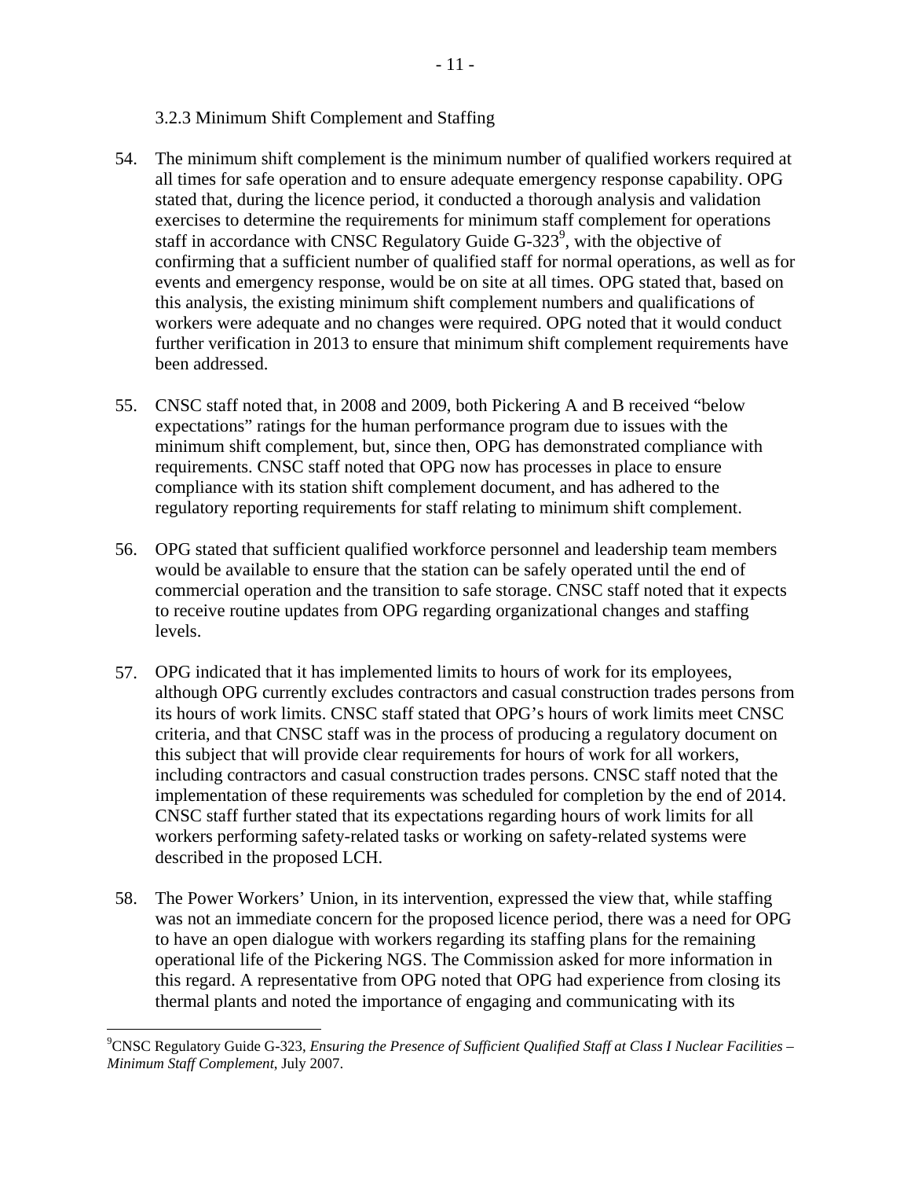### 3.2.3 Minimum Shift Complement and Staffing

54. The minimum shift complement is the minimum number of qualified workers required at all times for safe operation and to ensure adequate emergency response capability. OPG stated that, during the licence period, it conducted a thorough analysis and validation exercises to determine the requirements for minimum staff complement for operations staff in accordance with CNSC Regulatory Guide G-323[9], with the objective of confirming that a sufficient number of qualified staff for normal operations, as well as for events and emergency response, would be on site at all times. OPG stated that, based on this analysis, the existing minimum shift complement numbers and qualifications of workers were adequate and no changes were required. OPG noted that it would conduct further verification in 2013 to ensure that minimum shift complement requirements have been addressed.

55. CNSC staff noted that, in 2008 and 2009, both Pickering A and B received "below expectations" ratings for the human performance program due to issues with the minimum shift complement, but, since then, OPG has demonstrated compliance with requirements. CNSC staff noted that OPG now has processes in place to ensure compliance with its station shift complement document, and has adhered to the regulatory reporting requirements for staff relating to minimum shift complement.

56. OPG stated that sufficient qualified workforce personnel and leadership team members would be available to ensure that the station can be safely operated until the end of commercial operation and the transition to safe storage. CNSC staff noted that it expects to receive routine updates from OPG regarding organizational changes and staffing levels.

57. OPG indicated that it has implemented limits to hours of work for its employees, although OPG currently excludes contractors and casual construction trades persons from its hours of work limits. CNSC staff stated that OPG's hours of work limits meet CNSC criteria, and that CNSC staff was in the process of producing a regulatory document on this subject that will provide clear requirements for hours of work for all workers, including contractors and casual construction trades persons. CNSC staff noted that the implementation of these requirements was scheduled for completion by the end of 2014. CNSC staff further stated that its expectations regarding hours of work limits for all workers performing safety-related tasks or working on safety-related systems were described in the proposed LCH.

58. The Power Workers' Union, in its intervention, expressed the view that, while staffing was not an immediate concern for the proposed licence period, there was a need for OPG to have an open dialogue with workers regarding its staffing plans for the remaining operational life of the Pickering NGS. The Commission asked for more information in this regard. A representative from OPG noted that OPG had experience from closing its thermal plants and noted the importance of engaging and communicating with its

[9] CNSC Regulatory Guide G-323, *Ensuring the Presence of Sufficient Qualified Staff at Class I Nuclear Facilities – Minimum Staff Complement*, July 2007.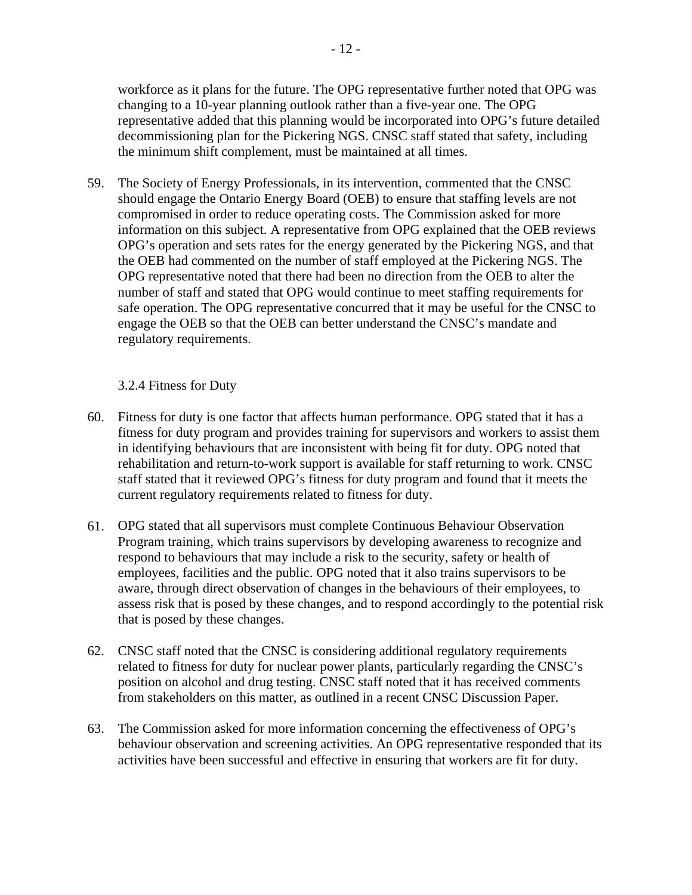workforce as it plans for the future. The OPG representative further noted that OPG was changing to a 10-year planning outlook rather than a five-year one. The OPG representative added that this planning would be incorporated into OPG's future detailed decommissioning plan for the Pickering NGS. CNSC staff stated that safety, including the minimum shift complement, must be maintained at all times.

59. The Society of Energy Professionals, in its intervention, commented that the CNSC should engage the Ontario Energy Board (OEB) to ensure that staffing levels are not compromised in order to reduce operating costs. The Commission asked for more information on this subject. A representative from OPG explained that the OEB reviews OPG's operation and sets rates for the energy generated by the Pickering NGS, and that the OEB had commented on the number of staff employed at the Pickering NGS. The OPG representative noted that there had been no direction from the OEB to alter the number of staff and stated that OPG would continue to meet staffing requirements for safe operation. The OPG representative concurred that it may be useful for the CNSC to engage the OEB so that the OEB can better understand the CNSC's mandate and regulatory requirements.

#### 3.2.4 Fitness for Duty

60. Fitness for duty is one factor that affects human performance. OPG stated that it has a fitness for duty program and provides training for supervisors and workers to assist them in identifying behaviours that are inconsistent with being fit for duty. OPG noted that rehabilitation and return-to-work support is available for staff returning to work. CNSC staff stated that it reviewed OPG's fitness for duty program and found that it meets the current regulatory requirements related to fitness for duty.

61. OPG stated that all supervisors must complete Continuous Behaviour Observation Program training, which trains supervisors by developing awareness to recognize and respond to behaviours that may include a risk to the security, safety or health of employees, facilities and the public. OPG noted that it also trains supervisors to be aware, through direct observation of changes in the behaviours of their employees, to assess risk that is posed by these changes, and to respond accordingly to the potential risk that is posed by these changes.

62. CNSC staff noted that the CNSC is considering additional regulatory requirements related to fitness for duty for nuclear power plants, particularly regarding the CNSC's position on alcohol and drug testing. CNSC staff noted that it has received comments from stakeholders on this matter, as outlined in a recent CNSC Discussion Paper.

63. The Commission asked for more information concerning the effectiveness of OPG's behaviour observation and screening activities. An OPG representative responded that its activities have been successful and effective in ensuring that workers are fit for duty.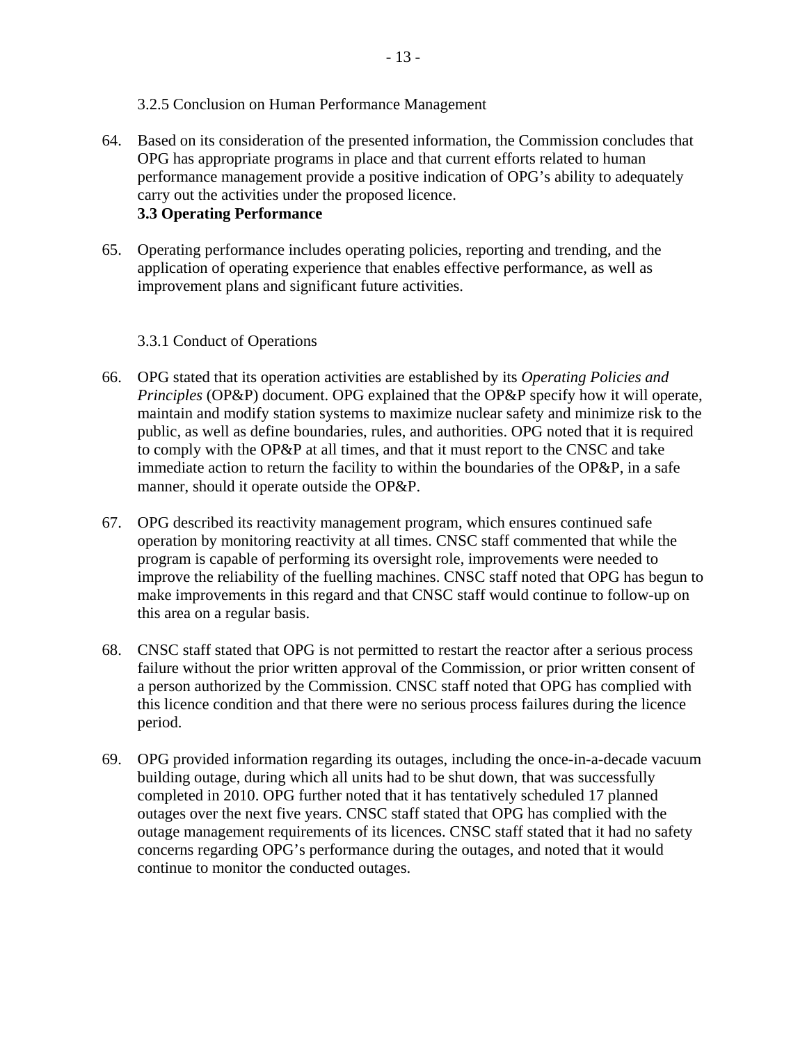### 3.2.5 Conclusion on Human Performance Management

64. Based on its consideration of the presented information, the Commission concludes that OPG has appropriate programs in place and that current efforts related to human performance management provide a positive indication of OPG's ability to adequately carry out the activities under the proposed licence.

## 3.3 Operating Performance

65. Operating performance includes operating policies, reporting and trending, and the application of operating experience that enables effective performance, as well as improvement plans and significant future activities.

### 3.3.1 Conduct of Operations

66. OPG stated that its operation activities are established by its *Operating Policies and Principles* (OP&P) document. OPG explained that the OP&P specify how it will operate, maintain and modify station systems to maximize nuclear safety and minimize risk to the public, as well as define boundaries, rules, and authorities. OPG noted that it is required to comply with the OP&P at all times, and that it must report to the CNSC and take immediate action to return the facility to within the boundaries of the OP&P, in a safe manner, should it operate outside the OP&P.

67. OPG described its reactivity management program, which ensures continued safe operation by monitoring reactivity at all times. CNSC staff commented that while the program is capable of performing its oversight role, improvements were needed to improve the reliability of the fuelling machines. CNSC staff noted that OPG has begun to make improvements in this regard and that CNSC staff would continue to follow-up on this area on a regular basis.

68. CNSC staff stated that OPG is not permitted to restart the reactor after a serious process failure without the prior written approval of the Commission, or prior written consent of a person authorized by the Commission. CNSC staff noted that OPG has complied with this licence condition and that there were no serious process failures during the licence period.

69. OPG provided information regarding its outages, including the once-in-a-decade vacuum building outage, during which all units had to be shut down, that was successfully completed in 2010. OPG further noted that it has tentatively scheduled 17 planned outages over the next five years. CNSC staff stated that OPG has complied with the outage management requirements of its licences. CNSC staff stated that it had no safety concerns regarding OPG's performance during the outages, and noted that it would continue to monitor the conducted outages.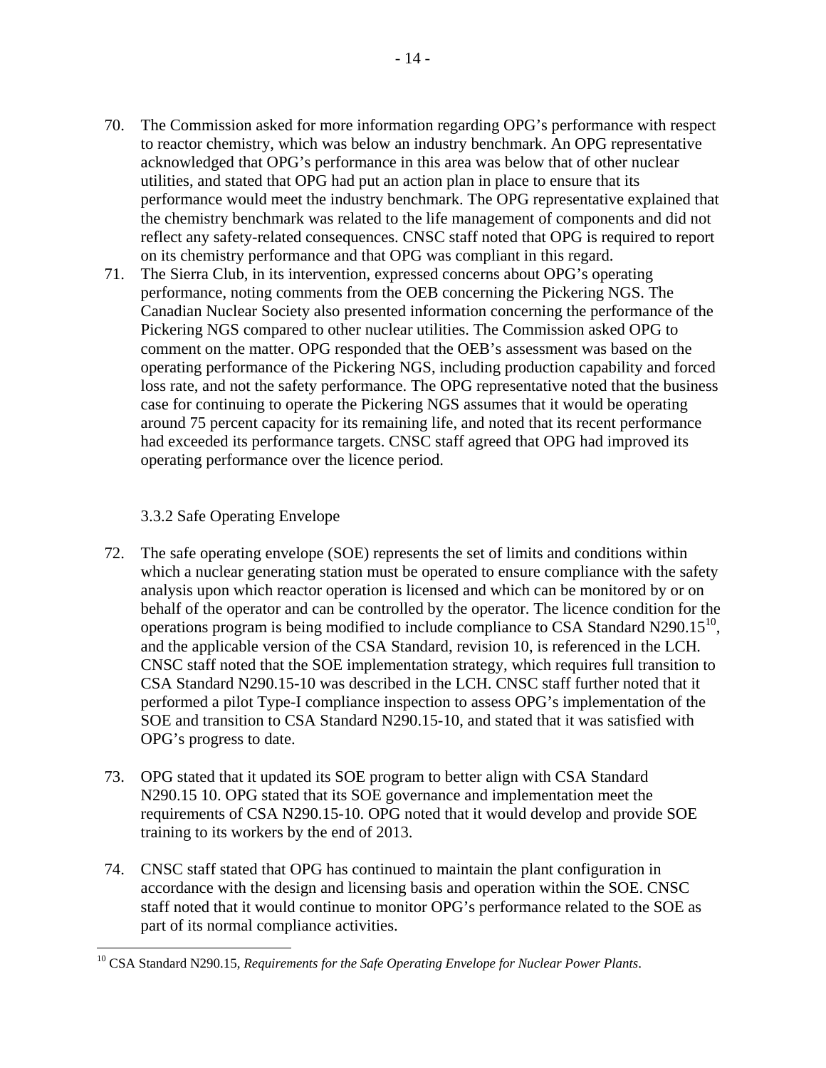70. The Commission asked for more information regarding OPG's performance with respect to reactor chemistry, which was below an industry benchmark. An OPG representative acknowledged that OPG's performance in this area was below that of other nuclear utilities, and stated that OPG had put an action plan in place to ensure that its performance would meet the industry benchmark. The OPG representative explained that the chemistry benchmark was related to the life management of components and did not reflect any safety-related consequences. CNSC staff noted that OPG is required to report on its chemistry performance and that OPG was compliant in this regard.

71. The Sierra Club, in its intervention, expressed concerns about OPG's operating performance, noting comments from the OEB concerning the Pickering NGS. The Canadian Nuclear Society also presented information concerning the performance of the Pickering NGS compared to other nuclear utilities. The Commission asked OPG to comment on the matter. OPG responded that the OEB's assessment was based on the operating performance of the Pickering NGS, including production capability and forced loss rate, and not the safety performance. The OPG representative noted that the business case for continuing to operate the Pickering NGS assumes that it would be operating around 75 percent capacity for its remaining life, and noted that its recent performance had exceeded its performance targets. CNSC staff agreed that OPG had improved its operating performance over the licence period.

### 3.3.2 Safe Operating Envelope

72. The safe operating envelope (SOE) represents the set of limits and conditions within which a nuclear generating station must be operated to ensure compliance with the safety analysis upon which reactor operation is licensed and which can be monitored by or on behalf of the operator and can be controlled by the operator. The licence condition for the operations program is being modified to include compliance to CSA Standard N290.15[10], and the applicable version of the CSA Standard, revision 10, is referenced in the LCH. CNSC staff noted that the SOE implementation strategy, which requires full transition to CSA Standard N290.15-10 was described in the LCH. CNSC staff further noted that it performed a pilot Type-I compliance inspection to assess OPG's implementation of the SOE and transition to CSA Standard N290.15-10, and stated that it was satisfied with OPG's progress to date.

73. OPG stated that it updated its SOE program to better align with CSA Standard N290.15 10. OPG stated that its SOE governance and implementation meet the requirements of CSA N290.15-10. OPG noted that it would develop and provide SOE training to its workers by the end of 2013.

74. CNSC staff stated that OPG has continued to maintain the plant configuration in accordance with the design and licensing basis and operation within the SOE. CNSC staff noted that it would continue to monitor OPG's performance related to the SOE as part of its normal compliance activities.

---

[10] CSA Standard N290.15, *Requirements for the Safe Operating Envelope for Nuclear Power Plants*.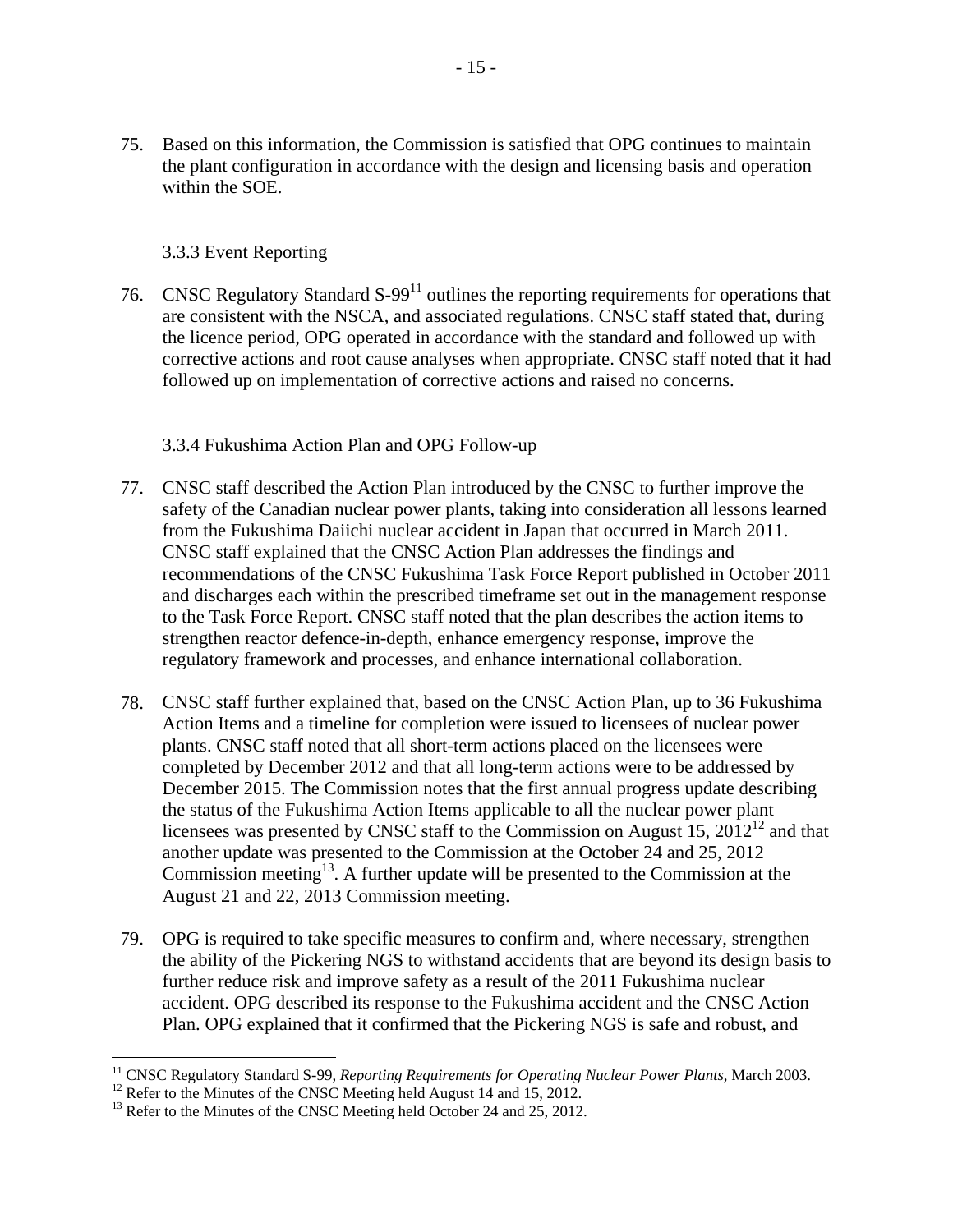75. Based on this information, the Commission is satisfied that OPG continues to maintain the plant configuration in accordance with the design and licensing basis and operation within the SOE.

### 3.3.3 Event Reporting

76. CNSC Regulatory Standard S-99[11] outlines the reporting requirements for operations that are consistent with the NSCA, and associated regulations. CNSC staff stated that, during the licence period, OPG operated in accordance with the standard and followed up with corrective actions and root cause analyses when appropriate. CNSC staff noted that it had followed up on implementation of corrective actions and raised no concerns.

### 3.3.4 Fukushima Action Plan and OPG Follow-up

77. CNSC staff described the Action Plan introduced by the CNSC to further improve the safety of the Canadian nuclear power plants, taking into consideration all lessons learned from the Fukushima Daiichi nuclear accident in Japan that occurred in March 2011. CNSC staff explained that the CNSC Action Plan addresses the findings and recommendations of the CNSC Fukushima Task Force Report published in October 2011 and discharges each within the prescribed timeframe set out in the management response to the Task Force Report. CNSC staff noted that the plan describes the action items to strengthen reactor defence-in-depth, enhance emergency response, improve the regulatory framework and processes, and enhance international collaboration.

78. CNSC staff further explained that, based on the CNSC Action Plan, up to 36 Fukushima Action Items and a timeline for completion were issued to licensees of nuclear power plants. CNSC staff noted that all short-term actions placed on the licensees were completed by December 2012 and that all long-term actions were to be addressed by December 2015. The Commission notes that the first annual progress update describing the status of the Fukushima Action Items applicable to all the nuclear power plant licensees was presented by CNSC staff to the Commission on August 15, 2012[12] and that another update was presented to the Commission at the October 24 and 25, 2012 Commission meeting[13]. A further update will be presented to the Commission at the August 21 and 22, 2013 Commission meeting.

79. OPG is required to take specific measures to confirm and, where necessary, strengthen the ability of the Pickering NGS to withstand accidents that are beyond its design basis to further reduce risk and improve safety as a result of the 2011 Fukushima nuclear accident. OPG described its response to the Fukushima accident and the CNSC Action Plan. OPG explained that it confirmed that the Pickering NGS is safe and robust, and

---

[11] CNSC Regulatory Standard S-99, *Reporting Requirements for Operating Nuclear Power Plants*, March 2003.

[12] Refer to the Minutes of the CNSC Meeting held August 14 and 15, 2012.

[13] Refer to the Minutes of the CNSC Meeting held October 24 and 25, 2012.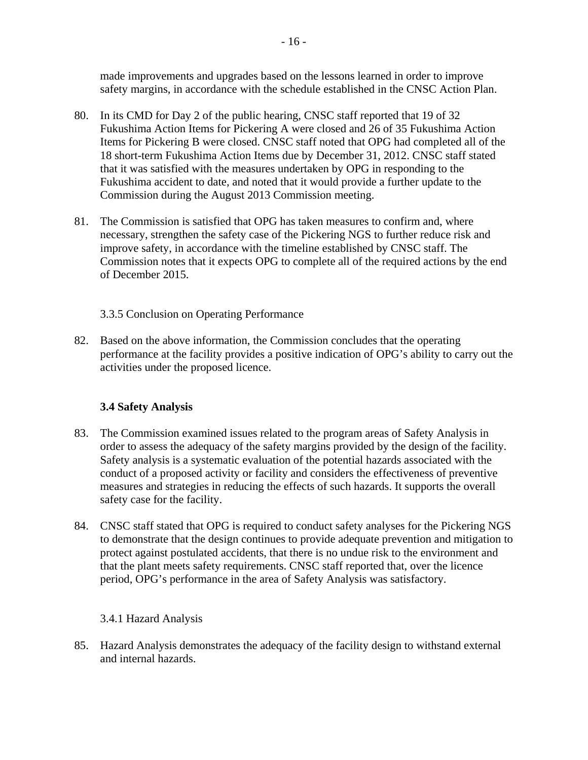made improvements and upgrades based on the lessons learned in order to improve safety margins, in accordance with the schedule established in the CNSC Action Plan.

80. In its CMD for Day 2 of the public hearing, CNSC staff reported that 19 of 32 Fukushima Action Items for Pickering A were closed and 26 of 35 Fukushima Action Items for Pickering B were closed. CNSC staff noted that OPG had completed all of the 18 short-term Fukushima Action Items due by December 31, 2012. CNSC staff stated that it was satisfied with the measures undertaken by OPG in responding to the Fukushima accident to date, and noted that it would provide a further update to the Commission during the August 2013 Commission meeting.

81. The Commission is satisfied that OPG has taken measures to confirm and, where necessary, strengthen the safety case of the Pickering NGS to further reduce risk and improve safety, in accordance with the timeline established by CNSC staff. The Commission notes that it expects OPG to complete all of the required actions by the end of December 2015.

#### 3.3.5 Conclusion on Operating Performance

82. Based on the above information, the Commission concludes that the operating performance at the facility provides a positive indication of OPG's ability to carry out the activities under the proposed licence.

### 3.4 Safety Analysis

83. The Commission examined issues related to the program areas of Safety Analysis in order to assess the adequacy of the safety margins provided by the design of the facility. Safety analysis is a systematic evaluation of the potential hazards associated with the conduct of a proposed activity or facility and considers the effectiveness of preventive measures and strategies in reducing the effects of such hazards. It supports the overall safety case for the facility.

84. CNSC staff stated that OPG is required to conduct safety analyses for the Pickering NGS to demonstrate that the design continues to provide adequate prevention and mitigation to protect against postulated accidents, that there is no undue risk to the environment and that the plant meets safety requirements. CNSC staff reported that, over the licence period, OPG's performance in the area of Safety Analysis was satisfactory.

#### 3.4.1 Hazard Analysis

85. Hazard Analysis demonstrates the adequacy of the facility design to withstand external and internal hazards.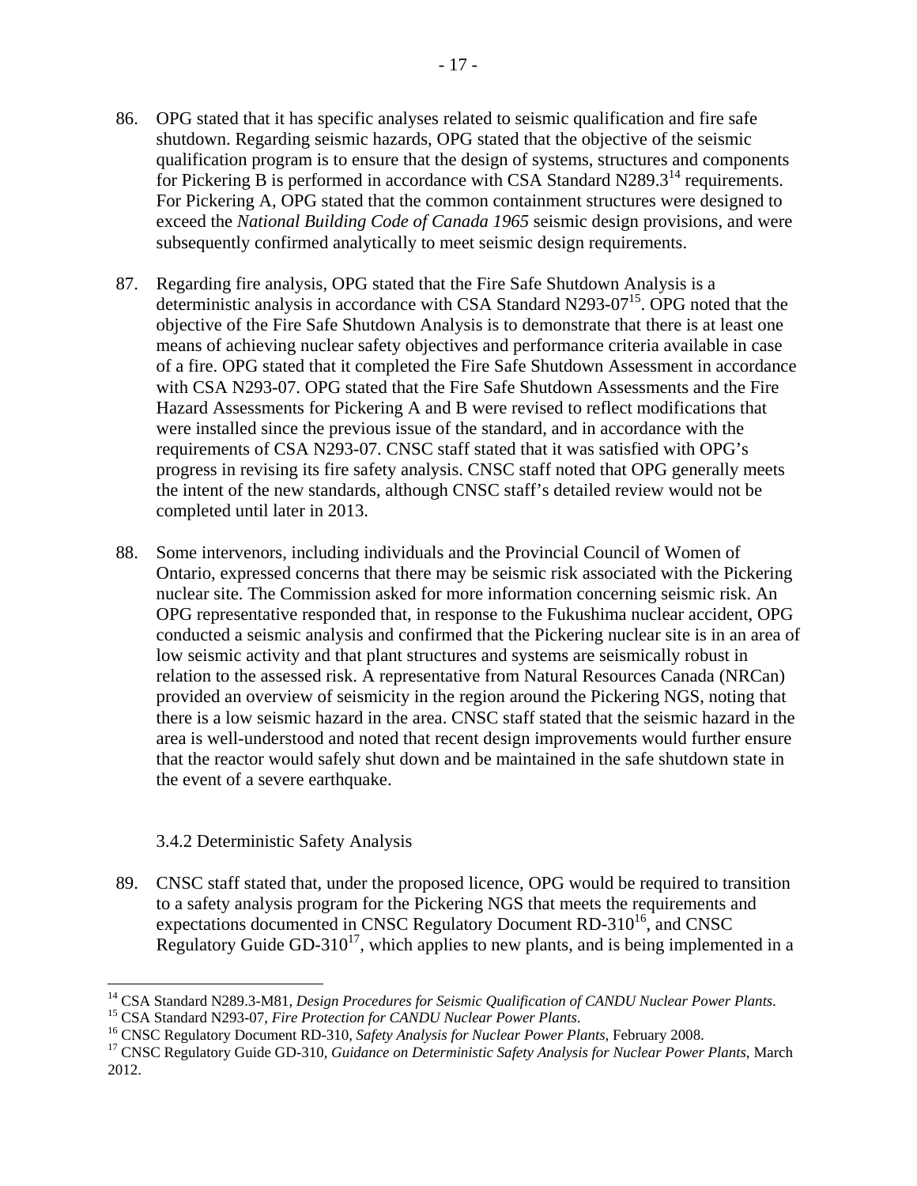86. OPG stated that it has specific analyses related to seismic qualification and fire safe shutdown. Regarding seismic hazards, OPG stated that the objective of the seismic qualification program is to ensure that the design of systems, structures and components for Pickering B is performed in accordance with CSA Standard N289.3[14] requirements. For Pickering A, OPG stated that the common containment structures were designed to exceed the *National Building Code of Canada 1965* seismic design provisions, and were subsequently confirmed analytically to meet seismic design requirements.

87. Regarding fire analysis, OPG stated that the Fire Safe Shutdown Analysis is a deterministic analysis in accordance with CSA Standard N293-07[15]. OPG noted that the objective of the Fire Safe Shutdown Analysis is to demonstrate that there is at least one means of achieving nuclear safety objectives and performance criteria available in case of a fire. OPG stated that it completed the Fire Safe Shutdown Assessment in accordance with CSA N293-07. OPG stated that the Fire Safe Shutdown Assessments and the Fire Hazard Assessments for Pickering A and B were revised to reflect modifications that were installed since the previous issue of the standard, and in accordance with the requirements of CSA N293-07. CNSC staff stated that it was satisfied with OPG's progress in revising its fire safety analysis. CNSC staff noted that OPG generally meets the intent of the new standards, although CNSC staff's detailed review would not be completed until later in 2013.

88. Some intervenors, including individuals and the Provincial Council of Women of Ontario, expressed concerns that there may be seismic risk associated with the Pickering nuclear site. The Commission asked for more information concerning seismic risk. An OPG representative responded that, in response to the Fukushima nuclear accident, OPG conducted a seismic analysis and confirmed that the Pickering nuclear site is in an area of low seismic activity and that plant structures and systems are seismically robust in relation to the assessed risk. A representative from Natural Resources Canada (NRCan) provided an overview of seismicity in the region around the Pickering NGS, noting that there is a low seismic hazard in the area. CNSC staff stated that the seismic hazard in the area is well-understood and noted that recent design improvements would further ensure that the reactor would safely shut down and be maintained in the safe shutdown state in the event of a severe earthquake.

### 3.4.2 Deterministic Safety Analysis

89. CNSC staff stated that, under the proposed licence, OPG would be required to transition to a safety analysis program for the Pickering NGS that meets the requirements and expectations documented in CNSC Regulatory Document RD-310[16], and CNSC Regulatory Guide GD-310[17], which applies to new plants, and is being implemented in a

---

[14] CSA Standard N289.3-M81, *Design Procedures for Seismic Qualification of CANDU Nuclear Power Plants*.

[15] CSA Standard N293-07, *Fire Protection for CANDU Nuclear Power Plants*.

[16] CNSC Regulatory Document RD-310, *Safety Analysis for Nuclear Power Plants*, February 2008.

[17] CNSC Regulatory Guide GD-310, *Guidance on Deterministic Safety Analysis for Nuclear Power Plants*, March 2012.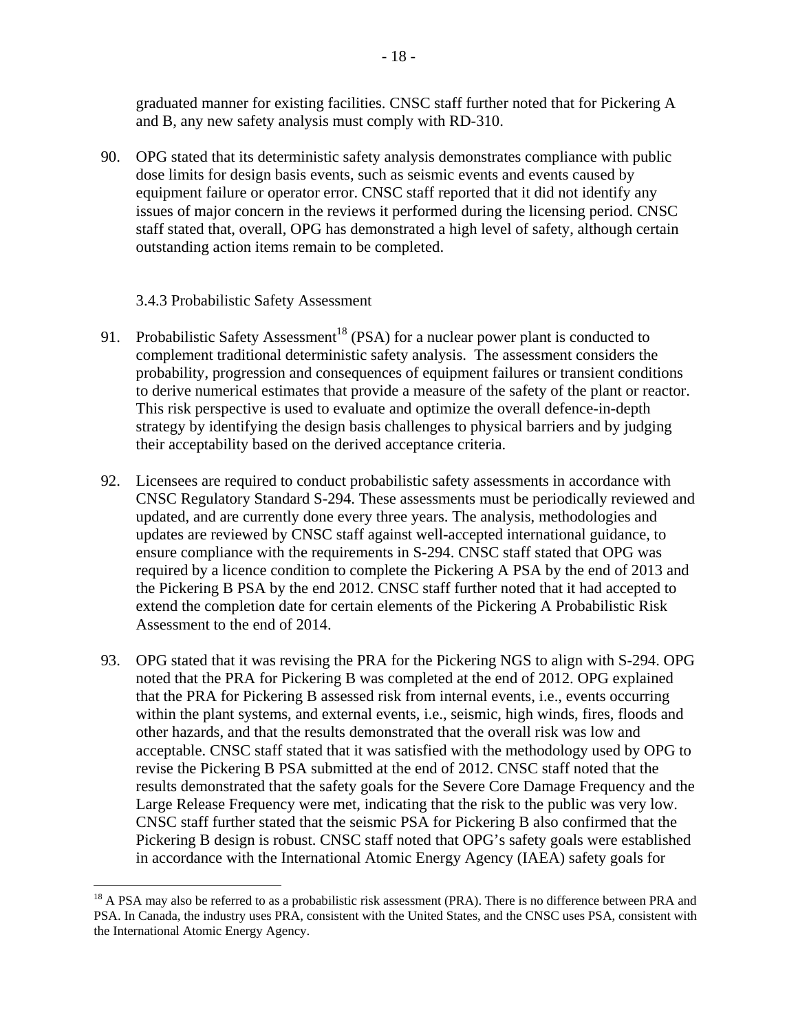graduated manner for existing facilities. CNSC staff further noted that for Pickering A and B, any new safety analysis must comply with RD-310.

90. OPG stated that its deterministic safety analysis demonstrates compliance with public dose limits for design basis events, such as seismic events and events caused by equipment failure or operator error. CNSC staff reported that it did not identify any issues of major concern in the reviews it performed during the licensing period. CNSC staff stated that, overall, OPG has demonstrated a high level of safety, although certain outstanding action items remain to be completed.

### 3.4.3 Probabilistic Safety Assessment

91. Probabilistic Safety Assessment[18] (PSA) for a nuclear power plant is conducted to complement traditional deterministic safety analysis. The assessment considers the probability, progression and consequences of equipment failures or transient conditions to derive numerical estimates that provide a measure of the safety of the plant or reactor. This risk perspective is used to evaluate and optimize the overall defence-in-depth strategy by identifying the design basis challenges to physical barriers and by judging their acceptability based on the derived acceptance criteria.

92. Licensees are required to conduct probabilistic safety assessments in accordance with CNSC Regulatory Standard S-294. These assessments must be periodically reviewed and updated, and are currently done every three years. The analysis, methodologies and updates are reviewed by CNSC staff against well-accepted international guidance, to ensure compliance with the requirements in S-294. CNSC staff stated that OPG was required by a licence condition to complete the Pickering A PSA by the end of 2013 and the Pickering B PSA by the end 2012. CNSC staff further noted that it had accepted to extend the completion date for certain elements of the Pickering A Probabilistic Risk Assessment to the end of 2014.

93. OPG stated that it was revising the PRA for the Pickering NGS to align with S-294. OPG noted that the PRA for Pickering B was completed at the end of 2012. OPG explained that the PRA for Pickering B assessed risk from internal events, i.e., events occurring within the plant systems, and external events, i.e., seismic, high winds, fires, floods and other hazards, and that the results demonstrated that the overall risk was low and acceptable. CNSC staff stated that it was satisfied with the methodology used by OPG to revise the Pickering B PSA submitted at the end of 2012. CNSC staff noted that the results demonstrated that the safety goals for the Severe Core Damage Frequency and the Large Release Frequency were met, indicating that the risk to the public was very low. CNSC staff further stated that the seismic PSA for Pickering B also confirmed that the Pickering B design is robust. CNSC staff noted that OPG's safety goals were established in accordance with the International Atomic Energy Agency (IAEA) safety goals for

---

[18] A PSA may also be referred to as a probabilistic risk assessment (PRA). There is no difference between PRA and PSA. In Canada, the industry uses PRA, consistent with the United States, and the CNSC uses PSA, consistent with the International Atomic Energy Agency.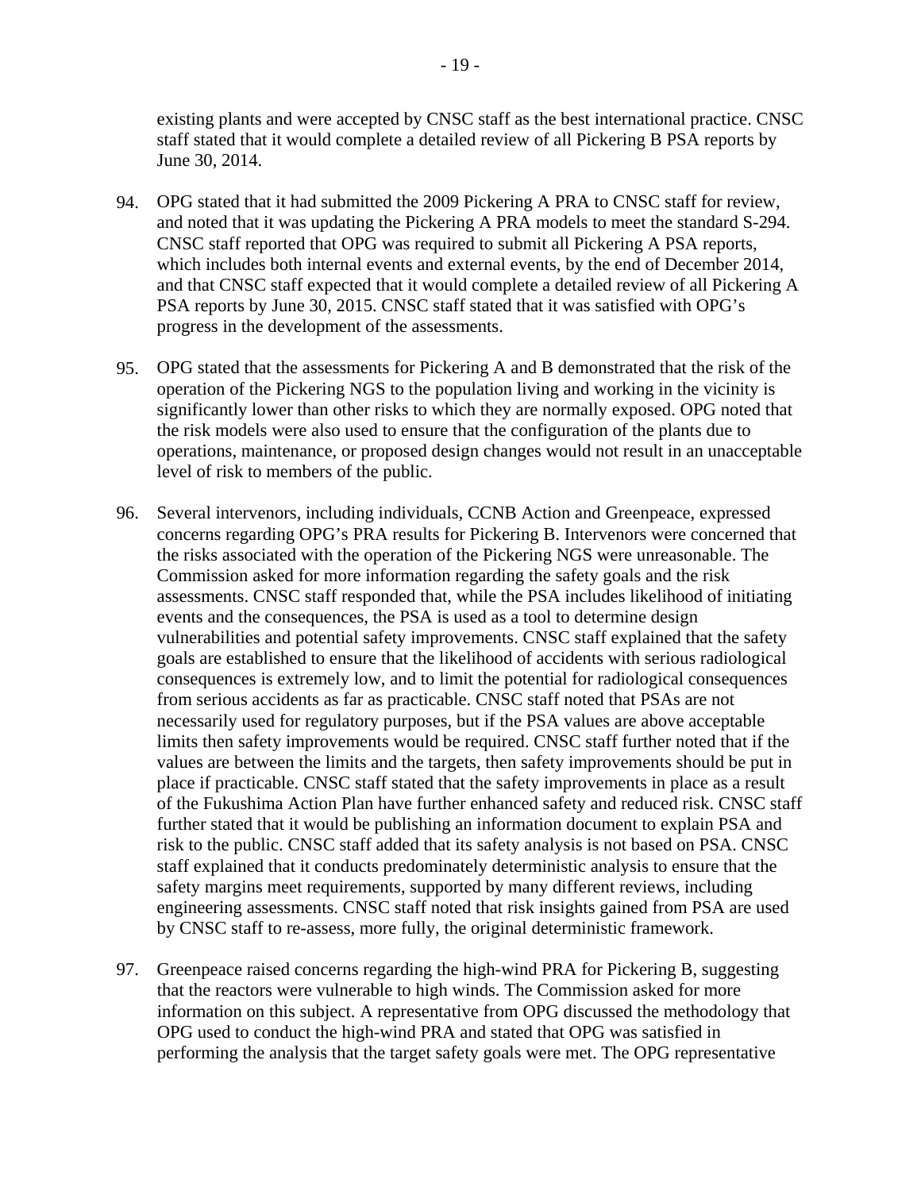existing plants and were accepted by CNSC staff as the best international practice. CNSC staff stated that it would complete a detailed review of all Pickering B PSA reports by June 30, 2014.

94. OPG stated that it had submitted the 2009 Pickering A PRA to CNSC staff for review, and noted that it was updating the Pickering A PRA models to meet the standard S-294. CNSC staff reported that OPG was required to submit all Pickering A PSA reports, which includes both internal events and external events, by the end of December 2014, and that CNSC staff expected that it would complete a detailed review of all Pickering A PSA reports by June 30, 2015. CNSC staff stated that it was satisfied with OPG's progress in the development of the assessments.

95. OPG stated that the assessments for Pickering A and B demonstrated that the risk of the operation of the Pickering NGS to the population living and working in the vicinity is significantly lower than other risks to which they are normally exposed. OPG noted that the risk models were also used to ensure that the configuration of the plants due to operations, maintenance, or proposed design changes would not result in an unacceptable level of risk to members of the public.

96. Several intervenors, including individuals, CCNB Action and Greenpeace, expressed concerns regarding OPG's PRA results for Pickering B. Intervenors were concerned that the risks associated with the operation of the Pickering NGS were unreasonable. The Commission asked for more information regarding the safety goals and the risk assessments. CNSC staff responded that, while the PSA includes likelihood of initiating events and the consequences, the PSA is used as a tool to determine design vulnerabilities and potential safety improvements. CNSC staff explained that the safety goals are established to ensure that the likelihood of accidents with serious radiological consequences is extremely low, and to limit the potential for radiological consequences from serious accidents as far as practicable. CNSC staff noted that PSAs are not necessarily used for regulatory purposes, but if the PSA values are above acceptable limits then safety improvements would be required. CNSC staff further noted that if the values are between the limits and the targets, then safety improvements should be put in place if practicable. CNSC staff stated that the safety improvements in place as a result of the Fukushima Action Plan have further enhanced safety and reduced risk. CNSC staff further stated that it would be publishing an information document to explain PSA and risk to the public. CNSC staff added that its safety analysis is not based on PSA. CNSC staff explained that it conducts predominately deterministic analysis to ensure that the safety margins meet requirements, supported by many different reviews, including engineering assessments. CNSC staff noted that risk insights gained from PSA are used by CNSC staff to re-assess, more fully, the original deterministic framework.

97. Greenpeace raised concerns regarding the high-wind PRA for Pickering B, suggesting that the reactors were vulnerable to high winds. The Commission asked for more information on this subject. A representative from OPG discussed the methodology that OPG used to conduct the high-wind PRA and stated that OPG was satisfied in performing the analysis that the target safety goals were met. The OPG representative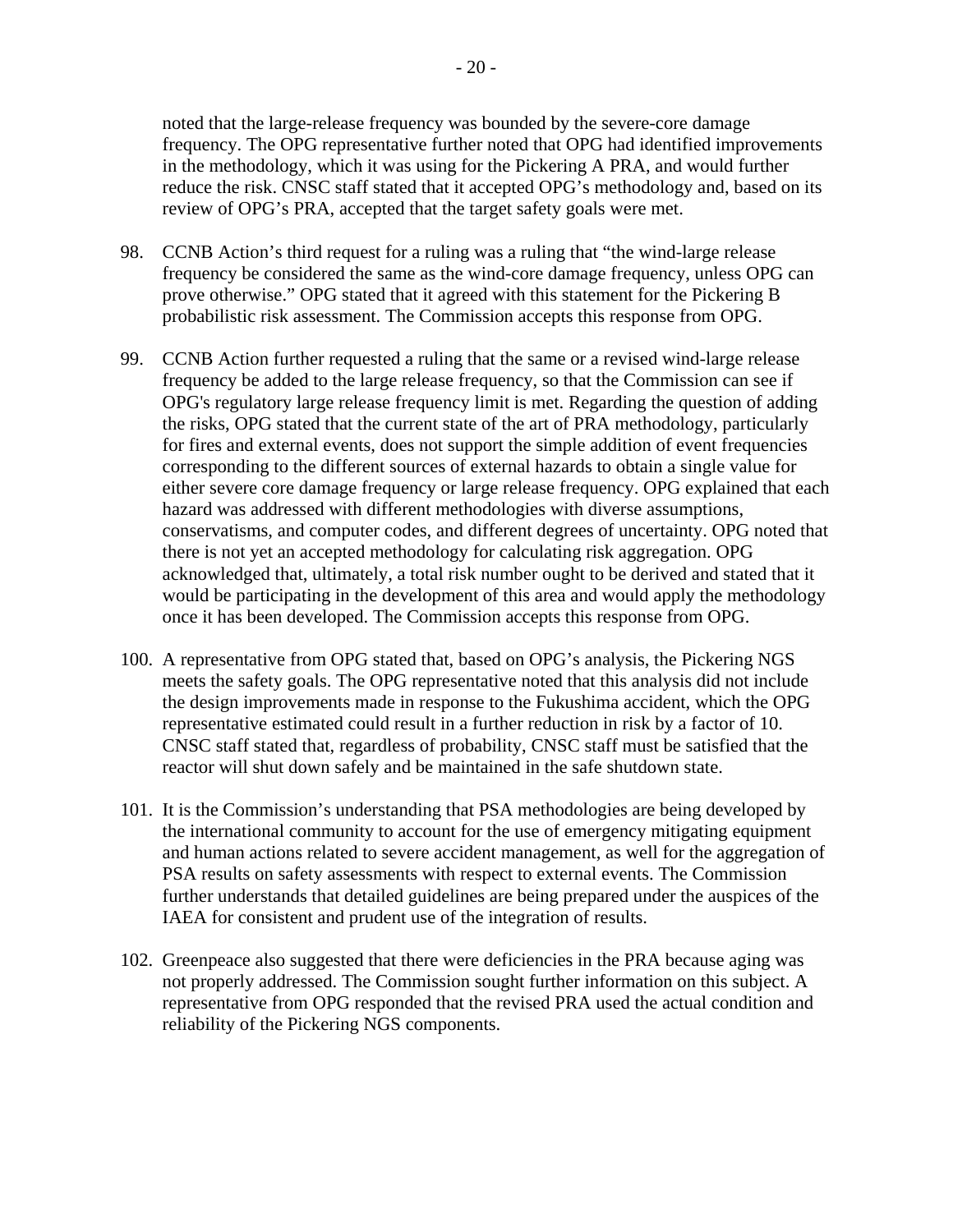noted that the large-release frequency was bounded by the severe-core damage frequency. The OPG representative further noted that OPG had identified improvements in the methodology, which it was using for the Pickering A PRA, and would further reduce the risk. CNSC staff stated that it accepted OPG's methodology and, based on its review of OPG's PRA, accepted that the target safety goals were met.

98. CCNB Action's third request for a ruling was a ruling that "the wind-large release frequency be considered the same as the wind-core damage frequency, unless OPG can prove otherwise." OPG stated that it agreed with this statement for the Pickering B probabilistic risk assessment. The Commission accepts this response from OPG.

99. CCNB Action further requested a ruling that the same or a revised wind-large release frequency be added to the large release frequency, so that the Commission can see if OPG's regulatory large release frequency limit is met. Regarding the question of adding the risks, OPG stated that the current state of the art of PRA methodology, particularly for fires and external events, does not support the simple addition of event frequencies corresponding to the different sources of external hazards to obtain a single value for either severe core damage frequency or large release frequency. OPG explained that each hazard was addressed with different methodologies with diverse assumptions, conservatisms, and computer codes, and different degrees of uncertainty. OPG noted that there is not yet an accepted methodology for calculating risk aggregation. OPG acknowledged that, ultimately, a total risk number ought to be derived and stated that it would be participating in the development of this area and would apply the methodology once it has been developed. The Commission accepts this response from OPG.

100. A representative from OPG stated that, based on OPG's analysis, the Pickering NGS meets the safety goals. The OPG representative noted that this analysis did not include the design improvements made in response to the Fukushima accident, which the OPG representative estimated could result in a further reduction in risk by a factor of 10. CNSC staff stated that, regardless of probability, CNSC staff must be satisfied that the reactor will shut down safely and be maintained in the safe shutdown state.

101. It is the Commission's understanding that PSA methodologies are being developed by the international community to account for the use of emergency mitigating equipment and human actions related to severe accident management, as well for the aggregation of PSA results on safety assessments with respect to external events. The Commission further understands that detailed guidelines are being prepared under the auspices of the IAEA for consistent and prudent use of the integration of results.

102. Greenpeace also suggested that there were deficiencies in the PRA because aging was not properly addressed. The Commission sought further information on this subject. A representative from OPG responded that the revised PRA used the actual condition and reliability of the Pickering NGS components.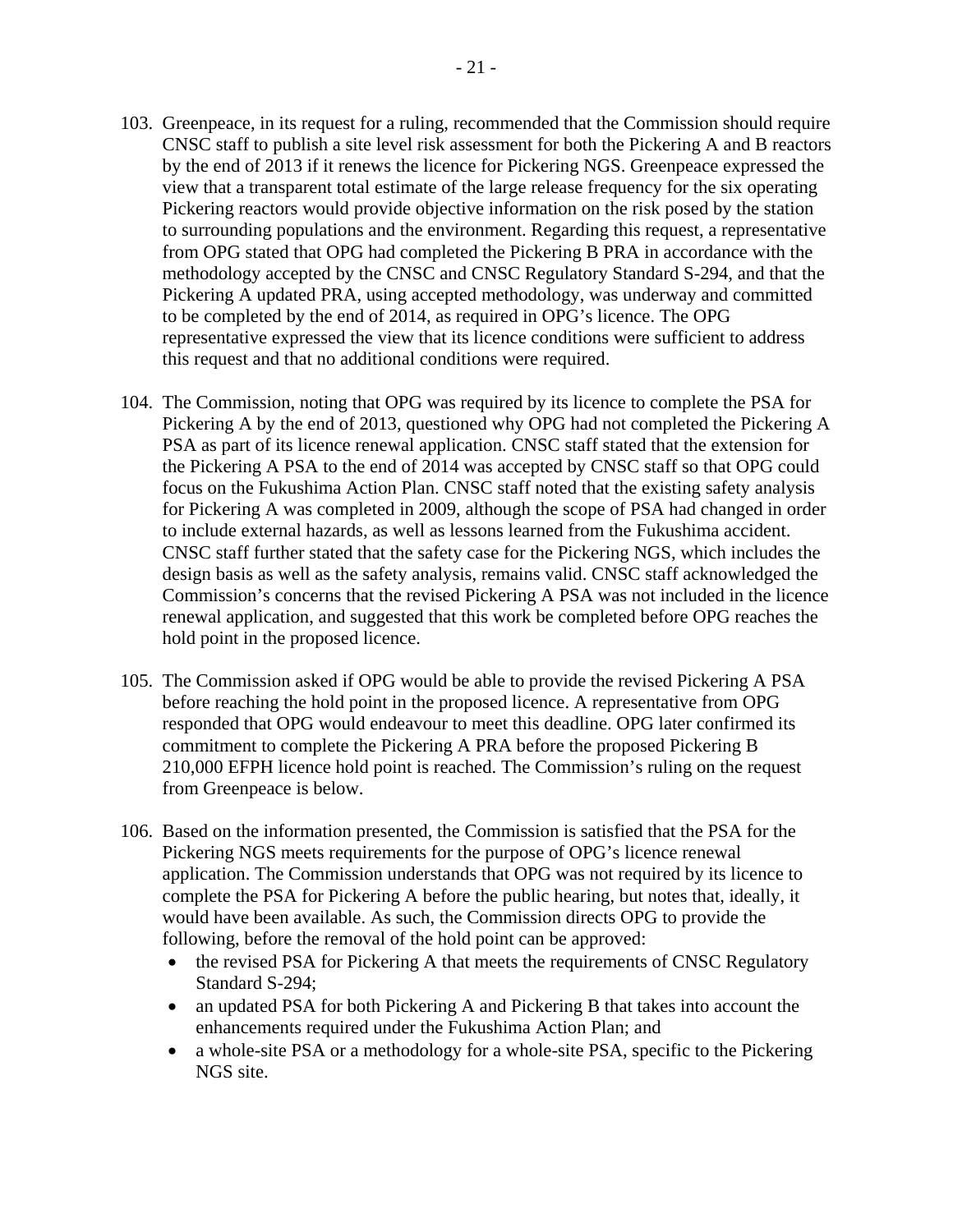103. Greenpeace, in its request for a ruling, recommended that the Commission should require CNSC staff to publish a site level risk assessment for both the Pickering A and B reactors by the end of 2013 if it renews the licence for Pickering NGS. Greenpeace expressed the view that a transparent total estimate of the large release frequency for the six operating Pickering reactors would provide objective information on the risk posed by the station to surrounding populations and the environment. Regarding this request, a representative from OPG stated that OPG had completed the Pickering B PRA in accordance with the methodology accepted by the CNSC and CNSC Regulatory Standard S-294, and that the Pickering A updated PRA, using accepted methodology, was underway and committed to be completed by the end of 2014, as required in OPG's licence. The OPG representative expressed the view that its licence conditions were sufficient to address this request and that no additional conditions were required.

104. The Commission, noting that OPG was required by its licence to complete the PSA for Pickering A by the end of 2013, questioned why OPG had not completed the Pickering A PSA as part of its licence renewal application. CNSC staff stated that the extension for the Pickering A PSA to the end of 2014 was accepted by CNSC staff so that OPG could focus on the Fukushima Action Plan. CNSC staff noted that the existing safety analysis for Pickering A was completed in 2009, although the scope of PSA had changed in order to include external hazards, as well as lessons learned from the Fukushima accident. CNSC staff further stated that the safety case for the Pickering NGS, which includes the design basis as well as the safety analysis, remains valid. CNSC staff acknowledged the Commission's concerns that the revised Pickering A PSA was not included in the licence renewal application, and suggested that this work be completed before OPG reaches the hold point in the proposed licence.

105. The Commission asked if OPG would be able to provide the revised Pickering A PSA before reaching the hold point in the proposed licence. A representative from OPG responded that OPG would endeavour to meet this deadline. OPG later confirmed its commitment to complete the Pickering A PRA before the proposed Pickering B 210,000 EFPH licence hold point is reached. The Commission's ruling on the request from Greenpeace is below.

106. Based on the information presented, the Commission is satisfied that the PSA for the Pickering NGS meets requirements for the purpose of OPG's licence renewal application. The Commission understands that OPG was not required by its licence to complete the PSA for Pickering A before the public hearing, but notes that, ideally, it would have been available. As such, the Commission directs OPG to provide the following, before the removal of the hold point can be approved:
    - the revised PSA for Pickering A that meets the requirements of CNSC Regulatory Standard S-294;
    - an updated PSA for both Pickering A and Pickering B that takes into account the enhancements required under the Fukushima Action Plan; and
    - a whole-site PSA or a methodology for a whole-site PSA, specific to the Pickering NGS site.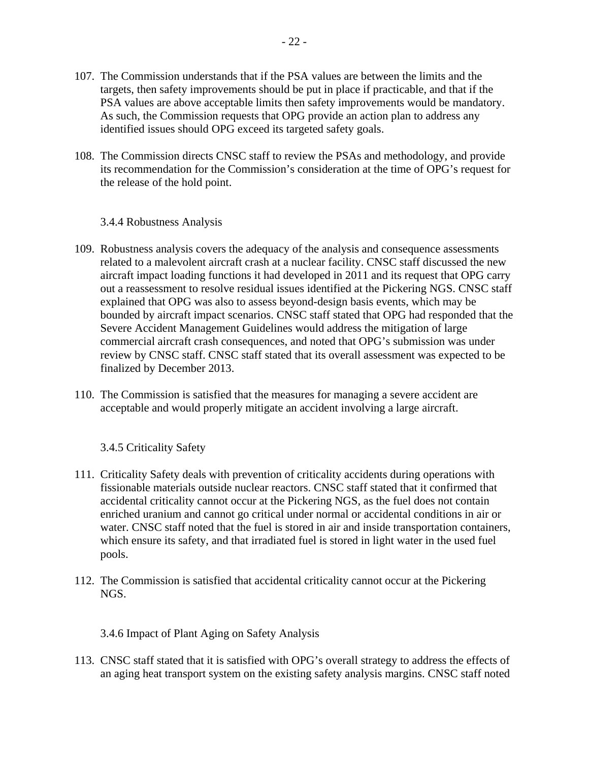107. The Commission understands that if the PSA values are between the limits and the targets, then safety improvements should be put in place if practicable, and that if the PSA values are above acceptable limits then safety improvements would be mandatory. As such, the Commission requests that OPG provide an action plan to address any identified issues should OPG exceed its targeted safety goals.

108. The Commission directs CNSC staff to review the PSAs and methodology, and provide its recommendation for the Commission's consideration at the time of OPG's request for the release of the hold point.

### 3.4.4 Robustness Analysis

109. Robustness analysis covers the adequacy of the analysis and consequence assessments related to a malevolent aircraft crash at a nuclear facility. CNSC staff discussed the new aircraft impact loading functions it had developed in 2011 and its request that OPG carry out a reassessment to resolve residual issues identified at the Pickering NGS. CNSC staff explained that OPG was also to assess beyond-design basis events, which may be bounded by aircraft impact scenarios. CNSC staff stated that OPG had responded that the Severe Accident Management Guidelines would address the mitigation of large commercial aircraft crash consequences, and noted that OPG's submission was under review by CNSC staff. CNSC staff stated that its overall assessment was expected to be finalized by December 2013.

110. The Commission is satisfied that the measures for managing a severe accident are acceptable and would properly mitigate an accident involving a large aircraft.

### 3.4.5 Criticality Safety

111. Criticality Safety deals with prevention of criticality accidents during operations with fissionable materials outside nuclear reactors. CNSC staff stated that it confirmed that accidental criticality cannot occur at the Pickering NGS, as the fuel does not contain enriched uranium and cannot go critical under normal or accidental conditions in air or water. CNSC staff noted that the fuel is stored in air and inside transportation containers, which ensure its safety, and that irradiated fuel is stored in light water in the used fuel pools.

112. The Commission is satisfied that accidental criticality cannot occur at the Pickering NGS.

### 3.4.6 Impact of Plant Aging on Safety Analysis

113. CNSC staff stated that it is satisfied with OPG's overall strategy to address the effects of an aging heat transport system on the existing safety analysis margins. CNSC staff noted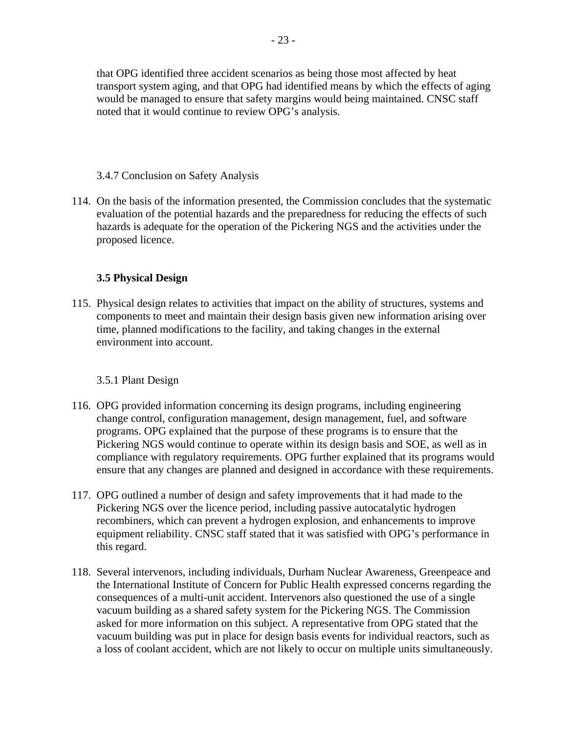that OPG identified three accident scenarios as being those most affected by heat transport system aging, and that OPG had identified means by which the effects of aging would be managed to ensure that safety margins would being maintained. CNSC staff noted that it would continue to review OPG's analysis.

#### 3.4.7 Conclusion on Safety Analysis

114. On the basis of the information presented, the Commission concludes that the systematic evaluation of the potential hazards and the preparedness for reducing the effects of such hazards is adequate for the operation of the Pickering NGS and the activities under the proposed licence.

### 3.5 Physical Design

115. Physical design relates to activities that impact on the ability of structures, systems and components to meet and maintain their design basis given new information arising over time, planned modifications to the facility, and taking changes in the external environment into account.

#### 3.5.1 Plant Design

116. OPG provided information concerning its design programs, including engineering change control, configuration management, design management, fuel, and software programs. OPG explained that the purpose of these programs is to ensure that the Pickering NGS would continue to operate within its design basis and SOE, as well as in compliance with regulatory requirements. OPG further explained that its programs would ensure that any changes are planned and designed in accordance with these requirements.

117. OPG outlined a number of design and safety improvements that it had made to the Pickering NGS over the licence period, including passive autocatalytic hydrogen recombiners, which can prevent a hydrogen explosion, and enhancements to improve equipment reliability. CNSC staff stated that it was satisfied with OPG's performance in this regard.

118. Several intervenors, including individuals, Durham Nuclear Awareness, Greenpeace and the International Institute of Concern for Public Health expressed concerns regarding the consequences of a multi-unit accident. Intervenors also questioned the use of a single vacuum building as a shared safety system for the Pickering NGS. The Commission asked for more information on this subject. A representative from OPG stated that the vacuum building was put in place for design basis events for individual reactors, such as a loss of coolant accident, which are not likely to occur on multiple units simultaneously.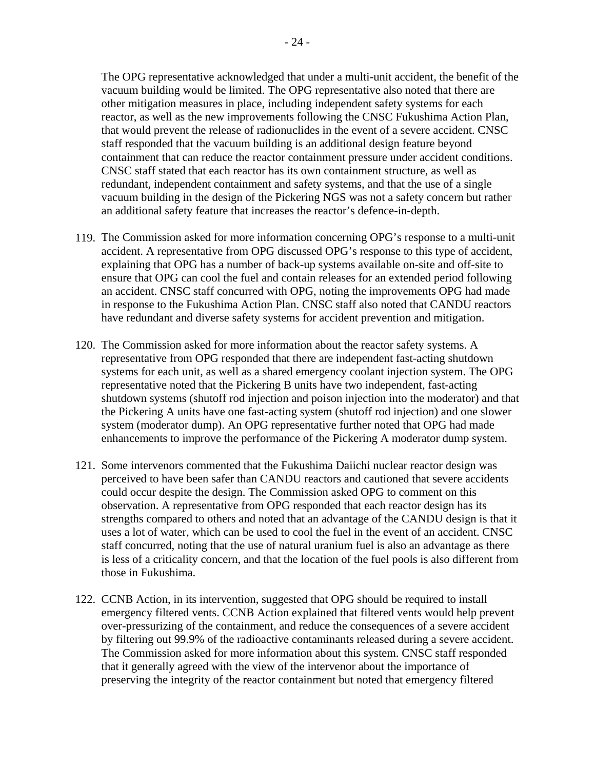The OPG representative acknowledged that under a multi-unit accident, the benefit of the vacuum building would be limited. The OPG representative also noted that there are other mitigation measures in place, including independent safety systems for each reactor, as well as the new improvements following the CNSC Fukushima Action Plan, that would prevent the release of radionuclides in the event of a severe accident. CNSC staff responded that the vacuum building is an additional design feature beyond containment that can reduce the reactor containment pressure under accident conditions. CNSC staff stated that each reactor has its own containment structure, as well as redundant, independent containment and safety systems, and that the use of a single vacuum building in the design of the Pickering NGS was not a safety concern but rather an additional safety feature that increases the reactor's defence-in-depth.

119. The Commission asked for more information concerning OPG's response to a multi-unit accident. A representative from OPG discussed OPG's response to this type of accident, explaining that OPG has a number of back-up systems available on-site and off-site to ensure that OPG can cool the fuel and contain releases for an extended period following an accident. CNSC staff concurred with OPG, noting the improvements OPG had made in response to the Fukushima Action Plan. CNSC staff also noted that CANDU reactors have redundant and diverse safety systems for accident prevention and mitigation.

120. The Commission asked for more information about the reactor safety systems. A representative from OPG responded that there are independent fast-acting shutdown systems for each unit, as well as a shared emergency coolant injection system. The OPG representative noted that the Pickering B units have two independent, fast-acting shutdown systems (shutoff rod injection and poison injection into the moderator) and that the Pickering A units have one fast-acting system (shutoff rod injection) and one slower system (moderator dump). An OPG representative further noted that OPG had made enhancements to improve the performance of the Pickering A moderator dump system.

121. Some intervenors commented that the Fukushima Daiichi nuclear reactor design was perceived to have been safer than CANDU reactors and cautioned that severe accidents could occur despite the design. The Commission asked OPG to comment on this observation. A representative from OPG responded that each reactor design has its strengths compared to others and noted that an advantage of the CANDU design is that it uses a lot of water, which can be used to cool the fuel in the event of an accident. CNSC staff concurred, noting that the use of natural uranium fuel is also an advantage as there is less of a criticality concern, and that the location of the fuel pools is also different from those in Fukushima.

122. CCNB Action, in its intervention, suggested that OPG should be required to install emergency filtered vents. CCNB Action explained that filtered vents would help prevent over-pressurizing of the containment, and reduce the consequences of a severe accident by filtering out 99.9% of the radioactive contaminants released during a severe accident. The Commission asked for more information about this system. CNSC staff responded that it generally agreed with the view of the intervenor about the importance of preserving the integrity of the reactor containment but noted that emergency filtered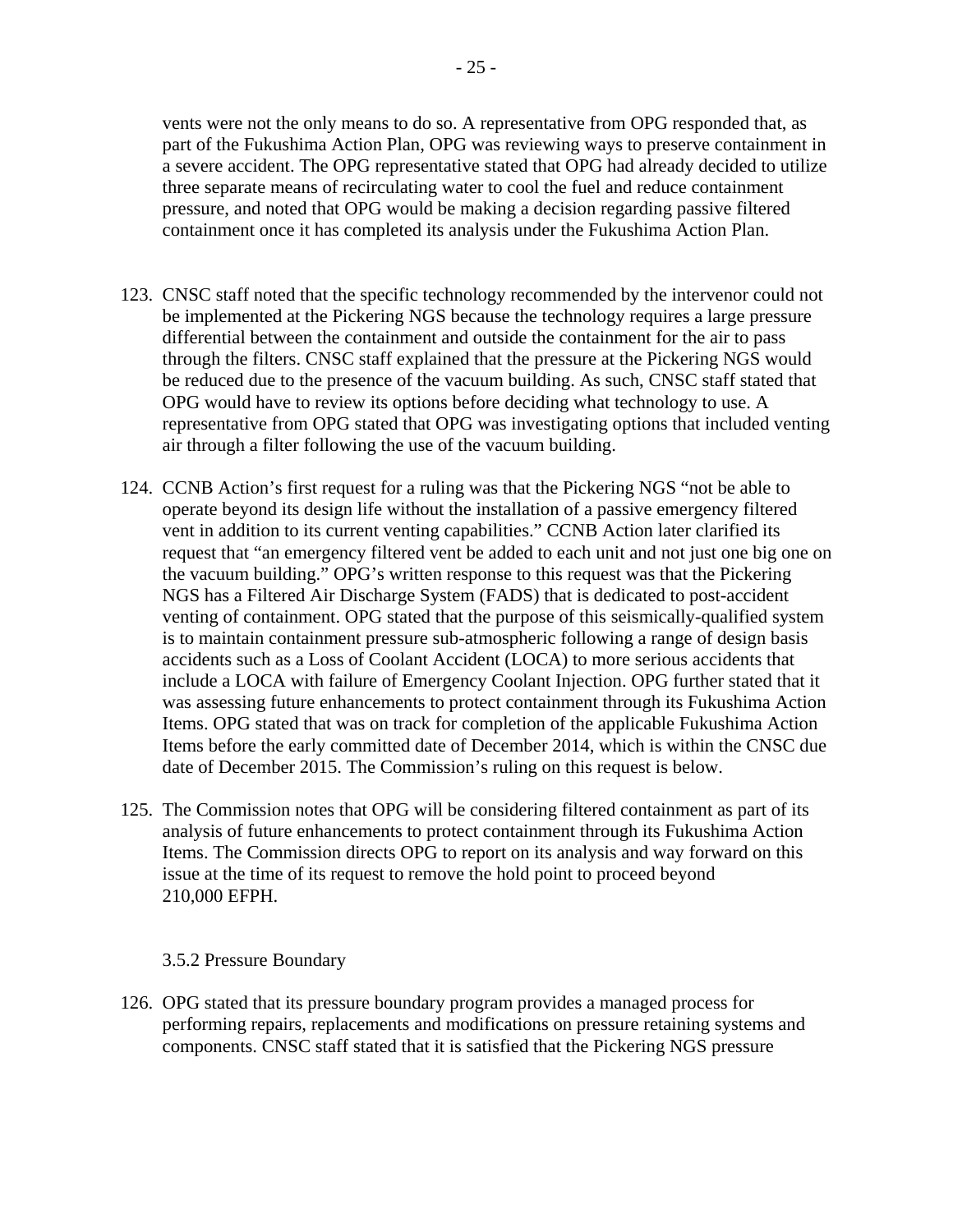vents were not the only means to do so. A representative from OPG responded that, as part of the Fukushima Action Plan, OPG was reviewing ways to preserve containment in a severe accident. The OPG representative stated that OPG had already decided to utilize three separate means of recirculating water to cool the fuel and reduce containment pressure, and noted that OPG would be making a decision regarding passive filtered containment once it has completed its analysis under the Fukushima Action Plan.

123. CNSC staff noted that the specific technology recommended by the intervenor could not be implemented at the Pickering NGS because the technology requires a large pressure differential between the containment and outside the containment for the air to pass through the filters. CNSC staff explained that the pressure at the Pickering NGS would be reduced due to the presence of the vacuum building. As such, CNSC staff stated that OPG would have to review its options before deciding what technology to use. A representative from OPG stated that OPG was investigating options that included venting air through a filter following the use of the vacuum building.

124. CCNB Action's first request for a ruling was that the Pickering NGS "not be able to operate beyond its design life without the installation of a passive emergency filtered vent in addition to its current venting capabilities." CCNB Action later clarified its request that "an emergency filtered vent be added to each unit and not just one big one on the vacuum building." OPG's written response to this request was that the Pickering NGS has a Filtered Air Discharge System (FADS) that is dedicated to post-accident venting of containment. OPG stated that the purpose of this seismically-qualified system is to maintain containment pressure sub-atmospheric following a range of design basis accidents such as a Loss of Coolant Accident (LOCA) to more serious accidents that include a LOCA with failure of Emergency Coolant Injection. OPG further stated that it was assessing future enhancements to protect containment through its Fukushima Action Items. OPG stated that was on track for completion of the applicable Fukushima Action Items before the early committed date of December 2014, which is within the CNSC due date of December 2015. The Commission's ruling on this request is below.

125. The Commission notes that OPG will be considering filtered containment as part of its analysis of future enhancements to protect containment through its Fukushima Action Items. The Commission directs OPG to report on its analysis and way forward on this issue at the time of its request to remove the hold point to proceed beyond 210,000 EFPH.

#### 3.5.2 Pressure Boundary

126. OPG stated that its pressure boundary program provides a managed process for performing repairs, replacements and modifications on pressure retaining systems and components. CNSC staff stated that it is satisfied that the Pickering NGS pressure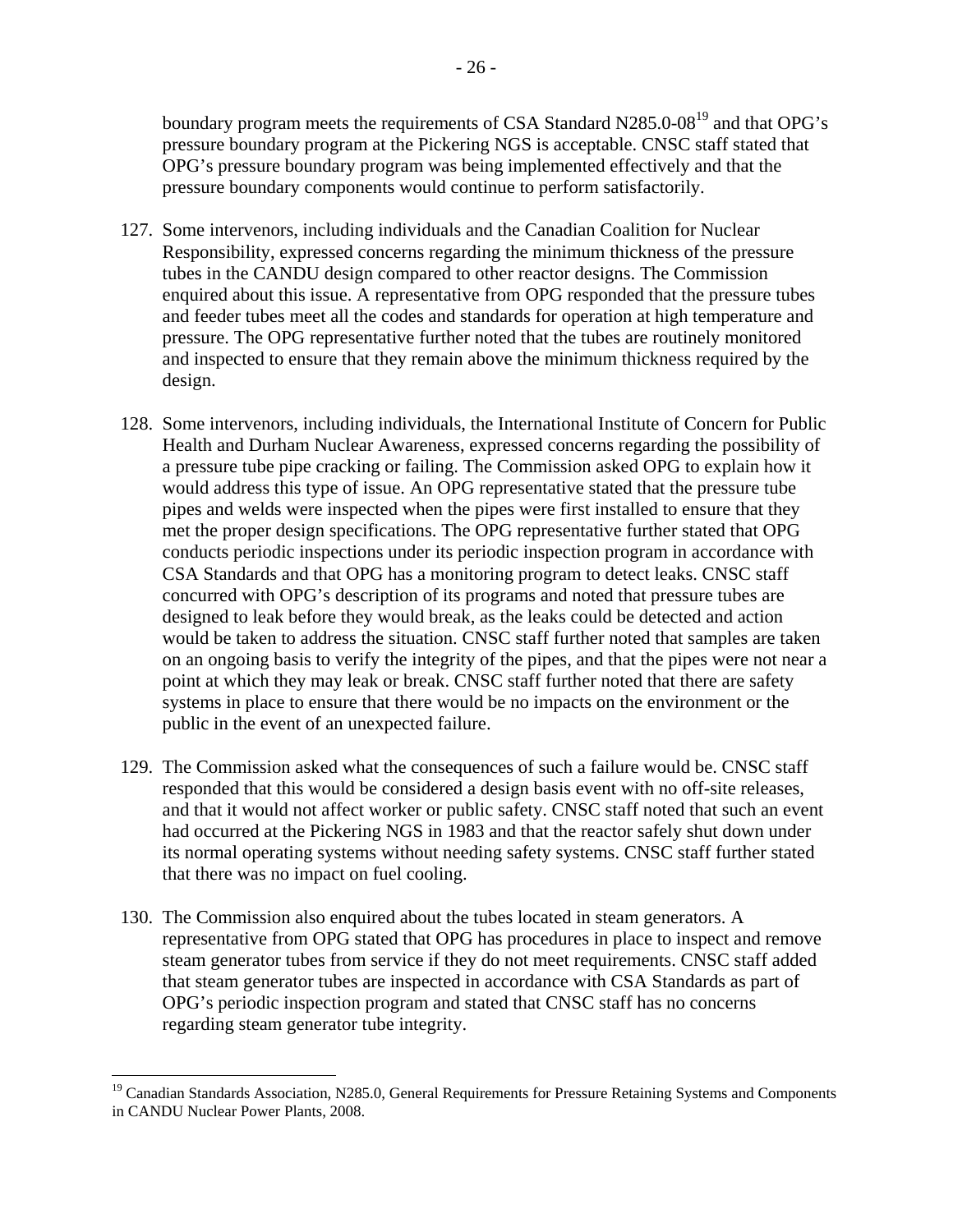boundary program meets the requirements of CSA Standard N285.0-08[19] and that OPG's pressure boundary program at the Pickering NGS is acceptable. CNSC staff stated that OPG's pressure boundary program was being implemented effectively and that the pressure boundary components would continue to perform satisfactorily.

127. Some intervenors, including individuals and the Canadian Coalition for Nuclear Responsibility, expressed concerns regarding the minimum thickness of the pressure tubes in the CANDU design compared to other reactor designs. The Commission enquired about this issue. A representative from OPG responded that the pressure tubes and feeder tubes meet all the codes and standards for operation at high temperature and pressure. The OPG representative further noted that the tubes are routinely monitored and inspected to ensure that they remain above the minimum thickness required by the design.

128. Some intervenors, including individuals, the International Institute of Concern for Public Health and Durham Nuclear Awareness, expressed concerns regarding the possibility of a pressure tube pipe cracking or failing. The Commission asked OPG to explain how it would address this type of issue. An OPG representative stated that the pressure tube pipes and welds were inspected when the pipes were first installed to ensure that they met the proper design specifications. The OPG representative further stated that OPG conducts periodic inspections under its periodic inspection program in accordance with CSA Standards and that OPG has a monitoring program to detect leaks. CNSC staff concurred with OPG's description of its programs and noted that pressure tubes are designed to leak before they would break, as the leaks could be detected and action would be taken to address the situation. CNSC staff further noted that samples are taken on an ongoing basis to verify the integrity of the pipes, and that the pipes were not near a point at which they may leak or break. CNSC staff further noted that there are safety systems in place to ensure that there would be no impacts on the environment or the public in the event of an unexpected failure.

129. The Commission asked what the consequences of such a failure would be. CNSC staff responded that this would be considered a design basis event with no off-site releases, and that it would not affect worker or public safety. CNSC staff noted that such an event had occurred at the Pickering NGS in 1983 and that the reactor safely shut down under its normal operating systems without needing safety systems. CNSC staff further stated that there was no impact on fuel cooling.

130. The Commission also enquired about the tubes located in steam generators. A representative from OPG stated that OPG has procedures in place to inspect and remove steam generator tubes from service if they do not meet requirements. CNSC staff added that steam generator tubes are inspected in accordance with CSA Standards as part of OPG's periodic inspection program and stated that CNSC staff has no concerns regarding steam generator tube integrity.

---

[19] Canadian Standards Association, N285.0, General Requirements for Pressure Retaining Systems and Components in CANDU Nuclear Power Plants, 2008.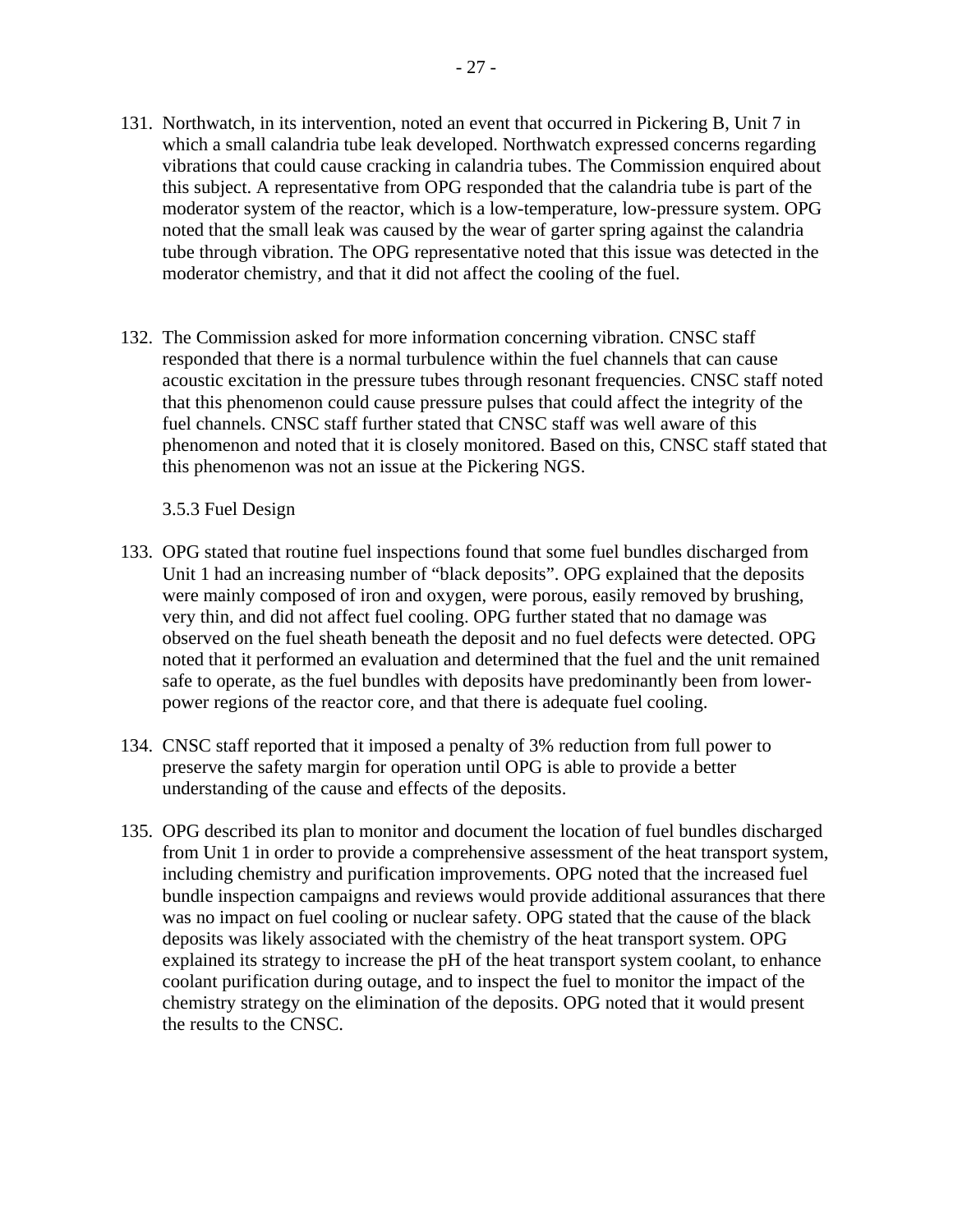131. Northwatch, in its intervention, noted an event that occurred in Pickering B, Unit 7 in which a small calandria tube leak developed. Northwatch expressed concerns regarding vibrations that could cause cracking in calandria tubes. The Commission enquired about this subject. A representative from OPG responded that the calandria tube is part of the moderator system of the reactor, which is a low-temperature, low-pressure system. OPG noted that the small leak was caused by the wear of garter spring against the calandria tube through vibration. The OPG representative noted that this issue was detected in the moderator chemistry, and that it did not affect the cooling of the fuel.

132. The Commission asked for more information concerning vibration. CNSC staff responded that there is a normal turbulence within the fuel channels that can cause acoustic excitation in the pressure tubes through resonant frequencies. CNSC staff noted that this phenomenon could cause pressure pulses that could affect the integrity of the fuel channels. CNSC staff further stated that CNSC staff was well aware of this phenomenon and noted that it is closely monitored. Based on this, CNSC staff stated that this phenomenon was not an issue at the Pickering NGS.

### 3.5.3 Fuel Design

133. OPG stated that routine fuel inspections found that some fuel bundles discharged from Unit 1 had an increasing number of "black deposits". OPG explained that the deposits were mainly composed of iron and oxygen, were porous, easily removed by brushing, very thin, and did not affect fuel cooling. OPG further stated that no damage was observed on the fuel sheath beneath the deposit and no fuel defects were detected. OPG noted that it performed an evaluation and determined that the fuel and the unit remained safe to operate, as the fuel bundles with deposits have predominantly been from lower-power regions of the reactor core, and that there is adequate fuel cooling.

134. CNSC staff reported that it imposed a penalty of 3% reduction from full power to preserve the safety margin for operation until OPG is able to provide a better understanding of the cause and effects of the deposits.

135. OPG described its plan to monitor and document the location of fuel bundles discharged from Unit 1 in order to provide a comprehensive assessment of the heat transport system, including chemistry and purification improvements. OPG noted that the increased fuel bundle inspection campaigns and reviews would provide additional assurances that there was no impact on fuel cooling or nuclear safety. OPG stated that the cause of the black deposits was likely associated with the chemistry of the heat transport system. OPG explained its strategy to increase the pH of the heat transport system coolant, to enhance coolant purification during outage, and to inspect the fuel to monitor the impact of the chemistry strategy on the elimination of the deposits. OPG noted that it would present the results to the CNSC.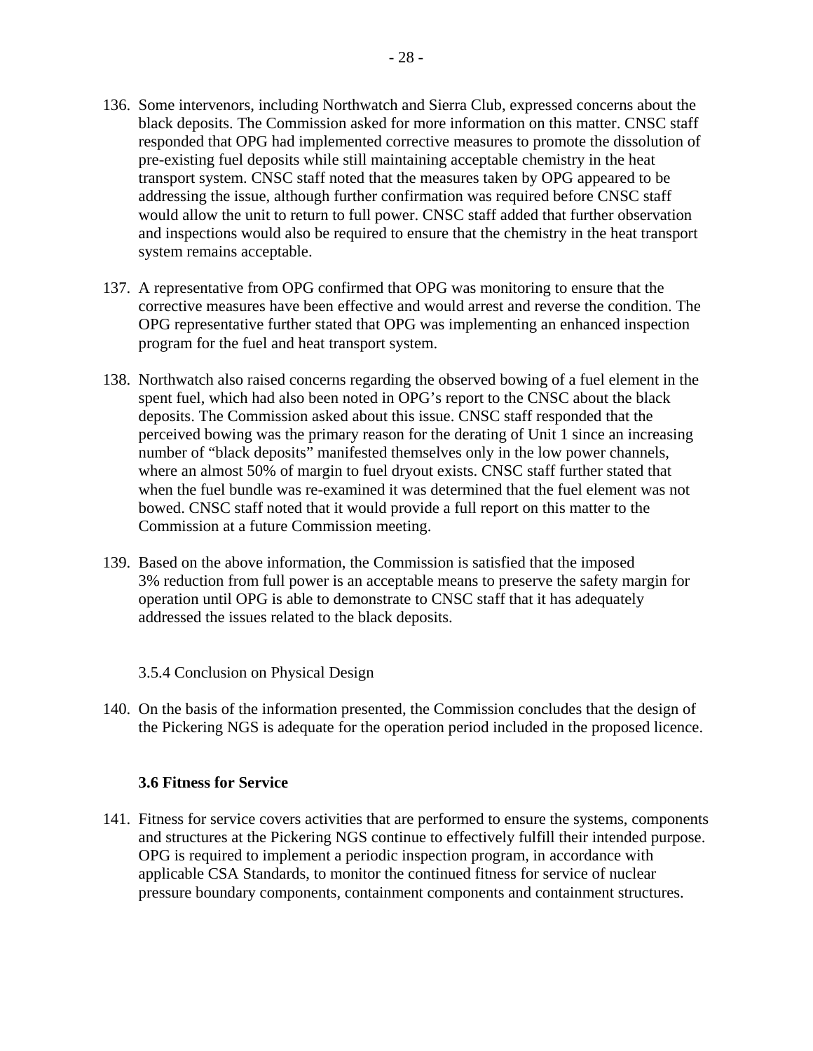136. Some intervenors, including Northwatch and Sierra Club, expressed concerns about the black deposits. The Commission asked for more information on this matter. CNSC staff responded that OPG had implemented corrective measures to promote the dissolution of pre-existing fuel deposits while still maintaining acceptable chemistry in the heat transport system. CNSC staff noted that the measures taken by OPG appeared to be addressing the issue, although further confirmation was required before CNSC staff would allow the unit to return to full power. CNSC staff added that further observation and inspections would also be required to ensure that the chemistry in the heat transport system remains acceptable.

137. A representative from OPG confirmed that OPG was monitoring to ensure that the corrective measures have been effective and would arrest and reverse the condition. The OPG representative further stated that OPG was implementing an enhanced inspection program for the fuel and heat transport system.

138. Northwatch also raised concerns regarding the observed bowing of a fuel element in the spent fuel, which had also been noted in OPG's report to the CNSC about the black deposits. The Commission asked about this issue. CNSC staff responded that the perceived bowing was the primary reason for the derating of Unit 1 since an increasing number of "black deposits" manifested themselves only in the low power channels, where an almost 50% of margin to fuel dryout exists. CNSC staff further stated that when the fuel bundle was re-examined it was determined that the fuel element was not bowed. CNSC staff noted that it would provide a full report on this matter to the Commission at a future Commission meeting.

139. Based on the above information, the Commission is satisfied that the imposed 3% reduction from full power is an acceptable means to preserve the safety margin for operation until OPG is able to demonstrate to CNSC staff that it has adequately addressed the issues related to the black deposits.

#### 3.5.4 Conclusion on Physical Design

140. On the basis of the information presented, the Commission concludes that the design of the Pickering NGS is adequate for the operation period included in the proposed licence.

### 3.6 Fitness for Service

141. Fitness for service covers activities that are performed to ensure the systems, components and structures at the Pickering NGS continue to effectively fulfill their intended purpose. OPG is required to implement a periodic inspection program, in accordance with applicable CSA Standards, to monitor the continued fitness for service of nuclear pressure boundary components, containment components and containment structures.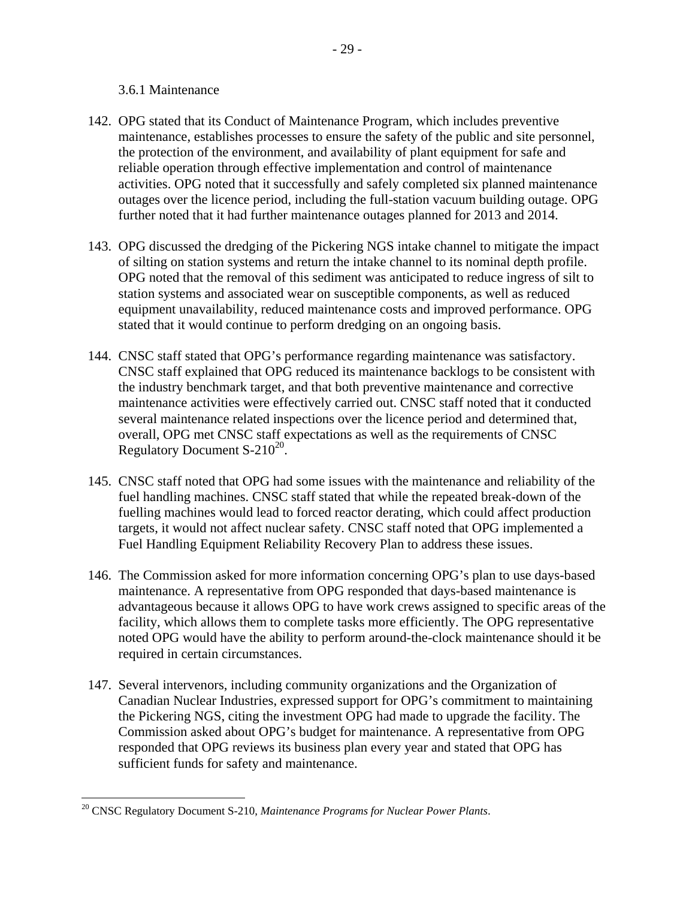### 3.6.1 Maintenance

142. OPG stated that its Conduct of Maintenance Program, which includes preventive maintenance, establishes processes to ensure the safety of the public and site personnel, the protection of the environment, and availability of plant equipment for safe and reliable operation through effective implementation and control of maintenance activities. OPG noted that it successfully and safely completed six planned maintenance outages over the licence period, including the full-station vacuum building outage. OPG further noted that it had further maintenance outages planned for 2013 and 2014.

143. OPG discussed the dredging of the Pickering NGS intake channel to mitigate the impact of silting on station systems and return the intake channel to its nominal depth profile. OPG noted that the removal of this sediment was anticipated to reduce ingress of silt to station systems and associated wear on susceptible components, as well as reduced equipment unavailability, reduced maintenance costs and improved performance. OPG stated that it would continue to perform dredging on an ongoing basis.

144. CNSC staff stated that OPG's performance regarding maintenance was satisfactory. CNSC staff explained that OPG reduced its maintenance backlogs to be consistent with the industry benchmark target, and that both preventive maintenance and corrective maintenance activities were effectively carried out. CNSC staff noted that it conducted several maintenance related inspections over the licence period and determined that, overall, OPG met CNSC staff expectations as well as the requirements of CNSC Regulatory Document S-210[20].

145. CNSC staff noted that OPG had some issues with the maintenance and reliability of the fuel handling machines. CNSC staff stated that while the repeated break-down of the fuelling machines would lead to forced reactor derating, which could affect production targets, it would not affect nuclear safety. CNSC staff noted that OPG implemented a Fuel Handling Equipment Reliability Recovery Plan to address these issues.

146. The Commission asked for more information concerning OPG's plan to use days-based maintenance. A representative from OPG responded that days-based maintenance is advantageous because it allows OPG to have work crews assigned to specific areas of the facility, which allows them to complete tasks more efficiently. The OPG representative noted OPG would have the ability to perform around-the-clock maintenance should it be required in certain circumstances.

147. Several intervenors, including community organizations and the Organization of Canadian Nuclear Industries, expressed support for OPG's commitment to maintaining the Pickering NGS, citing the investment OPG had made to upgrade the facility. The Commission asked about OPG's budget for maintenance. A representative from OPG responded that OPG reviews its business plan every year and stated that OPG has sufficient funds for safety and maintenance.

---

[20] CNSC Regulatory Document S-210, *Maintenance Programs for Nuclear Power Plants*.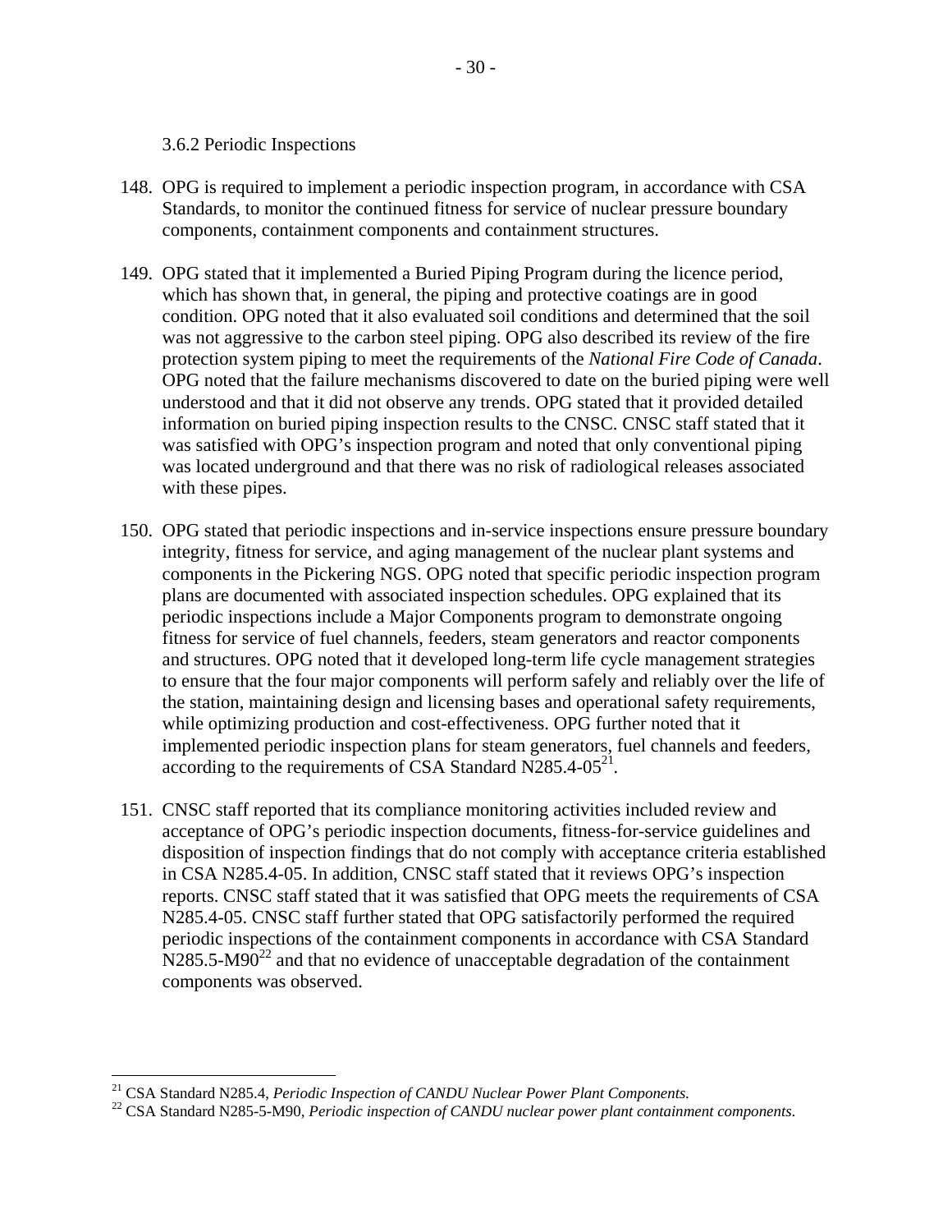### 3.6.2 Periodic Inspections

148. OPG is required to implement a periodic inspection program, in accordance with CSA Standards, to monitor the continued fitness for service of nuclear pressure boundary components, containment components and containment structures.

149. OPG stated that it implemented a Buried Piping Program during the licence period, which has shown that, in general, the piping and protective coatings are in good condition. OPG noted that it also evaluated soil conditions and determined that the soil was not aggressive to the carbon steel piping. OPG also described its review of the fire protection system piping to meet the requirements of the *National Fire Code of Canada*. OPG noted that the failure mechanisms discovered to date on the buried piping were well understood and that it did not observe any trends. OPG stated that it provided detailed information on buried piping inspection results to the CNSC. CNSC staff stated that it was satisfied with OPG's inspection program and noted that only conventional piping was located underground and that there was no risk of radiological releases associated with these pipes.

150. OPG stated that periodic inspections and in-service inspections ensure pressure boundary integrity, fitness for service, and aging management of the nuclear plant systems and components in the Pickering NGS. OPG noted that specific periodic inspection program plans are documented with associated inspection schedules. OPG explained that its periodic inspections include a Major Components program to demonstrate ongoing fitness for service of fuel channels, feeders, steam generators and reactor components and structures. OPG noted that it developed long-term life cycle management strategies to ensure that the four major components will perform safely and reliably over the life of the station, maintaining design and licensing bases and operational safety requirements, while optimizing production and cost-effectiveness. OPG further noted that it implemented periodic inspection plans for steam generators, fuel channels and feeders, according to the requirements of CSA Standard N285.4-05[21].

151. CNSC staff reported that its compliance monitoring activities included review and acceptance of OPG's periodic inspection documents, fitness-for-service guidelines and disposition of inspection findings that do not comply with acceptance criteria established in CSA N285.4-05. In addition, CNSC staff stated that it reviews OPG's inspection reports. CNSC staff stated that it was satisfied that OPG meets the requirements of CSA N285.4-05. CNSC staff further stated that OPG satisfactorily performed the required periodic inspections of the containment components in accordance with CSA Standard N285.5-M90[22] and that no evidence of unacceptable degradation of the containment components was observed.

---

[21] CSA Standard N285.4, *Periodic Inspection of CANDU Nuclear Power Plant Components.*

[22] CSA Standard N285-5-M90, *Periodic inspection of CANDU nuclear power plant containment components*.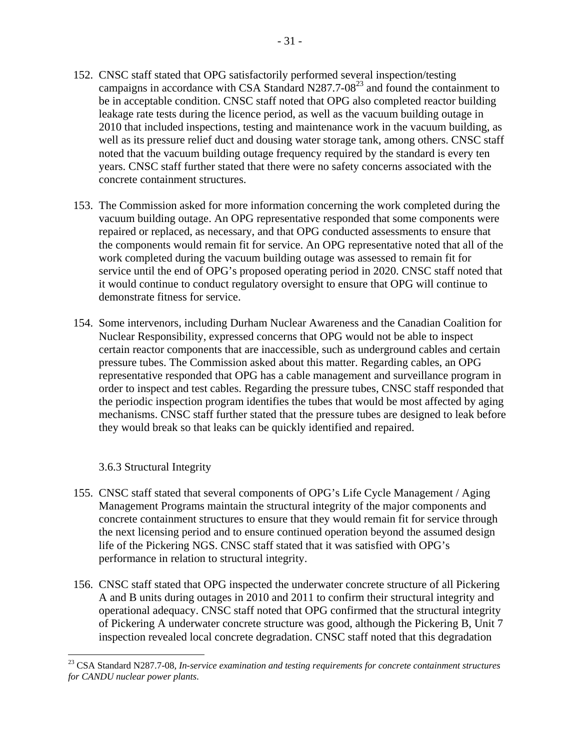152. CNSC staff stated that OPG satisfactorily performed several inspection/testing campaigns in accordance with CSA Standard N287.7-08[23] and found the containment to be in acceptable condition. CNSC staff noted that OPG also completed reactor building leakage rate tests during the licence period, as well as the vacuum building outage in 2010 that included inspections, testing and maintenance work in the vacuum building, as well as its pressure relief duct and dousing water storage tank, among others. CNSC staff noted that the vacuum building outage frequency required by the standard is every ten years. CNSC staff further stated that there were no safety concerns associated with the concrete containment structures.

153. The Commission asked for more information concerning the work completed during the vacuum building outage. An OPG representative responded that some components were repaired or replaced, as necessary, and that OPG conducted assessments to ensure that the components would remain fit for service. An OPG representative noted that all of the work completed during the vacuum building outage was assessed to remain fit for service until the end of OPG's proposed operating period in 2020. CNSC staff noted that it would continue to conduct regulatory oversight to ensure that OPG will continue to demonstrate fitness for service.

154. Some intervenors, including Durham Nuclear Awareness and the Canadian Coalition for Nuclear Responsibility, expressed concerns that OPG would not be able to inspect certain reactor components that are inaccessible, such as underground cables and certain pressure tubes. The Commission asked about this matter. Regarding cables, an OPG representative responded that OPG has a cable management and surveillance program in order to inspect and test cables. Regarding the pressure tubes, CNSC staff responded that the periodic inspection program identifies the tubes that would be most affected by aging mechanisms. CNSC staff further stated that the pressure tubes are designed to leak before they would break so that leaks can be quickly identified and repaired.

### 3.6.3 Structural Integrity

155. CNSC staff stated that several components of OPG's Life Cycle Management / Aging Management Programs maintain the structural integrity of the major components and concrete containment structures to ensure that they would remain fit for service through the next licensing period and to ensure continued operation beyond the assumed design life of the Pickering NGS. CNSC staff stated that it was satisfied with OPG's performance in relation to structural integrity.

156. CNSC staff stated that OPG inspected the underwater concrete structure of all Pickering A and B units during outages in 2010 and 2011 to confirm their structural integrity and operational adequacy. CNSC staff noted that OPG confirmed that the structural integrity of Pickering A underwater concrete structure was good, although the Pickering B, Unit 7 inspection revealed local concrete degradation. CNSC staff noted that this degradation

---

[23] CSA Standard N287.7-08, *In-service examination and testing requirements for concrete containment structures for CANDU nuclear power plants*.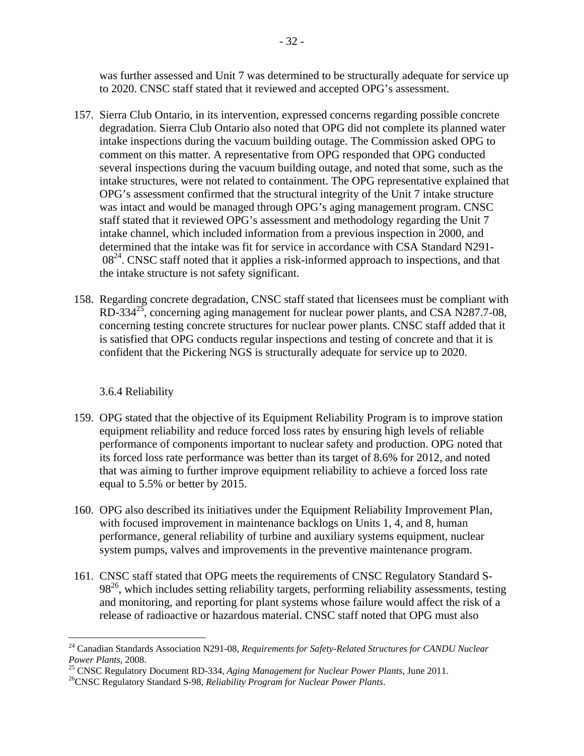was further assessed and Unit 7 was determined to be structurally adequate for service up to 2020. CNSC staff stated that it reviewed and accepted OPG's assessment.

157. Sierra Club Ontario, in its intervention, expressed concerns regarding possible concrete degradation. Sierra Club Ontario also noted that OPG did not complete its planned water intake inspections during the vacuum building outage. The Commission asked OPG to comment on this matter. A representative from OPG responded that OPG conducted several inspections during the vacuum building outage, and noted that some, such as the intake structures, were not related to containment. The OPG representative explained that OPG's assessment confirmed that the structural integrity of the Unit 7 intake structure was intact and would be managed through OPG's aging management program. CNSC staff stated that it reviewed OPG's assessment and methodology regarding the Unit 7 intake channel, which included information from a previous inspection in 2000, and determined that the intake was fit for service in accordance with CSA Standard N291-08[24]. CNSC staff noted that it applies a risk-informed approach to inspections, and that the intake structure is not safety significant.

158. Regarding concrete degradation, CNSC staff stated that licensees must be compliant with RD-334[25], concerning aging management for nuclear power plants, and CSA N287.7-08, concerning testing concrete structures for nuclear power plants. CNSC staff added that it is satisfied that OPG conducts regular inspections and testing of concrete and that it is confident that the Pickering NGS is structurally adequate for service up to 2020.

### 3.6.4 Reliability

159. OPG stated that the objective of its Equipment Reliability Program is to improve station equipment reliability and reduce forced loss rates by ensuring high levels of reliable performance of components important to nuclear safety and production. OPG noted that its forced loss rate performance was better than its target of 8.6% for 2012, and noted that was aiming to further improve equipment reliability to achieve a forced loss rate equal to 5.5% or better by 2015.

160. OPG also described its initiatives under the Equipment Reliability Improvement Plan, with focused improvement in maintenance backlogs on Units 1, 4, and 8, human performance, general reliability of turbine and auxiliary systems equipment, nuclear system pumps, valves and improvements in the preventive maintenance program.

161. CNSC staff stated that OPG meets the requirements of CNSC Regulatory Standard S-98[26], which includes setting reliability targets, performing reliability assessments, testing and monitoring, and reporting for plant systems whose failure would affect the risk of a release of radioactive or hazardous material. CNSC staff noted that OPG must also

---

[24] Canadian Standards Association N291-08, *Requirements for Safety-Related Structures for CANDU Nuclear Power Plants*, 2008.

[25] CNSC Regulatory Document RD-334, *Aging Management for Nuclear Power Plants*, June 2011.

[26] CNSC Regulatory Standard S-98, *Reliability Program for Nuclear Power Plants*.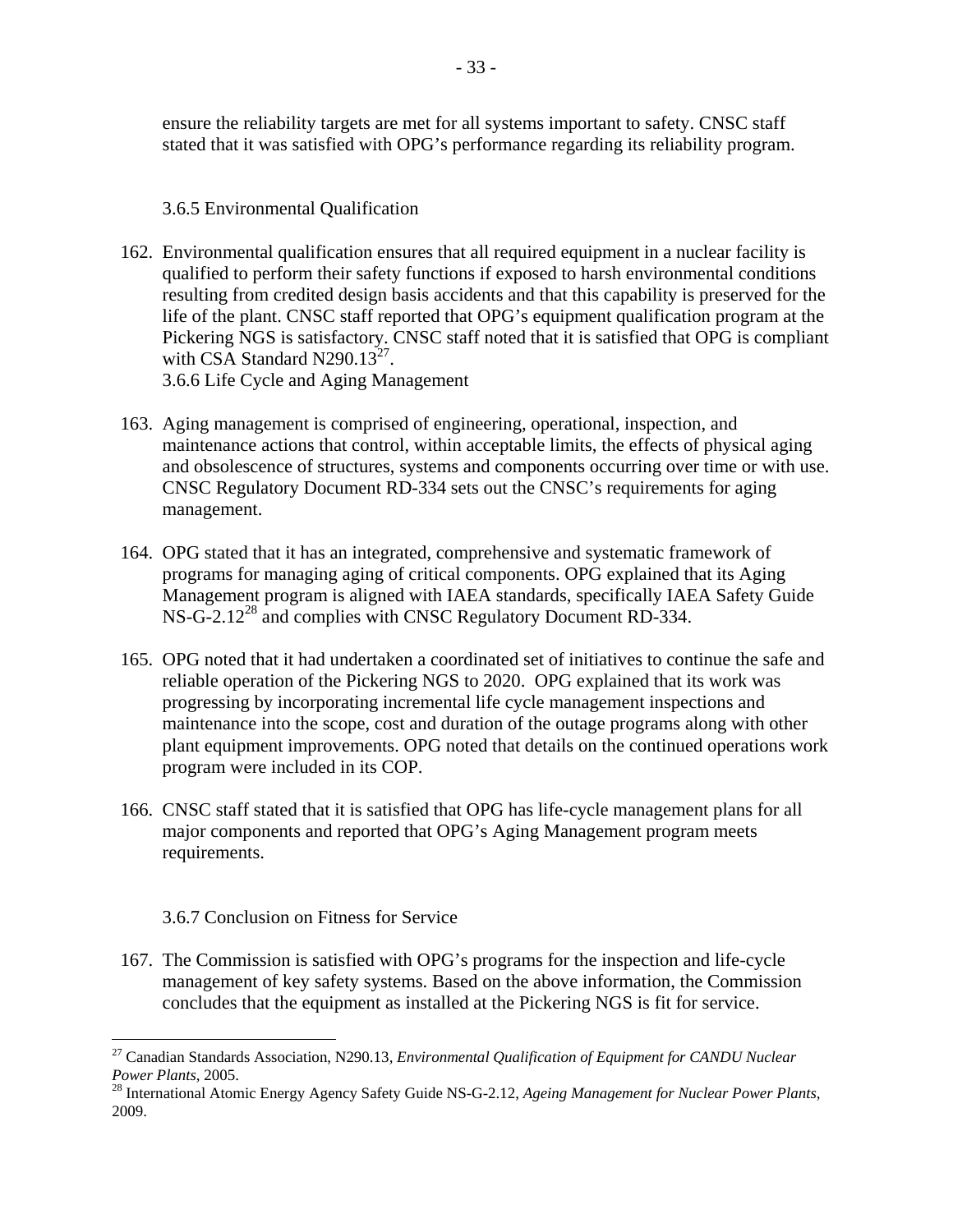ensure the reliability targets are met for all systems important to safety. CNSC staff stated that it was satisfied with OPG's performance regarding its reliability program.

### 3.6.5 Environmental Qualification

162. Environmental qualification ensures that all required equipment in a nuclear facility is qualified to perform their safety functions if exposed to harsh environmental conditions resulting from credited design basis accidents and that this capability is preserved for the life of the plant. CNSC staff reported that OPG's equipment qualification program at the Pickering NGS is satisfactory. CNSC staff noted that it is satisfied that OPG is compliant with CSA Standard N290.13[27].

### 3.6.6 Life Cycle and Aging Management

163. Aging management is comprised of engineering, operational, inspection, and maintenance actions that control, within acceptable limits, the effects of physical aging and obsolescence of structures, systems and components occurring over time or with use. CNSC Regulatory Document RD-334 sets out the CNSC's requirements for aging management.

164. OPG stated that it has an integrated, comprehensive and systematic framework of programs for managing aging of critical components. OPG explained that its Aging Management program is aligned with IAEA standards, specifically IAEA Safety Guide NS-G-2.12[28] and complies with CNSC Regulatory Document RD-334.

165. OPG noted that it had undertaken a coordinated set of initiatives to continue the safe and reliable operation of the Pickering NGS to 2020. OPG explained that its work was progressing by incorporating incremental life cycle management inspections and maintenance into the scope, cost and duration of the outage programs along with other plant equipment improvements. OPG noted that details on the continued operations work program were included in its COP.

166. CNSC staff stated that it is satisfied that OPG has life-cycle management plans for all major components and reported that OPG's Aging Management program meets requirements.

### 3.6.7 Conclusion on Fitness for Service

167. The Commission is satisfied with OPG's programs for the inspection and life-cycle management of key safety systems. Based on the above information, the Commission concludes that the equipment as installed at the Pickering NGS is fit for service.

---

[27] Canadian Standards Association, N290.13, *Environmental Qualification of Equipment for CANDU Nuclear Power Plants*, 2005.

[28] International Atomic Energy Agency Safety Guide NS-G-2.12, *Ageing Management for Nuclear Power Plants*, 2009.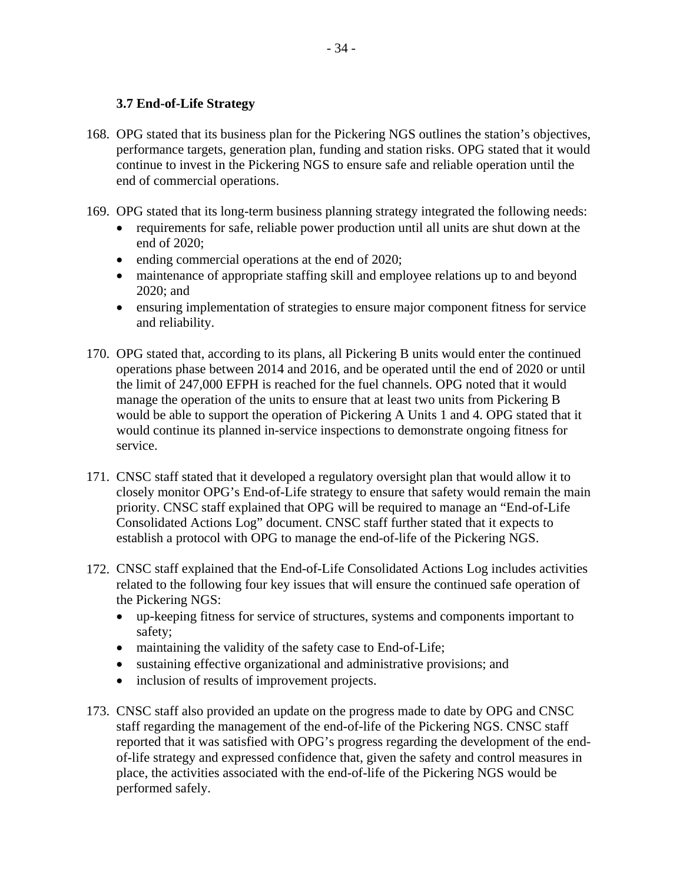### 3.7 End-of-Life Strategy

168. OPG stated that its business plan for the Pickering NGS outlines the station's objectives, performance targets, generation plan, funding and station risks. OPG stated that it would continue to invest in the Pickering NGS to ensure safe and reliable operation until the end of commercial operations.

169. OPG stated that its long-term business planning strategy integrated the following needs:
    - requirements for safe, reliable power production until all units are shut down at the end of 2020;
    - ending commercial operations at the end of 2020;
    - maintenance of appropriate staffing skill and employee relations up to and beyond 2020; and
    - ensuring implementation of strategies to ensure major component fitness for service and reliability.

170. OPG stated that, according to its plans, all Pickering B units would enter the continued operations phase between 2014 and 2016, and be operated until the end of 2020 or until the limit of 247,000 EFPH is reached for the fuel channels. OPG noted that it would manage the operation of the units to ensure that at least two units from Pickering B would be able to support the operation of Pickering A Units 1 and 4. OPG stated that it would continue its planned in-service inspections to demonstrate ongoing fitness for service.

171. CNSC staff stated that it developed a regulatory oversight plan that would allow it to closely monitor OPG's End-of-Life strategy to ensure that safety would remain the main priority. CNSC staff explained that OPG will be required to manage an "End-of-Life Consolidated Actions Log" document. CNSC staff further stated that it expects to establish a protocol with OPG to manage the end-of-life of the Pickering NGS.

172. CNSC staff explained that the End-of-Life Consolidated Actions Log includes activities related to the following four key issues that will ensure the continued safe operation of the Pickering NGS:
    - up-keeping fitness for service of structures, systems and components important to safety;
    - maintaining the validity of the safety case to End-of-Life;
    - sustaining effective organizational and administrative provisions; and
    - inclusion of results of improvement projects.

173. CNSC staff also provided an update on the progress made to date by OPG and CNSC staff regarding the management of the end-of-life of the Pickering NGS. CNSC staff reported that it was satisfied with OPG's progress regarding the development of the end-of-life strategy and expressed confidence that, given the safety and control measures in place, the activities associated with the end-of-life of the Pickering NGS would be performed safely.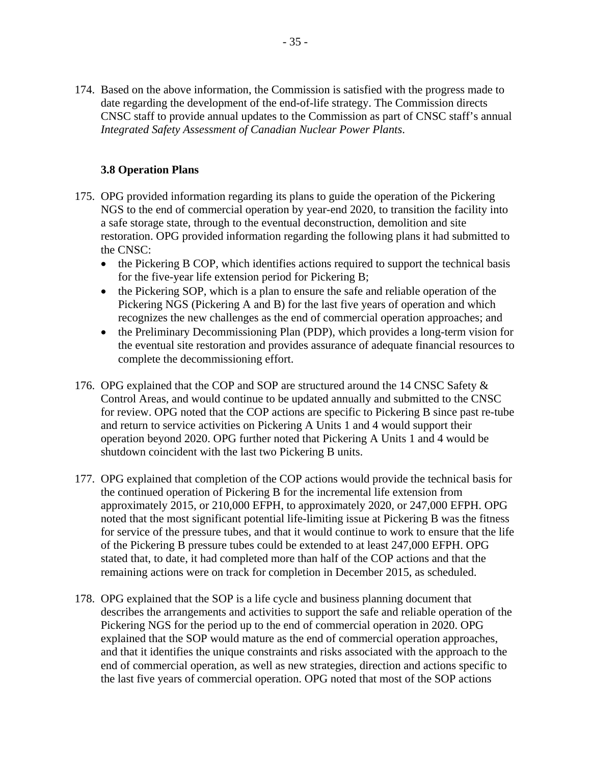174. Based on the above information, the Commission is satisfied with the progress made to date regarding the development of the end-of-life strategy. The Commission directs CNSC staff to provide annual updates to the Commission as part of CNSC staff's annual *Integrated Safety Assessment of Canadian Nuclear Power Plants*.

### 3.8 Operation Plans

175. OPG provided information regarding its plans to guide the operation of the Pickering NGS to the end of commercial operation by year-end 2020, to transition the facility into a safe storage state, through to the eventual deconstruction, demolition and site restoration. OPG provided information regarding the following plans it had submitted to the CNSC:
    - the Pickering B COP, which identifies actions required to support the technical basis for the five-year life extension period for Pickering B;
    - the Pickering SOP, which is a plan to ensure the safe and reliable operation of the Pickering NGS (Pickering A and B) for the last five years of operation and which recognizes the new challenges as the end of commercial operation approaches; and
    - the Preliminary Decommissioning Plan (PDP), which provides a long-term vision for the eventual site restoration and provides assurance of adequate financial resources to complete the decommissioning effort.

176. OPG explained that the COP and SOP are structured around the 14 CNSC Safety & Control Areas, and would continue to be updated annually and submitted to the CNSC for review. OPG noted that the COP actions are specific to Pickering B since past re-tube and return to service activities on Pickering A Units 1 and 4 would support their operation beyond 2020. OPG further noted that Pickering A Units 1 and 4 would be shutdown coincident with the last two Pickering B units.

177. OPG explained that completion of the COP actions would provide the technical basis for the continued operation of Pickering B for the incremental life extension from approximately 2015, or 210,000 EFPH, to approximately 2020, or 247,000 EFPH. OPG noted that the most significant potential life-limiting issue at Pickering B was the fitness for service of the pressure tubes, and that it would continue to work to ensure that the life of the Pickering B pressure tubes could be extended to at least 247,000 EFPH. OPG stated that, to date, it had completed more than half of the COP actions and that the remaining actions were on track for completion in December 2015, as scheduled.

178. OPG explained that the SOP is a life cycle and business planning document that describes the arrangements and activities to support the safe and reliable operation of the Pickering NGS for the period up to the end of commercial operation in 2020. OPG explained that the SOP would mature as the end of commercial operation approaches, and that it identifies the unique constraints and risks associated with the approach to the end of commercial operation, as well as new strategies, direction and actions specific to the last five years of commercial operation. OPG noted that most of the SOP actions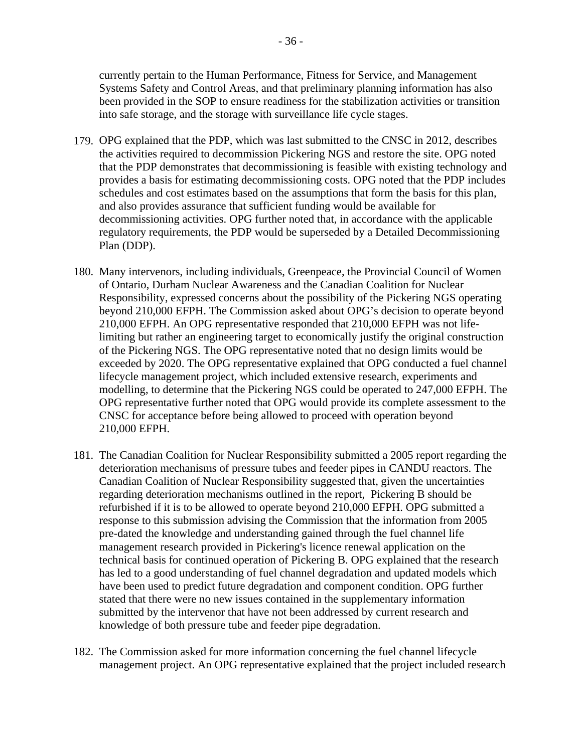currently pertain to the Human Performance, Fitness for Service, and Management Systems Safety and Control Areas, and that preliminary planning information has also been provided in the SOP to ensure readiness for the stabilization activities or transition into safe storage, and the storage with surveillance life cycle stages.

179. OPG explained that the PDP, which was last submitted to the CNSC in 2012, describes the activities required to decommission Pickering NGS and restore the site. OPG noted that the PDP demonstrates that decommissioning is feasible with existing technology and provides a basis for estimating decommissioning costs. OPG noted that the PDP includes schedules and cost estimates based on the assumptions that form the basis for this plan, and also provides assurance that sufficient funding would be available for decommissioning activities. OPG further noted that, in accordance with the applicable regulatory requirements, the PDP would be superseded by a Detailed Decommissioning Plan (DDP).

180. Many intervenors, including individuals, Greenpeace, the Provincial Council of Women of Ontario, Durham Nuclear Awareness and the Canadian Coalition for Nuclear Responsibility, expressed concerns about the possibility of the Pickering NGS operating beyond 210,000 EFPH. The Commission asked about OPG's decision to operate beyond 210,000 EFPH. An OPG representative responded that 210,000 EFPH was not life-limiting but rather an engineering target to economically justify the original construction of the Pickering NGS. The OPG representative noted that no design limits would be exceeded by 2020. The OPG representative explained that OPG conducted a fuel channel lifecycle management project, which included extensive research, experiments and modelling, to determine that the Pickering NGS could be operated to 247,000 EFPH. The OPG representative further noted that OPG would provide its complete assessment to the CNSC for acceptance before being allowed to proceed with operation beyond 210,000 EFPH.

181. The Canadian Coalition for Nuclear Responsibility submitted a 2005 report regarding the deterioration mechanisms of pressure tubes and feeder pipes in CANDU reactors. The Canadian Coalition of Nuclear Responsibility suggested that, given the uncertainties regarding deterioration mechanisms outlined in the report, Pickering B should be refurbished if it is to be allowed to operate beyond 210,000 EFPH. OPG submitted a response to this submission advising the Commission that the information from 2005 pre-dated the knowledge and understanding gained through the fuel channel life management research provided in Pickering's licence renewal application on the technical basis for continued operation of Pickering B. OPG explained that the research has led to a good understanding of fuel channel degradation and updated models which have been used to predict future degradation and component condition. OPG further stated that there were no new issues contained in the supplementary information submitted by the intervenor that have not been addressed by current research and knowledge of both pressure tube and feeder pipe degradation.

182. The Commission asked for more information concerning the fuel channel lifecycle management project. An OPG representative explained that the project included research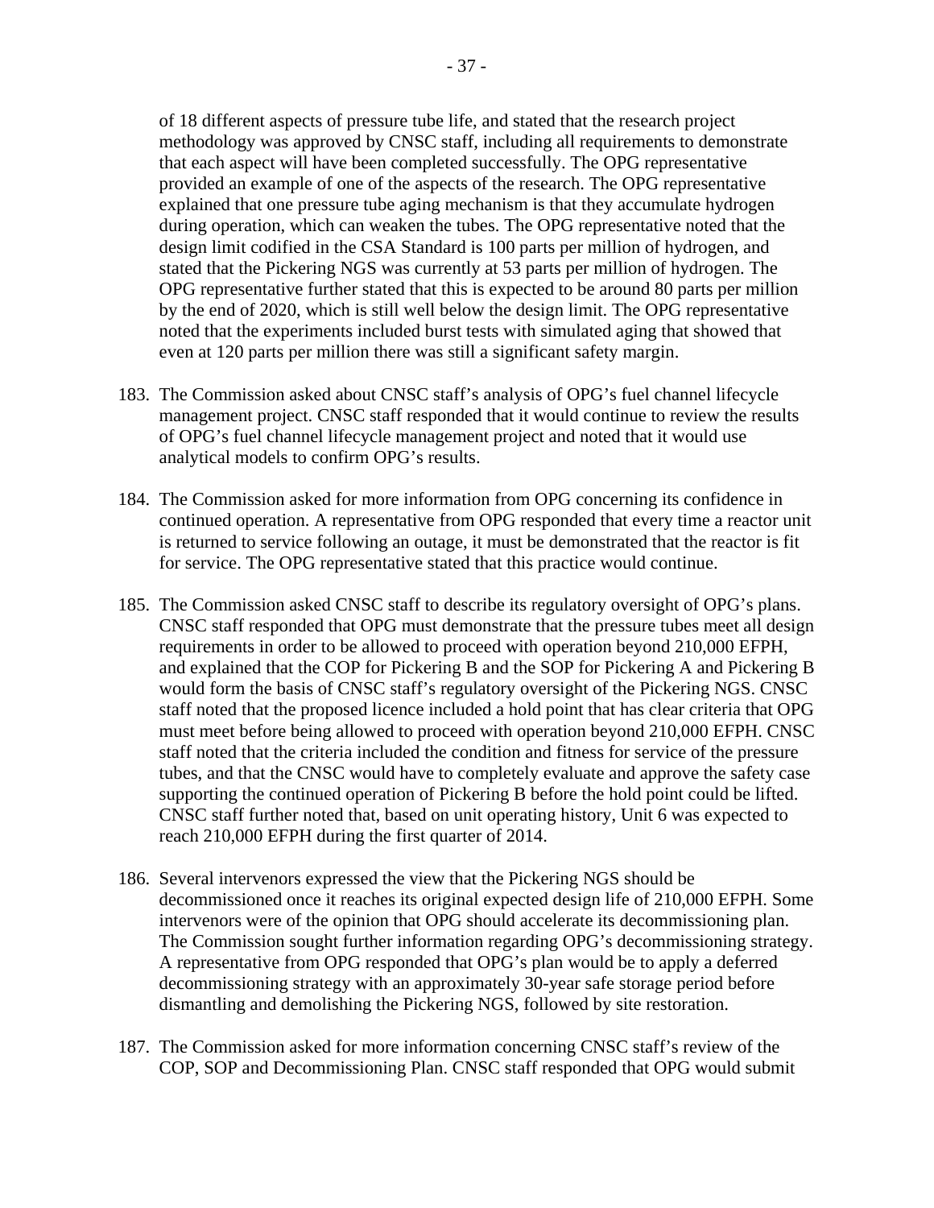of 18 different aspects of pressure tube life, and stated that the research project methodology was approved by CNSC staff, including all requirements to demonstrate that each aspect will have been completed successfully. The OPG representative provided an example of one of the aspects of the research. The OPG representative explained that one pressure tube aging mechanism is that they accumulate hydrogen during operation, which can weaken the tubes. The OPG representative noted that the design limit codified in the CSA Standard is 100 parts per million of hydrogen, and stated that the Pickering NGS was currently at 53 parts per million of hydrogen. The OPG representative further stated that this is expected to be around 80 parts per million by the end of 2020, which is still well below the design limit. The OPG representative noted that the experiments included burst tests with simulated aging that showed that even at 120 parts per million there was still a significant safety margin.

183. The Commission asked about CNSC staff's analysis of OPG's fuel channel lifecycle management project. CNSC staff responded that it would continue to review the results of OPG's fuel channel lifecycle management project and noted that it would use analytical models to confirm OPG's results.

184. The Commission asked for more information from OPG concerning its confidence in continued operation. A representative from OPG responded that every time a reactor unit is returned to service following an outage, it must be demonstrated that the reactor is fit for service. The OPG representative stated that this practice would continue.

185. The Commission asked CNSC staff to describe its regulatory oversight of OPG's plans. CNSC staff responded that OPG must demonstrate that the pressure tubes meet all design requirements in order to be allowed to proceed with operation beyond 210,000 EFPH, and explained that the COP for Pickering B and the SOP for Pickering A and Pickering B would form the basis of CNSC staff's regulatory oversight of the Pickering NGS. CNSC staff noted that the proposed licence included a hold point that has clear criteria that OPG must meet before being allowed to proceed with operation beyond 210,000 EFPH. CNSC staff noted that the criteria included the condition and fitness for service of the pressure tubes, and that the CNSC would have to completely evaluate and approve the safety case supporting the continued operation of Pickering B before the hold point could be lifted. CNSC staff further noted that, based on unit operating history, Unit 6 was expected to reach 210,000 EFPH during the first quarter of 2014.

186. Several intervenors expressed the view that the Pickering NGS should be decommissioned once it reaches its original expected design life of 210,000 EFPH. Some intervenors were of the opinion that OPG should accelerate its decommissioning plan. The Commission sought further information regarding OPG's decommissioning strategy. A representative from OPG responded that OPG's plan would be to apply a deferred decommissioning strategy with an approximately 30-year safe storage period before dismantling and demolishing the Pickering NGS, followed by site restoration.

187. The Commission asked for more information concerning CNSC staff's review of the COP, SOP and Decommissioning Plan. CNSC staff responded that OPG would submit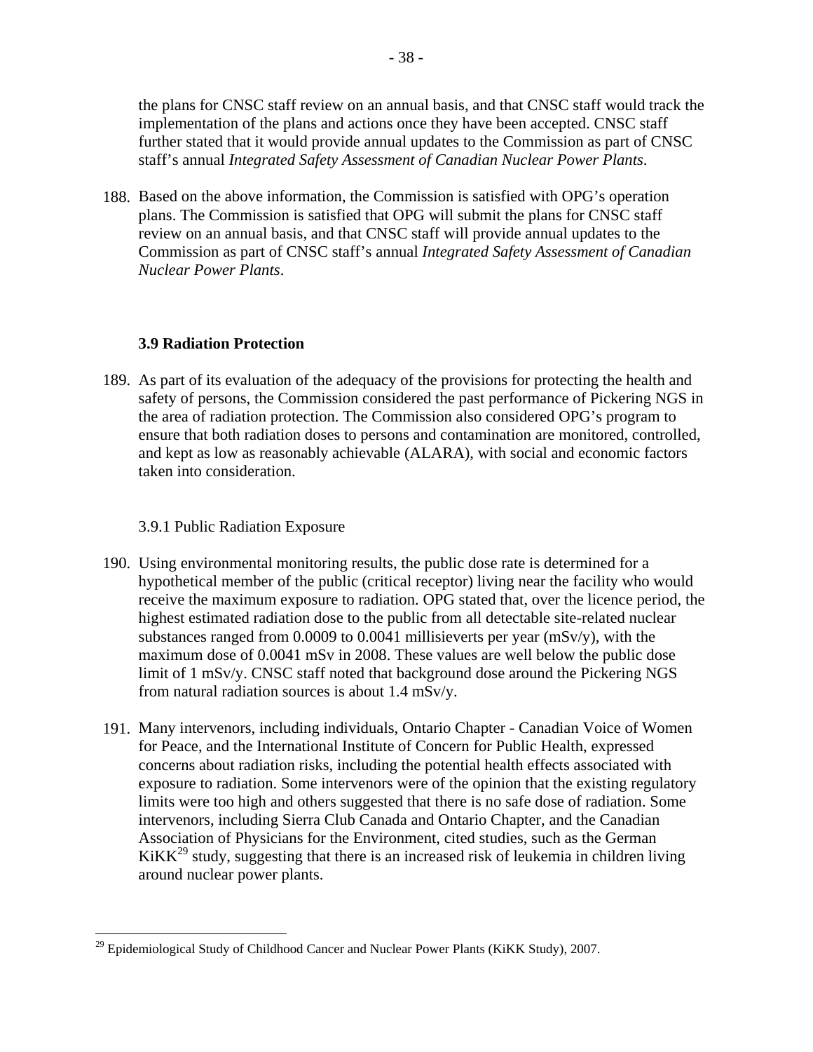the plans for CNSC staff review on an annual basis, and that CNSC staff would track the implementation of the plans and actions once they have been accepted. CNSC staff further stated that it would provide annual updates to the Commission as part of CNSC staff's annual *Integrated Safety Assessment of Canadian Nuclear Power Plants*.

188. Based on the above information, the Commission is satisfied with OPG's operation plans. The Commission is satisfied that OPG will submit the plans for CNSC staff review on an annual basis, and that CNSC staff will provide annual updates to the Commission as part of CNSC staff's annual *Integrated Safety Assessment of Canadian Nuclear Power Plants*.

### 3.9 Radiation Protection

189. As part of its evaluation of the adequacy of the provisions for protecting the health and safety of persons, the Commission considered the past performance of Pickering NGS in the area of radiation protection. The Commission also considered OPG's program to ensure that both radiation doses to persons and contamination are monitored, controlled, and kept as low as reasonably achievable (ALARA), with social and economic factors taken into consideration.

#### 3.9.1 Public Radiation Exposure

190. Using environmental monitoring results, the public dose rate is determined for a hypothetical member of the public (critical receptor) living near the facility who would receive the maximum exposure to radiation. OPG stated that, over the licence period, the highest estimated radiation dose to the public from all detectable site-related nuclear substances ranged from 0.0009 to 0.0041 millisieverts per year (mSv/y), with the maximum dose of 0.0041 mSv in 2008. These values are well below the public dose limit of 1 mSv/y. CNSC staff noted that background dose around the Pickering NGS from natural radiation sources is about 1.4 mSv/y.

191. Many intervenors, including individuals, Ontario Chapter - Canadian Voice of Women for Peace, and the International Institute of Concern for Public Health, expressed concerns about radiation risks, including the potential health effects associated with exposure to radiation. Some intervenors were of the opinion that the existing regulatory limits were too high and others suggested that there is no safe dose of radiation. Some intervenors, including Sierra Club Canada and Ontario Chapter, and the Canadian Association of Physicians for the Environment, cited studies, such as the German KiKK[29] study, suggesting that there is an increased risk of leukemia in children living around nuclear power plants.

[29] Epidemiological Study of Childhood Cancer and Nuclear Power Plants (KiKK Study), 2007.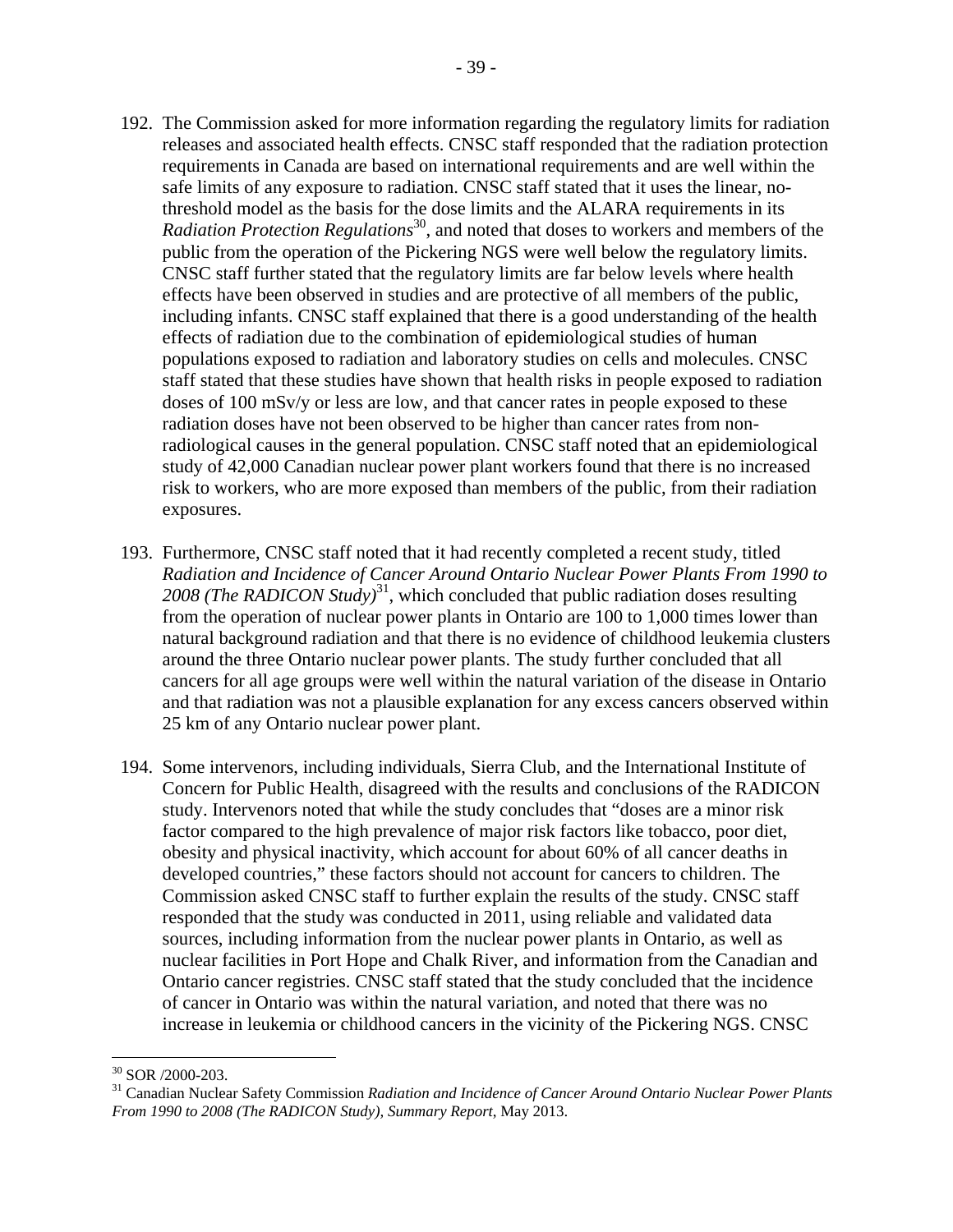192. The Commission asked for more information regarding the regulatory limits for radiation releases and associated health effects. CNSC staff responded that the radiation protection requirements in Canada are based on international requirements and are well within the safe limits of any exposure to radiation. CNSC staff stated that it uses the linear, no-threshold model as the basis for the dose limits and the ALARA requirements in its *Radiation Protection Regulations*[30], and noted that doses to workers and members of the public from the operation of the Pickering NGS were well below the regulatory limits. CNSC staff further stated that the regulatory limits are far below levels where health effects have been observed in studies and are protective of all members of the public, including infants. CNSC staff explained that there is a good understanding of the health effects of radiation due to the combination of epidemiological studies of human populations exposed to radiation and laboratory studies on cells and molecules. CNSC staff stated that these studies have shown that health risks in people exposed to radiation doses of 100 mSv/y or less are low, and that cancer rates in people exposed to these radiation doses have not been observed to be higher than cancer rates from non-radiological causes in the general population. CNSC staff noted that an epidemiological study of 42,000 Canadian nuclear power plant workers found that there is no increased risk to workers, who are more exposed than members of the public, from their radiation exposures.

193. Furthermore, CNSC staff noted that it had recently completed a recent study, titled *Radiation and Incidence of Cancer Around Ontario Nuclear Power Plants From 1990 to 2008 (The RADICON Study)*[31], which concluded that public radiation doses resulting from the operation of nuclear power plants in Ontario are 100 to 1,000 times lower than natural background radiation and that there is no evidence of childhood leukemia clusters around the three Ontario nuclear power plants. The study further concluded that all cancers for all age groups were well within the natural variation of the disease in Ontario and that radiation was not a plausible explanation for any excess cancers observed within 25 km of any Ontario nuclear power plant.

194. Some intervenors, including individuals, Sierra Club, and the International Institute of Concern for Public Health, disagreed with the results and conclusions of the RADICON study. Intervenors noted that while the study concludes that "doses are a minor risk factor compared to the high prevalence of major risk factors like tobacco, poor diet, obesity and physical inactivity, which account for about 60% of all cancer deaths in developed countries," these factors should not account for cancers to children. The Commission asked CNSC staff to further explain the results of the study. CNSC staff responded that the study was conducted in 2011, using reliable and validated data sources, including information from the nuclear power plants in Ontario, as well as nuclear facilities in Port Hope and Chalk River, and information from the Canadian and Ontario cancer registries. CNSC staff stated that the study concluded that the incidence of cancer in Ontario was within the natural variation, and noted that there was no increase in leukemia or childhood cancers in the vicinity of the Pickering NGS. CNSC

---

[30] SOR /2000-203.

[31] Canadian Nuclear Safety Commission *Radiation and Incidence of Cancer Around Ontario Nuclear Power Plants From 1990 to 2008 (The RADICON Study), Summary Report*, May 2013.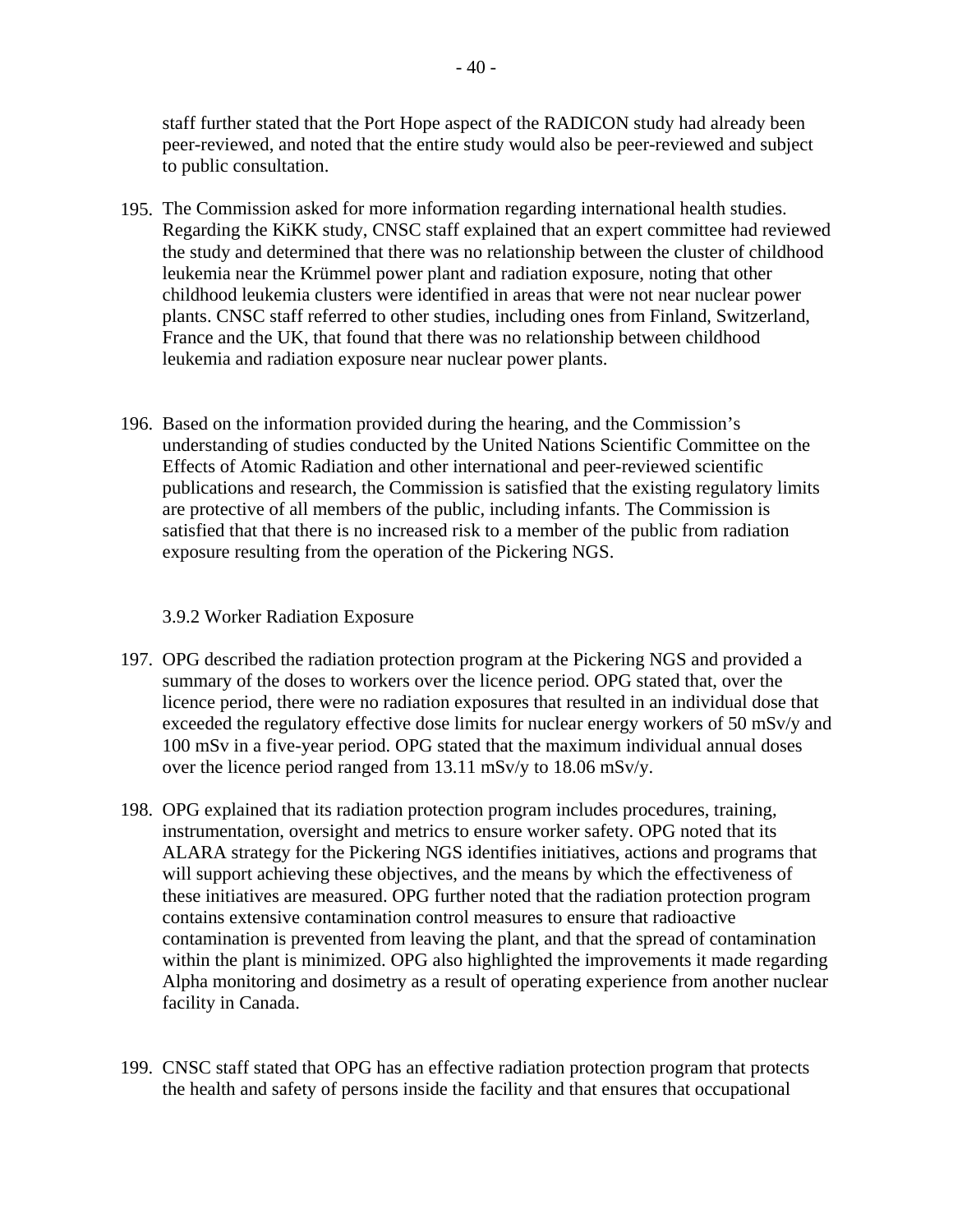staff further stated that the Port Hope aspect of the RADICON study had already been peer-reviewed, and noted that the entire study would also be peer-reviewed and subject to public consultation.

195. The Commission asked for more information regarding international health studies. Regarding the KiKK study, CNSC staff explained that an expert committee had reviewed the study and determined that there was no relationship between the cluster of childhood leukemia near the Krümmel power plant and radiation exposure, noting that other childhood leukemia clusters were identified in areas that were not near nuclear power plants. CNSC staff referred to other studies, including ones from Finland, Switzerland, France and the UK, that found that there was no relationship between childhood leukemia and radiation exposure near nuclear power plants.

196. Based on the information provided during the hearing, and the Commission's understanding of studies conducted by the United Nations Scientific Committee on the Effects of Atomic Radiation and other international and peer-reviewed scientific publications and research, the Commission is satisfied that the existing regulatory limits are protective of all members of the public, including infants. The Commission is satisfied that that there is no increased risk to a member of the public from radiation exposure resulting from the operation of the Pickering NGS.

### 3.9.2 Worker Radiation Exposure

197. OPG described the radiation protection program at the Pickering NGS and provided a summary of the doses to workers over the licence period. OPG stated that, over the licence period, there were no radiation exposures that resulted in an individual dose that exceeded the regulatory effective dose limits for nuclear energy workers of 50 mSv/y and 100 mSv in a five-year period. OPG stated that the maximum individual annual doses over the licence period ranged from 13.11 mSv/y to 18.06 mSv/y.

198. OPG explained that its radiation protection program includes procedures, training, instrumentation, oversight and metrics to ensure worker safety. OPG noted that its ALARA strategy for the Pickering NGS identifies initiatives, actions and programs that will support achieving these objectives, and the means by which the effectiveness of these initiatives are measured. OPG further noted that the radiation protection program contains extensive contamination control measures to ensure that radioactive contamination is prevented from leaving the plant, and that the spread of contamination within the plant is minimized. OPG also highlighted the improvements it made regarding Alpha monitoring and dosimetry as a result of operating experience from another nuclear facility in Canada.

199. CNSC staff stated that OPG has an effective radiation protection program that protects the health and safety of persons inside the facility and that ensures that occupational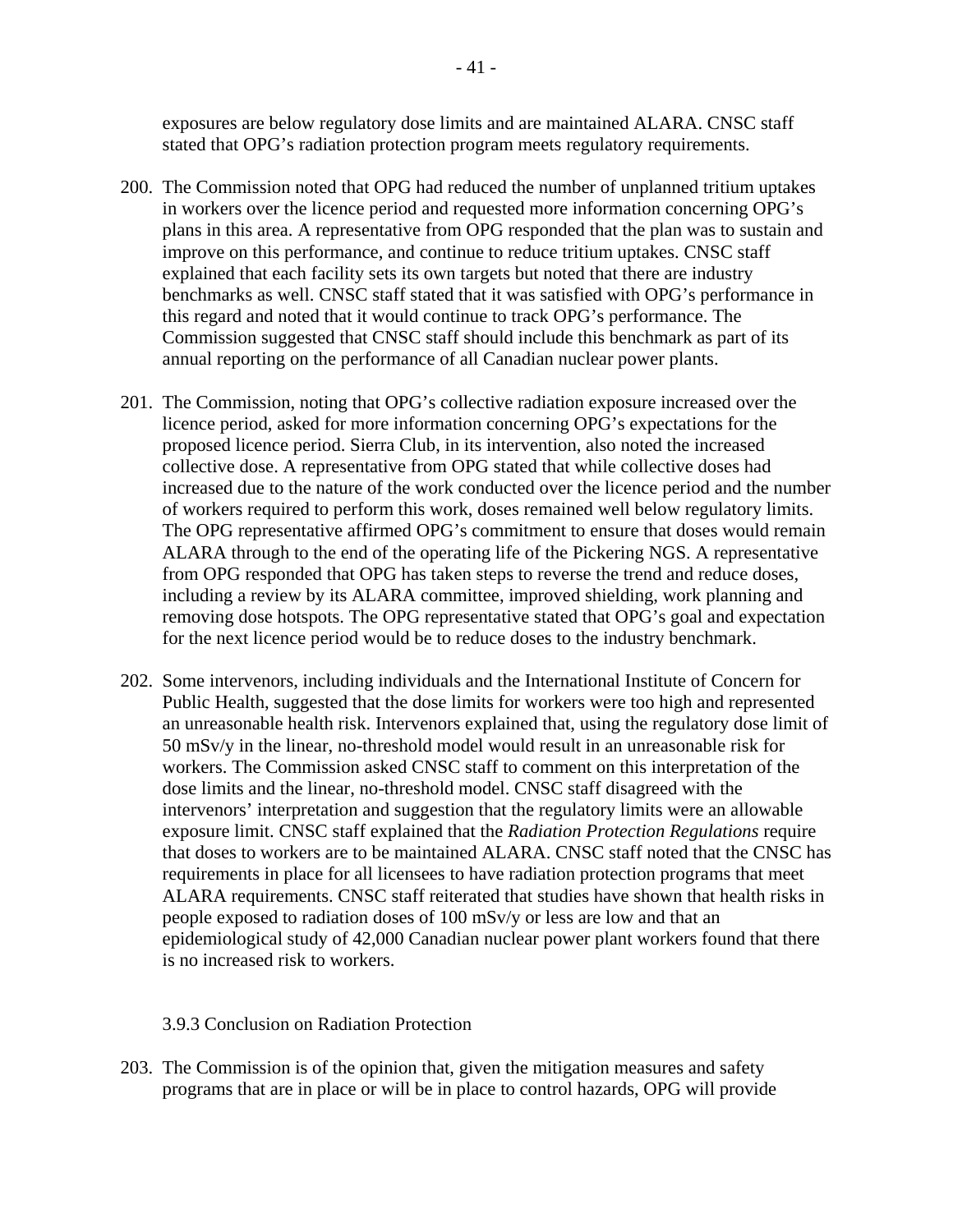exposures are below regulatory dose limits and are maintained ALARA. CNSC staff stated that OPG's radiation protection program meets regulatory requirements.

200. The Commission noted that OPG had reduced the number of unplanned tritium uptakes in workers over the licence period and requested more information concerning OPG's plans in this area. A representative from OPG responded that the plan was to sustain and improve on this performance, and continue to reduce tritium uptakes. CNSC staff explained that each facility sets its own targets but noted that there are industry benchmarks as well. CNSC staff stated that it was satisfied with OPG's performance in this regard and noted that it would continue to track OPG's performance. The Commission suggested that CNSC staff should include this benchmark as part of its annual reporting on the performance of all Canadian nuclear power plants.

201. The Commission, noting that OPG's collective radiation exposure increased over the licence period, asked for more information concerning OPG's expectations for the proposed licence period. Sierra Club, in its intervention, also noted the increased collective dose. A representative from OPG stated that while collective doses had increased due to the nature of the work conducted over the licence period and the number of workers required to perform this work, doses remained well below regulatory limits. The OPG representative affirmed OPG's commitment to ensure that doses would remain ALARA through to the end of the operating life of the Pickering NGS. A representative from OPG responded that OPG has taken steps to reverse the trend and reduce doses, including a review by its ALARA committee, improved shielding, work planning and removing dose hotspots. The OPG representative stated that OPG's goal and expectation for the next licence period would be to reduce doses to the industry benchmark.

202. Some intervenors, including individuals and the International Institute of Concern for Public Health, suggested that the dose limits for workers were too high and represented an unreasonable health risk. Intervenors explained that, using the regulatory dose limit of 50 mSv/y in the linear, no-threshold model would result in an unreasonable risk for workers. The Commission asked CNSC staff to comment on this interpretation of the dose limits and the linear, no-threshold model. CNSC staff disagreed with the intervenors' interpretation and suggestion that the regulatory limits were an allowable exposure limit. CNSC staff explained that the *Radiation Protection Regulations* require that doses to workers are to be maintained ALARA. CNSC staff noted that the CNSC has requirements in place for all licensees to have radiation protection programs that meet ALARA requirements. CNSC staff reiterated that studies have shown that health risks in people exposed to radiation doses of 100 mSv/y or less are low and that an epidemiological study of 42,000 Canadian nuclear power plant workers found that there is no increased risk to workers.

### 3.9.3 Conclusion on Radiation Protection

203. The Commission is of the opinion that, given the mitigation measures and safety programs that are in place or will be in place to control hazards, OPG will provide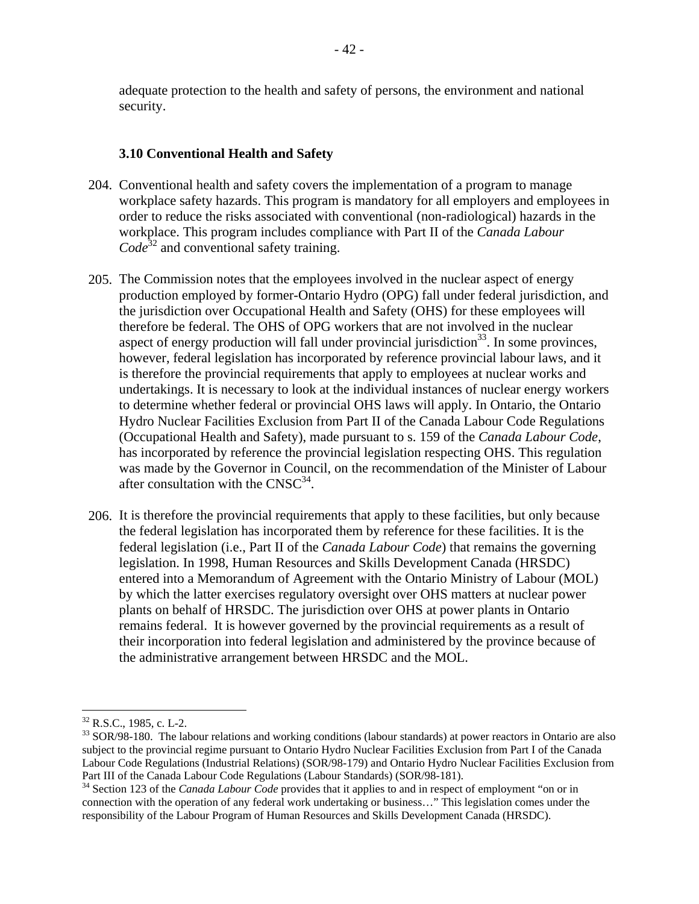adequate protection to the health and safety of persons, the environment and national security.

### 3.10 Conventional Health and Safety

204. Conventional health and safety covers the implementation of a program to manage workplace safety hazards. This program is mandatory for all employers and employees in order to reduce the risks associated with conventional (non-radiological) hazards in the workplace. This program includes compliance with Part II of the *Canada Labour Code*[32] and conventional safety training.

205. The Commission notes that the employees involved in the nuclear aspect of energy production employed by former-Ontario Hydro (OPG) fall under federal jurisdiction, and the jurisdiction over Occupational Health and Safety (OHS) for these employees will therefore be federal. The OHS of OPG workers that are not involved in the nuclear aspect of energy production will fall under provincial jurisdiction[33]. In some provinces, however, federal legislation has incorporated by reference provincial labour laws, and it is therefore the provincial requirements that apply to employees at nuclear works and undertakings. It is necessary to look at the individual instances of nuclear energy workers to determine whether federal or provincial OHS laws will apply. In Ontario, the Ontario Hydro Nuclear Facilities Exclusion from Part II of the Canada Labour Code Regulations (Occupational Health and Safety), made pursuant to s. 159 of the *Canada Labour Code*, has incorporated by reference the provincial legislation respecting OHS. This regulation was made by the Governor in Council, on the recommendation of the Minister of Labour after consultation with the CNSC[34].

206. It is therefore the provincial requirements that apply to these facilities, but only because the federal legislation has incorporated them by reference for these facilities. It is the federal legislation (i.e., Part II of the *Canada Labour Code*) that remains the governing legislation. In 1998, Human Resources and Skills Development Canada (HRSDC) entered into a Memorandum of Agreement with the Ontario Ministry of Labour (MOL) by which the latter exercises regulatory oversight over OHS matters at nuclear power plants on behalf of HRSDC. The jurisdiction over OHS at power plants in Ontario remains federal. It is however governed by the provincial requirements as a result of their incorporation into federal legislation and administered by the province because of the administrative arrangement between HRSDC and the MOL.

---

[32] R.S.C., 1985, c. L-2.

[33] SOR/98-180. The labour relations and working conditions (labour standards) at power reactors in Ontario are also subject to the provincial regime pursuant to Ontario Hydro Nuclear Facilities Exclusion from Part I of the Canada Labour Code Regulations (Industrial Relations) (SOR/98-179) and Ontario Hydro Nuclear Facilities Exclusion from Part III of the Canada Labour Code Regulations (Labour Standards) (SOR/98-181).

[34] Section 123 of the *Canada Labour Code* provides that it applies to and in respect of employment "on or in connection with the operation of any federal work undertaking or business…" This legislation comes under the responsibility of the Labour Program of Human Resources and Skills Development Canada (HRSDC).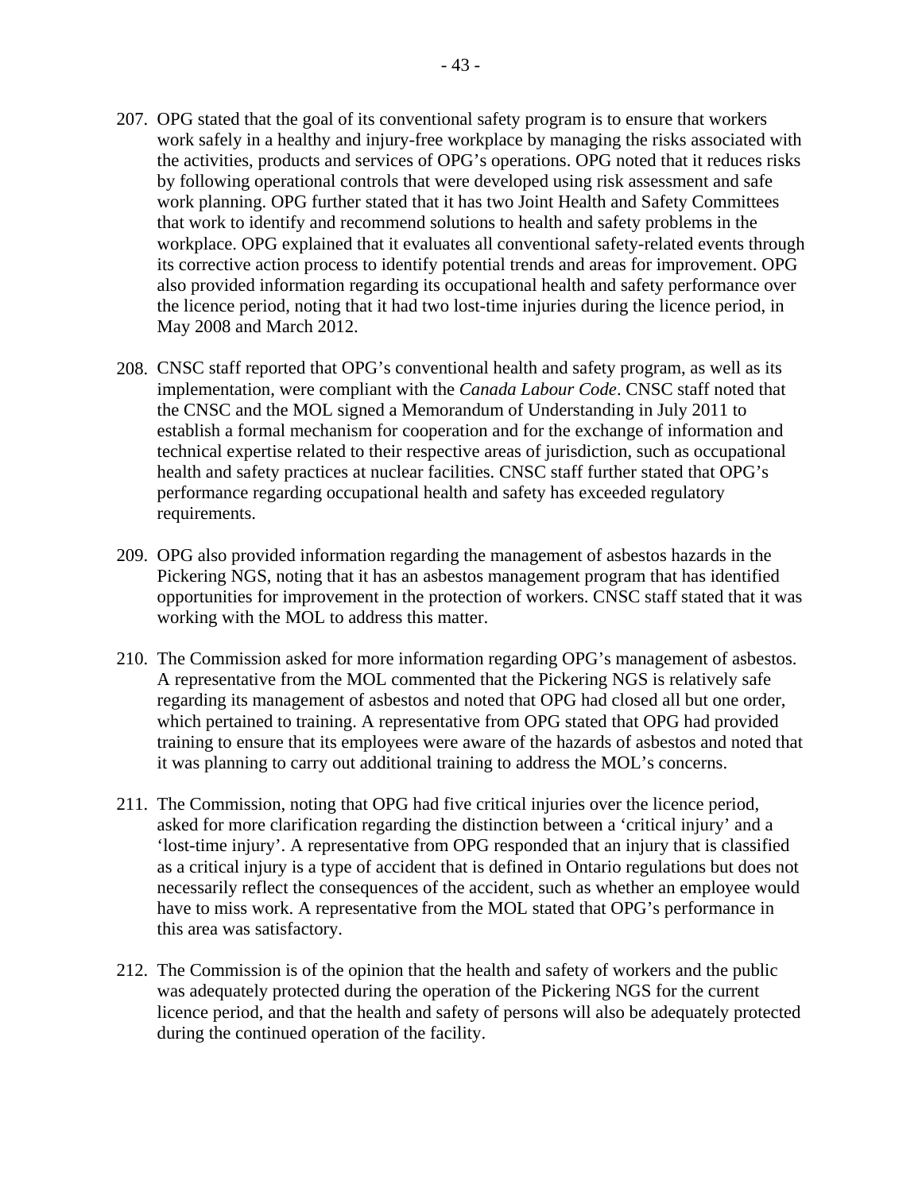207. OPG stated that the goal of its conventional safety program is to ensure that workers work safely in a healthy and injury-free workplace by managing the risks associated with the activities, products and services of OPG's operations. OPG noted that it reduces risks by following operational controls that were developed using risk assessment and safe work planning. OPG further stated that it has two Joint Health and Safety Committees that work to identify and recommend solutions to health and safety problems in the workplace. OPG explained that it evaluates all conventional safety-related events through its corrective action process to identify potential trends and areas for improvement. OPG also provided information regarding its occupational health and safety performance over the licence period, noting that it had two lost-time injuries during the licence period, in May 2008 and March 2012.

208. CNSC staff reported that OPG's conventional health and safety program, as well as its implementation, were compliant with the *Canada Labour Code*. CNSC staff noted that the CNSC and the MOL signed a Memorandum of Understanding in July 2011 to establish a formal mechanism for cooperation and for the exchange of information and technical expertise related to their respective areas of jurisdiction, such as occupational health and safety practices at nuclear facilities. CNSC staff further stated that OPG's performance regarding occupational health and safety has exceeded regulatory requirements.

209. OPG also provided information regarding the management of asbestos hazards in the Pickering NGS, noting that it has an asbestos management program that has identified opportunities for improvement in the protection of workers. CNSC staff stated that it was working with the MOL to address this matter.

210. The Commission asked for more information regarding OPG's management of asbestos. A representative from the MOL commented that the Pickering NGS is relatively safe regarding its management of asbestos and noted that OPG had closed all but one order, which pertained to training. A representative from OPG stated that OPG had provided training to ensure that its employees were aware of the hazards of asbestos and noted that it was planning to carry out additional training to address the MOL's concerns.

211. The Commission, noting that OPG had five critical injuries over the licence period, asked for more clarification regarding the distinction between a 'critical injury' and a 'lost-time injury'. A representative from OPG responded that an injury that is classified as a critical injury is a type of accident that is defined in Ontario regulations but does not necessarily reflect the consequences of the accident, such as whether an employee would have to miss work. A representative from the MOL stated that OPG's performance in this area was satisfactory.

212. The Commission is of the opinion that the health and safety of workers and the public was adequately protected during the operation of the Pickering NGS for the current licence period, and that the health and safety of persons will also be adequately protected during the continued operation of the facility.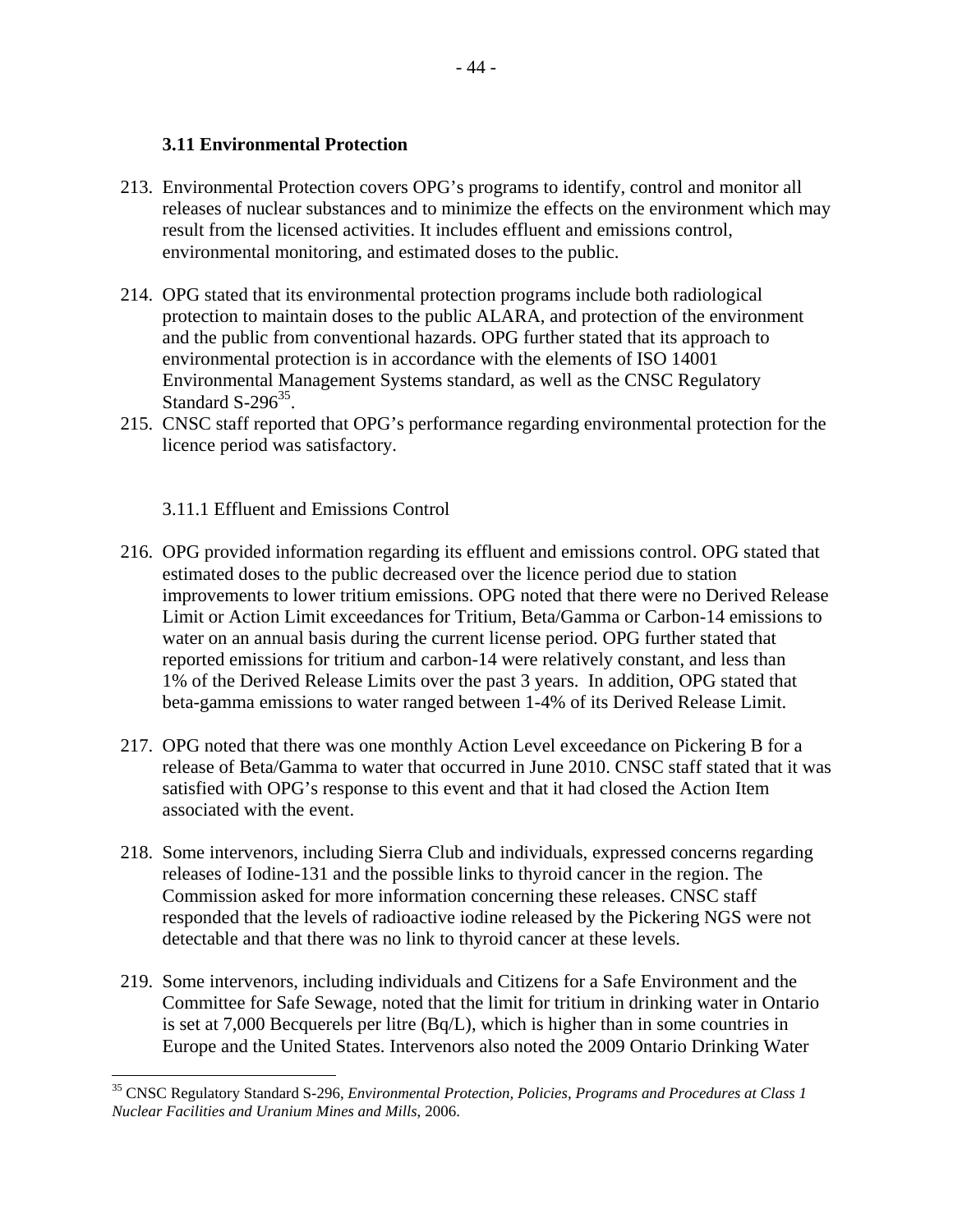### 3.11 Environmental Protection

213. Environmental Protection covers OPG's programs to identify, control and monitor all releases of nuclear substances and to minimize the effects on the environment which may result from the licensed activities. It includes effluent and emissions control, environmental monitoring, and estimated doses to the public.

214. OPG stated that its environmental protection programs include both radiological protection to maintain doses to the public ALARA, and protection of the environment and the public from conventional hazards. OPG further stated that its approach to environmental protection is in accordance with the elements of ISO 14001 Environmental Management Systems standard, as well as the CNSC Regulatory Standard S-296[35].

215. CNSC staff reported that OPG's performance regarding environmental protection for the licence period was satisfactory.

#### 3.11.1 Effluent and Emissions Control

216. OPG provided information regarding its effluent and emissions control. OPG stated that estimated doses to the public decreased over the licence period due to station improvements to lower tritium emissions. OPG noted that there were no Derived Release Limit or Action Limit exceedances for Tritium, Beta/Gamma or Carbon-14 emissions to water on an annual basis during the current license period. OPG further stated that reported emissions for tritium and carbon-14 were relatively constant, and less than 1% of the Derived Release Limits over the past 3 years. In addition, OPG stated that beta-gamma emissions to water ranged between 1-4% of its Derived Release Limit.

217. OPG noted that there was one monthly Action Level exceedance on Pickering B for a release of Beta/Gamma to water that occurred in June 2010. CNSC staff stated that it was satisfied with OPG's response to this event and that it had closed the Action Item associated with the event.

218. Some intervenors, including Sierra Club and individuals, expressed concerns regarding releases of Iodine-131 and the possible links to thyroid cancer in the region. The Commission asked for more information concerning these releases. CNSC staff responded that the levels of radioactive iodine released by the Pickering NGS were not detectable and that there was no link to thyroid cancer at these levels.

219. Some intervenors, including individuals and Citizens for a Safe Environment and the Committee for Safe Sewage, noted that the limit for tritium in drinking water in Ontario is set at 7,000 Becquerels per litre (Bq/L), which is higher than in some countries in Europe and the United States. Intervenors also noted the 2009 Ontario Drinking Water

---

[35] CNSC Regulatory Standard S-296, *Environmental Protection, Policies, Programs and Procedures at Class 1 Nuclear Facilities and Uranium Mines and Mills*, 2006.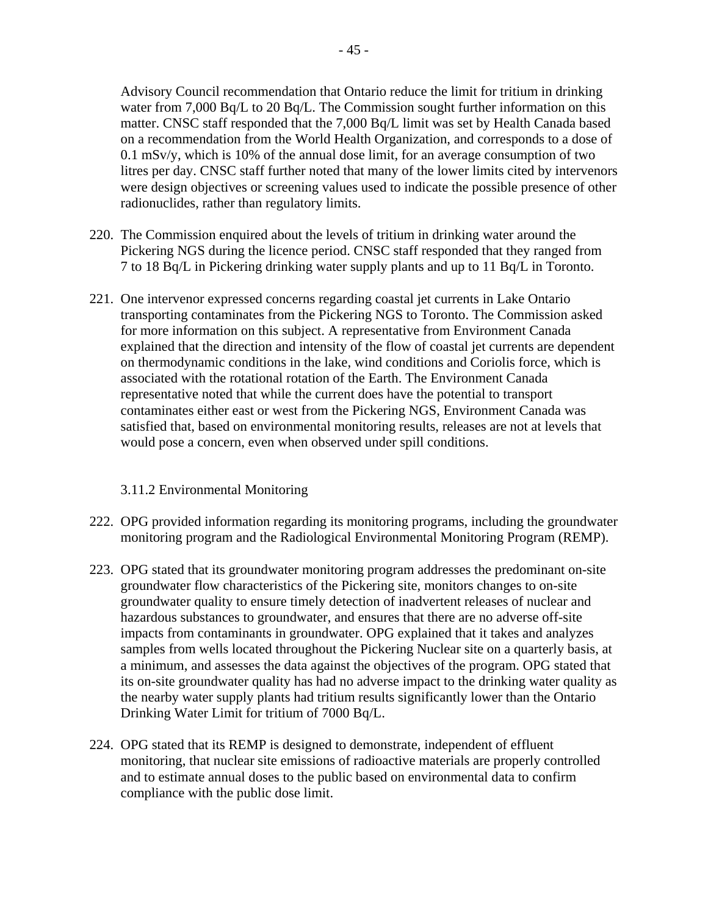Advisory Council recommendation that Ontario reduce the limit for tritium in drinking water from 7,000 Bq/L to 20 Bq/L. The Commission sought further information on this matter. CNSC staff responded that the 7,000 Bq/L limit was set by Health Canada based on a recommendation from the World Health Organization, and corresponds to a dose of 0.1 mSv/y, which is 10% of the annual dose limit, for an average consumption of two litres per day. CNSC staff further noted that many of the lower limits cited by intervenors were design objectives or screening values used to indicate the possible presence of other radionuclides, rather than regulatory limits.

220. The Commission enquired about the levels of tritium in drinking water around the Pickering NGS during the licence period. CNSC staff responded that they ranged from 7 to 18 Bq/L in Pickering drinking water supply plants and up to 11 Bq/L in Toronto.

221. One intervenor expressed concerns regarding coastal jet currents in Lake Ontario transporting contaminates from the Pickering NGS to Toronto. The Commission asked for more information on this subject. A representative from Environment Canada explained that the direction and intensity of the flow of coastal jet currents are dependent on thermodynamic conditions in the lake, wind conditions and Coriolis force, which is associated with the rotational rotation of the Earth. The Environment Canada representative noted that while the current does have the potential to transport contaminates either east or west from the Pickering NGS, Environment Canada was satisfied that, based on environmental monitoring results, releases are not at levels that would pose a concern, even when observed under spill conditions.

### 3.11.2 Environmental Monitoring

222. OPG provided information regarding its monitoring programs, including the groundwater monitoring program and the Radiological Environmental Monitoring Program (REMP).

223. OPG stated that its groundwater monitoring program addresses the predominant on-site groundwater flow characteristics of the Pickering site, monitors changes to on-site groundwater quality to ensure timely detection of inadvertent releases of nuclear and hazardous substances to groundwater, and ensures that there are no adverse off-site impacts from contaminants in groundwater. OPG explained that it takes and analyzes samples from wells located throughout the Pickering Nuclear site on a quarterly basis, at a minimum, and assesses the data against the objectives of the program. OPG stated that its on-site groundwater quality has had no adverse impact to the drinking water quality as the nearby water supply plants had tritium results significantly lower than the Ontario Drinking Water Limit for tritium of 7000 Bq/L.

224. OPG stated that its REMP is designed to demonstrate, independent of effluent monitoring, that nuclear site emissions of radioactive materials are properly controlled and to estimate annual doses to the public based on environmental data to confirm compliance with the public dose limit.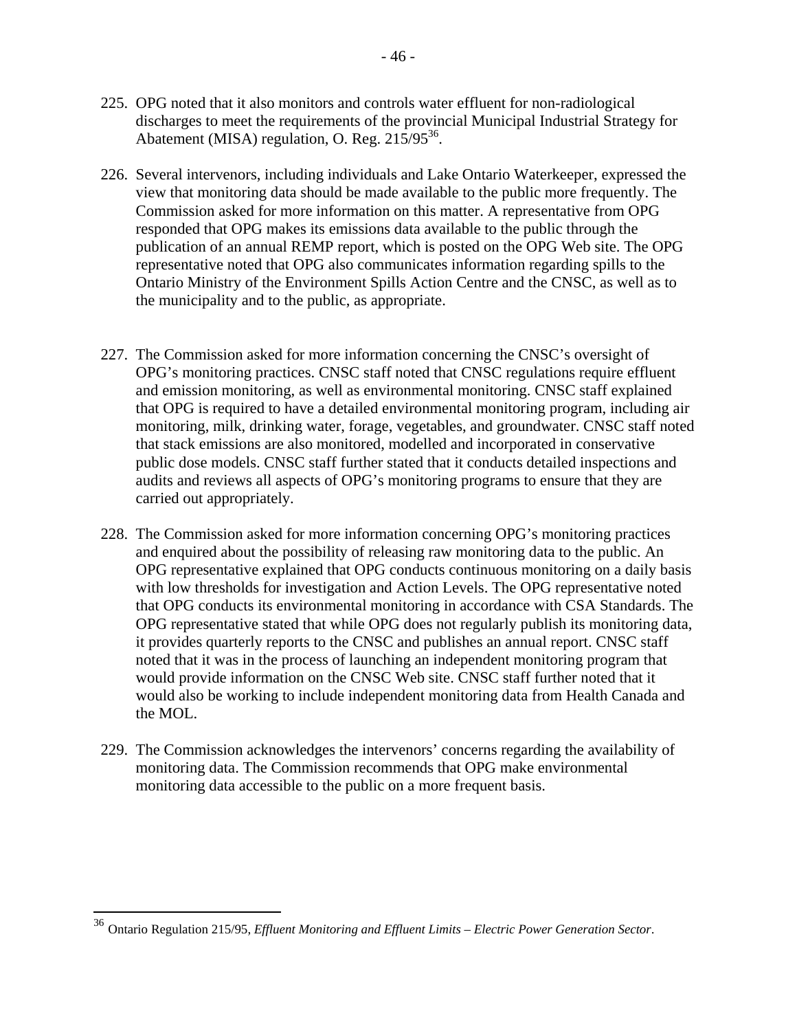225. OPG noted that it also monitors and controls water effluent for non-radiological discharges to meet the requirements of the provincial Municipal Industrial Strategy for Abatement (MISA) regulation, O. Reg. 215/95[36].

226. Several intervenors, including individuals and Lake Ontario Waterkeeper, expressed the view that monitoring data should be made available to the public more frequently. The Commission asked for more information on this matter. A representative from OPG responded that OPG makes its emissions data available to the public through the publication of an annual REMP report, which is posted on the OPG Web site. The OPG representative noted that OPG also communicates information regarding spills to the Ontario Ministry of the Environment Spills Action Centre and the CNSC, as well as to the municipality and to the public, as appropriate.

227. The Commission asked for more information concerning the CNSC's oversight of OPG's monitoring practices. CNSC staff noted that CNSC regulations require effluent and emission monitoring, as well as environmental monitoring. CNSC staff explained that OPG is required to have a detailed environmental monitoring program, including air monitoring, milk, drinking water, forage, vegetables, and groundwater. CNSC staff noted that stack emissions are also monitored, modelled and incorporated in conservative public dose models. CNSC staff further stated that it conducts detailed inspections and audits and reviews all aspects of OPG's monitoring programs to ensure that they are carried out appropriately.

228. The Commission asked for more information concerning OPG's monitoring practices and enquired about the possibility of releasing raw monitoring data to the public. An OPG representative explained that OPG conducts continuous monitoring on a daily basis with low thresholds for investigation and Action Levels. The OPG representative noted that OPG conducts its environmental monitoring in accordance with CSA Standards. The OPG representative stated that while OPG does not regularly publish its monitoring data, it provides quarterly reports to the CNSC and publishes an annual report. CNSC staff noted that it was in the process of launching an independent monitoring program that would provide information on the CNSC Web site. CNSC staff further noted that it would also be working to include independent monitoring data from Health Canada and the MOL.

229. The Commission acknowledges the intervenors' concerns regarding the availability of monitoring data. The Commission recommends that OPG make environmental monitoring data accessible to the public on a more frequent basis.

---

[36] Ontario Regulation 215/95, *Effluent Monitoring and Effluent Limits – Electric Power Generation Sector*.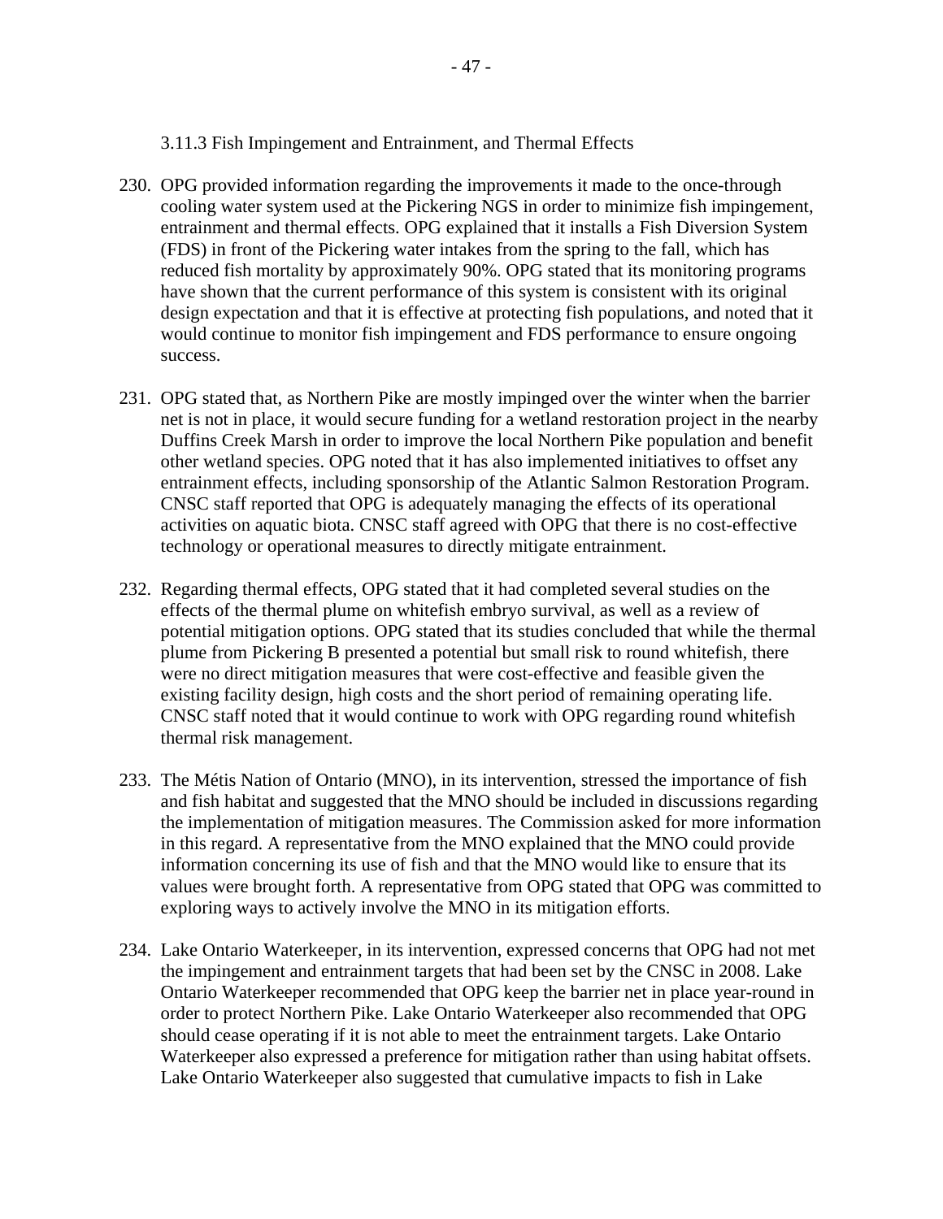### 3.11.3 Fish Impingement and Entrainment, and Thermal Effects

230. OPG provided information regarding the improvements it made to the once-through cooling water system used at the Pickering NGS in order to minimize fish impingement, entrainment and thermal effects. OPG explained that it installs a Fish Diversion System (FDS) in front of the Pickering water intakes from the spring to the fall, which has reduced fish mortality by approximately 90%. OPG stated that its monitoring programs have shown that the current performance of this system is consistent with its original design expectation and that it is effective at protecting fish populations, and noted that it would continue to monitor fish impingement and FDS performance to ensure ongoing success.

231. OPG stated that, as Northern Pike are mostly impinged over the winter when the barrier net is not in place, it would secure funding for a wetland restoration project in the nearby Duffins Creek Marsh in order to improve the local Northern Pike population and benefit other wetland species. OPG noted that it has also implemented initiatives to offset any entrainment effects, including sponsorship of the Atlantic Salmon Restoration Program. CNSC staff reported that OPG is adequately managing the effects of its operational activities on aquatic biota. CNSC staff agreed with OPG that there is no cost-effective technology or operational measures to directly mitigate entrainment.

232. Regarding thermal effects, OPG stated that it had completed several studies on the effects of the thermal plume on whitefish embryo survival, as well as a review of potential mitigation options. OPG stated that its studies concluded that while the thermal plume from Pickering B presented a potential but small risk to round whitefish, there were no direct mitigation measures that were cost-effective and feasible given the existing facility design, high costs and the short period of remaining operating life. CNSC staff noted that it would continue to work with OPG regarding round whitefish thermal risk management.

233. The Métis Nation of Ontario (MNO), in its intervention, stressed the importance of fish and fish habitat and suggested that the MNO should be included in discussions regarding the implementation of mitigation measures. The Commission asked for more information in this regard. A representative from the MNO explained that the MNO could provide information concerning its use of fish and that the MNO would like to ensure that its values were brought forth. A representative from OPG stated that OPG was committed to exploring ways to actively involve the MNO in its mitigation efforts.

234. Lake Ontario Waterkeeper, in its intervention, expressed concerns that OPG had not met the impingement and entrainment targets that had been set by the CNSC in 2008. Lake Ontario Waterkeeper recommended that OPG keep the barrier net in place year-round in order to protect Northern Pike. Lake Ontario Waterkeeper also recommended that OPG should cease operating if it is not able to meet the entrainment targets. Lake Ontario Waterkeeper also expressed a preference for mitigation rather than using habitat offsets. Lake Ontario Waterkeeper also suggested that cumulative impacts to fish in Lake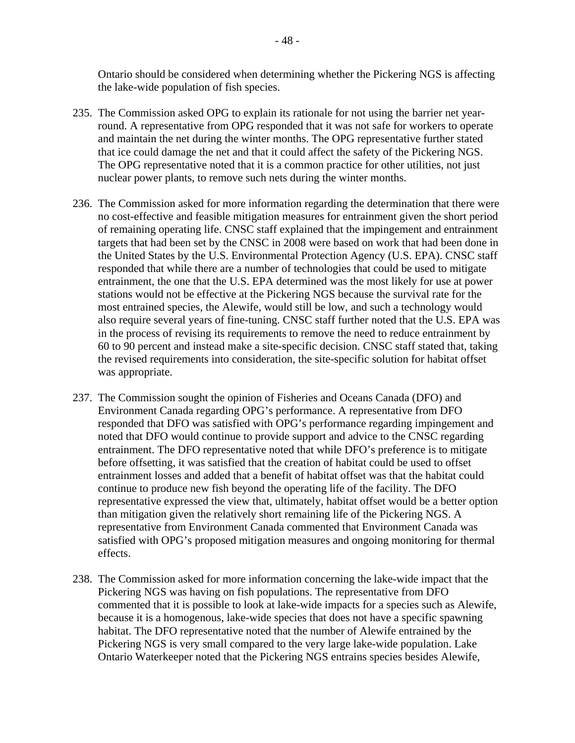Ontario should be considered when determining whether the Pickering NGS is affecting the lake-wide population of fish species.

235. The Commission asked OPG to explain its rationale for not using the barrier net year-round. A representative from OPG responded that it was not safe for workers to operate and maintain the net during the winter months. The OPG representative further stated that ice could damage the net and that it could affect the safety of the Pickering NGS. The OPG representative noted that it is a common practice for other utilities, not just nuclear power plants, to remove such nets during the winter months.

236. The Commission asked for more information regarding the determination that there were no cost-effective and feasible mitigation measures for entrainment given the short period of remaining operating life. CNSC staff explained that the impingement and entrainment targets that had been set by the CNSC in 2008 were based on work that had been done in the United States by the U.S. Environmental Protection Agency (U.S. EPA). CNSC staff responded that while there are a number of technologies that could be used to mitigate entrainment, the one that the U.S. EPA determined was the most likely for use at power stations would not be effective at the Pickering NGS because the survival rate for the most entrained species, the Alewife, would still be low, and such a technology would also require several years of fine-tuning. CNSC staff further noted that the U.S. EPA was in the process of revising its requirements to remove the need to reduce entrainment by 60 to 90 percent and instead make a site-specific decision. CNSC staff stated that, taking the revised requirements into consideration, the site-specific solution for habitat offset was appropriate.

237. The Commission sought the opinion of Fisheries and Oceans Canada (DFO) and Environment Canada regarding OPG's performance. A representative from DFO responded that DFO was satisfied with OPG's performance regarding impingement and noted that DFO would continue to provide support and advice to the CNSC regarding entrainment. The DFO representative noted that while DFO's preference is to mitigate before offsetting, it was satisfied that the creation of habitat could be used to offset entrainment losses and added that a benefit of habitat offset was that the habitat could continue to produce new fish beyond the operating life of the facility. The DFO representative expressed the view that, ultimately, habitat offset would be a better option than mitigation given the relatively short remaining life of the Pickering NGS. A representative from Environment Canada commented that Environment Canada was satisfied with OPG's proposed mitigation measures and ongoing monitoring for thermal effects.

238. The Commission asked for more information concerning the lake-wide impact that the Pickering NGS was having on fish populations. The representative from DFO commented that it is possible to look at lake-wide impacts for a species such as Alewife, because it is a homogenous, lake-wide species that does not have a specific spawning habitat. The DFO representative noted that the number of Alewife entrained by the Pickering NGS is very small compared to the very large lake-wide population. Lake Ontario Waterkeeper noted that the Pickering NGS entrains species besides Alewife,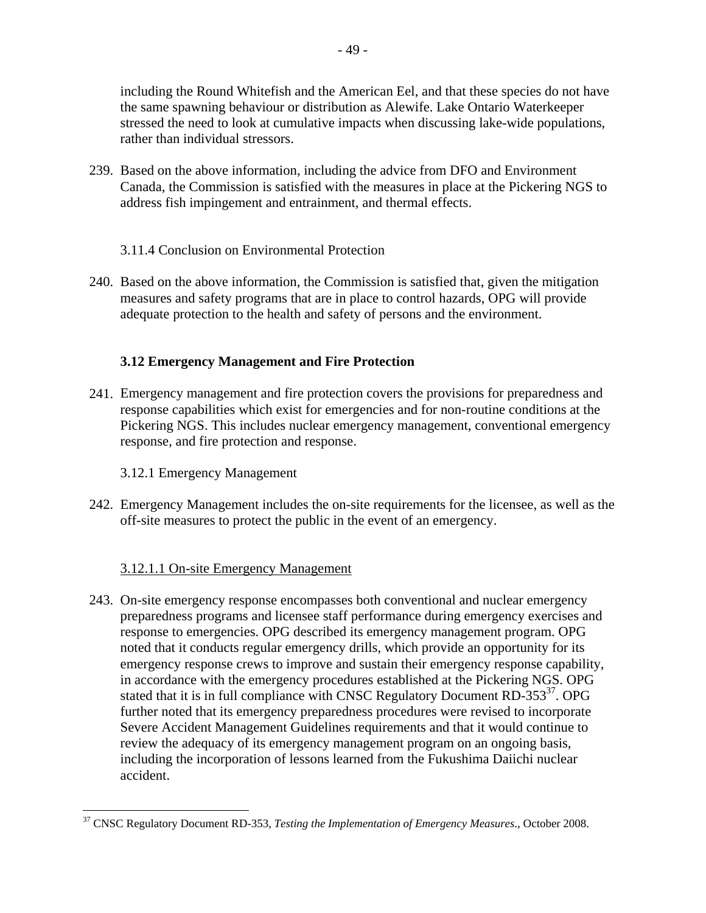including the Round Whitefish and the American Eel, and that these species do not have the same spawning behaviour or distribution as Alewife. Lake Ontario Waterkeeper stressed the need to look at cumulative impacts when discussing lake-wide populations, rather than individual stressors.

239. Based on the above information, including the advice from DFO and Environment Canada, the Commission is satisfied with the measures in place at the Pickering NGS to address fish impingement and entrainment, and thermal effects.

#### 3.11.4 Conclusion on Environmental Protection

240. Based on the above information, the Commission is satisfied that, given the mitigation measures and safety programs that are in place to control hazards, OPG will provide adequate protection to the health and safety of persons and the environment.

### 3.12 Emergency Management and Fire Protection

241. Emergency management and fire protection covers the provisions for preparedness and response capabilities which exist for emergencies and for non-routine conditions at the Pickering NGS. This includes nuclear emergency management, conventional emergency response, and fire protection and response.

#### 3.12.1 Emergency Management

242. Emergency Management includes the on-site requirements for the licensee, as well as the off-site measures to protect the public in the event of an emergency.

##### 3.12.1.1 On-site Emergency Management

243. On-site emergency response encompasses both conventional and nuclear emergency preparedness programs and licensee staff performance during emergency exercises and response to emergencies. OPG described its emergency management program. OPG noted that it conducts regular emergency drills, which provide an opportunity for its emergency response crews to improve and sustain their emergency response capability, in accordance with the emergency procedures established at the Pickering NGS. OPG stated that it is in full compliance with CNSC Regulatory Document RD-353[37]. OPG further noted that its emergency preparedness procedures were revised to incorporate Severe Accident Management Guidelines requirements and that it would continue to review the adequacy of its emergency management program on an ongoing basis, including the incorporation of lessons learned from the Fukushima Daiichi nuclear accident.

---

[37] CNSC Regulatory Document RD-353, *Testing the Implementation of Emergency Measures*., October 2008.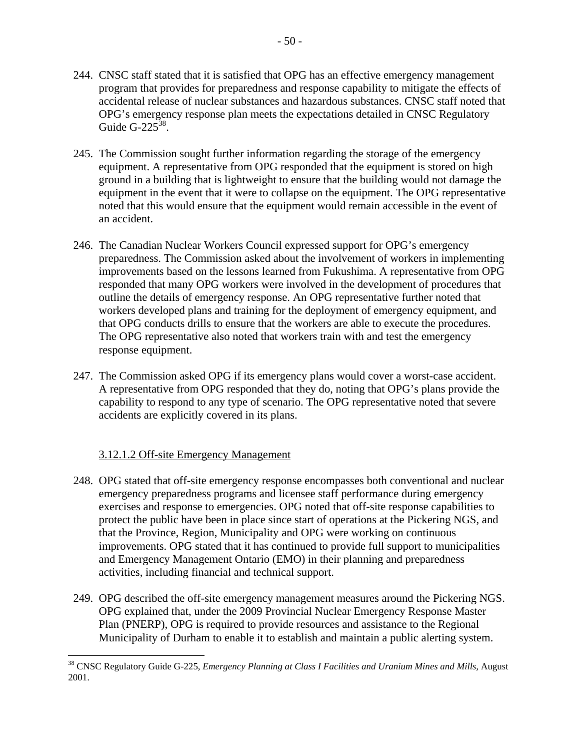244. CNSC staff stated that it is satisfied that OPG has an effective emergency management program that provides for preparedness and response capability to mitigate the effects of accidental release of nuclear substances and hazardous substances. CNSC staff noted that OPG's emergency response plan meets the expectations detailed in CNSC Regulatory Guide G-225[38].

245. The Commission sought further information regarding the storage of the emergency equipment. A representative from OPG responded that the equipment is stored on high ground in a building that is lightweight to ensure that the building would not damage the equipment in the event that it were to collapse on the equipment. The OPG representative noted that this would ensure that the equipment would remain accessible in the event of an accident.

246. The Canadian Nuclear Workers Council expressed support for OPG's emergency preparedness. The Commission asked about the involvement of workers in implementing improvements based on the lessons learned from Fukushima. A representative from OPG responded that many OPG workers were involved in the development of procedures that outline the details of emergency response. An OPG representative further noted that workers developed plans and training for the deployment of emergency equipment, and that OPG conducts drills to ensure that the workers are able to execute the procedures. The OPG representative also noted that workers train with and test the emergency response equipment.

247. The Commission asked OPG if its emergency plans would cover a worst-case accident. A representative from OPG responded that they do, noting that OPG's plans provide the capability to respond to any type of scenario. The OPG representative noted that severe accidents are explicitly covered in its plans.

3.12.1.2 Off-site Emergency Management

248. OPG stated that off-site emergency response encompasses both conventional and nuclear emergency preparedness programs and licensee staff performance during emergency exercises and response to emergencies. OPG noted that off-site response capabilities to protect the public have been in place since start of operations at the Pickering NGS, and that the Province, Region, Municipality and OPG were working on continuous improvements. OPG stated that it has continued to provide full support to municipalities and Emergency Management Ontario (EMO) in their planning and preparedness activities, including financial and technical support.

249. OPG described the off-site emergency management measures around the Pickering NGS. OPG explained that, under the 2009 Provincial Nuclear Emergency Response Master Plan (PNERP), OPG is required to provide resources and assistance to the Regional Municipality of Durham to enable it to establish and maintain a public alerting system.

[38] CNSC Regulatory Guide G-225, *Emergency Planning at Class I Facilities and Uranium Mines and Mills*, August 2001.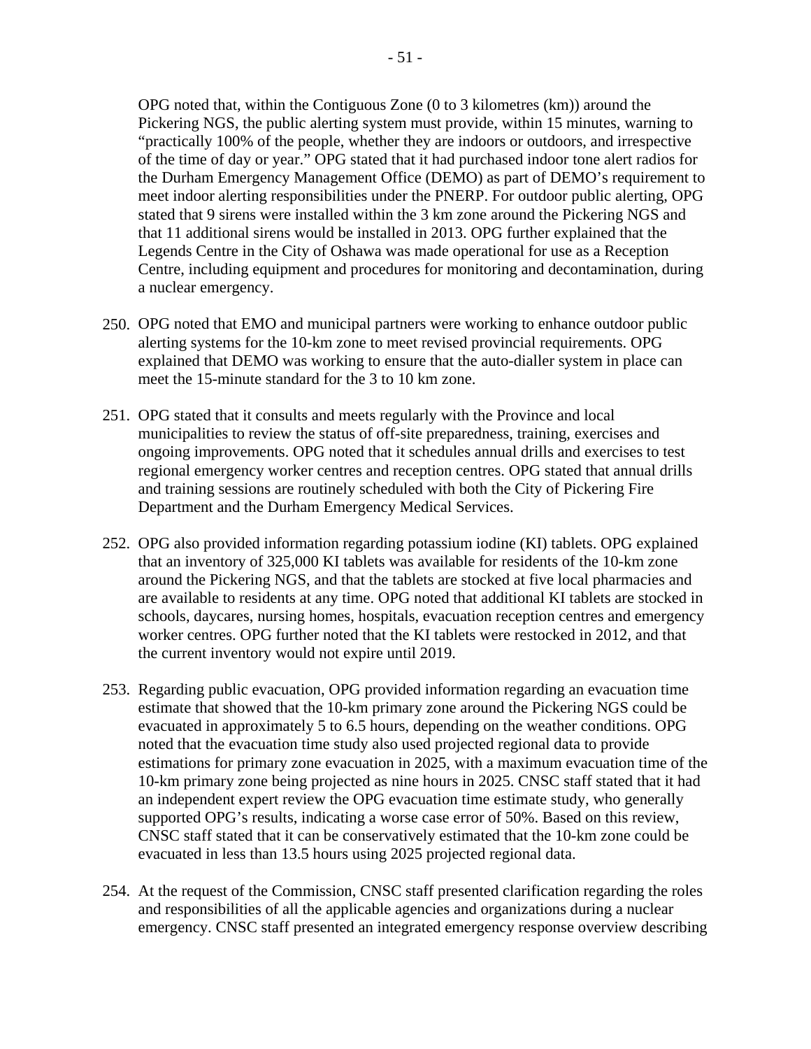OPG noted that, within the Contiguous Zone (0 to 3 kilometres (km)) around the Pickering NGS, the public alerting system must provide, within 15 minutes, warning to "practically 100% of the people, whether they are indoors or outdoors, and irrespective of the time of day or year." OPG stated that it had purchased indoor tone alert radios for the Durham Emergency Management Office (DEMO) as part of DEMO's requirement to meet indoor alerting responsibilities under the PNERP. For outdoor public alerting, OPG stated that 9 sirens were installed within the 3 km zone around the Pickering NGS and that 11 additional sirens would be installed in 2013. OPG further explained that the Legends Centre in the City of Oshawa was made operational for use as a Reception Centre, including equipment and procedures for monitoring and decontamination, during a nuclear emergency.

250. OPG noted that EMO and municipal partners were working to enhance outdoor public alerting systems for the 10-km zone to meet revised provincial requirements. OPG explained that DEMO was working to ensure that the auto-dialler system in place can meet the 15-minute standard for the 3 to 10 km zone.

251. OPG stated that it consults and meets regularly with the Province and local municipalities to review the status of off-site preparedness, training, exercises and ongoing improvements. OPG noted that it schedules annual drills and exercises to test regional emergency worker centres and reception centres. OPG stated that annual drills and training sessions are routinely scheduled with both the City of Pickering Fire Department and the Durham Emergency Medical Services.

252. OPG also provided information regarding potassium iodine (KI) tablets. OPG explained that an inventory of 325,000 KI tablets was available for residents of the 10-km zone around the Pickering NGS, and that the tablets are stocked at five local pharmacies and are available to residents at any time. OPG noted that additional KI tablets are stocked in schools, daycares, nursing homes, hospitals, evacuation reception centres and emergency worker centres. OPG further noted that the KI tablets were restocked in 2012, and that the current inventory would not expire until 2019.

253. Regarding public evacuation, OPG provided information regarding an evacuation time estimate that showed that the 10-km primary zone around the Pickering NGS could be evacuated in approximately 5 to 6.5 hours, depending on the weather conditions. OPG noted that the evacuation time study also used projected regional data to provide estimations for primary zone evacuation in 2025, with a maximum evacuation time of the 10-km primary zone being projected as nine hours in 2025. CNSC staff stated that it had an independent expert review the OPG evacuation time estimate study, who generally supported OPG's results, indicating a worse case error of 50%. Based on this review, CNSC staff stated that it can be conservatively estimated that the 10-km zone could be evacuated in less than 13.5 hours using 2025 projected regional data.

254. At the request of the Commission, CNSC staff presented clarification regarding the roles and responsibilities of all the applicable agencies and organizations during a nuclear emergency. CNSC staff presented an integrated emergency response overview describing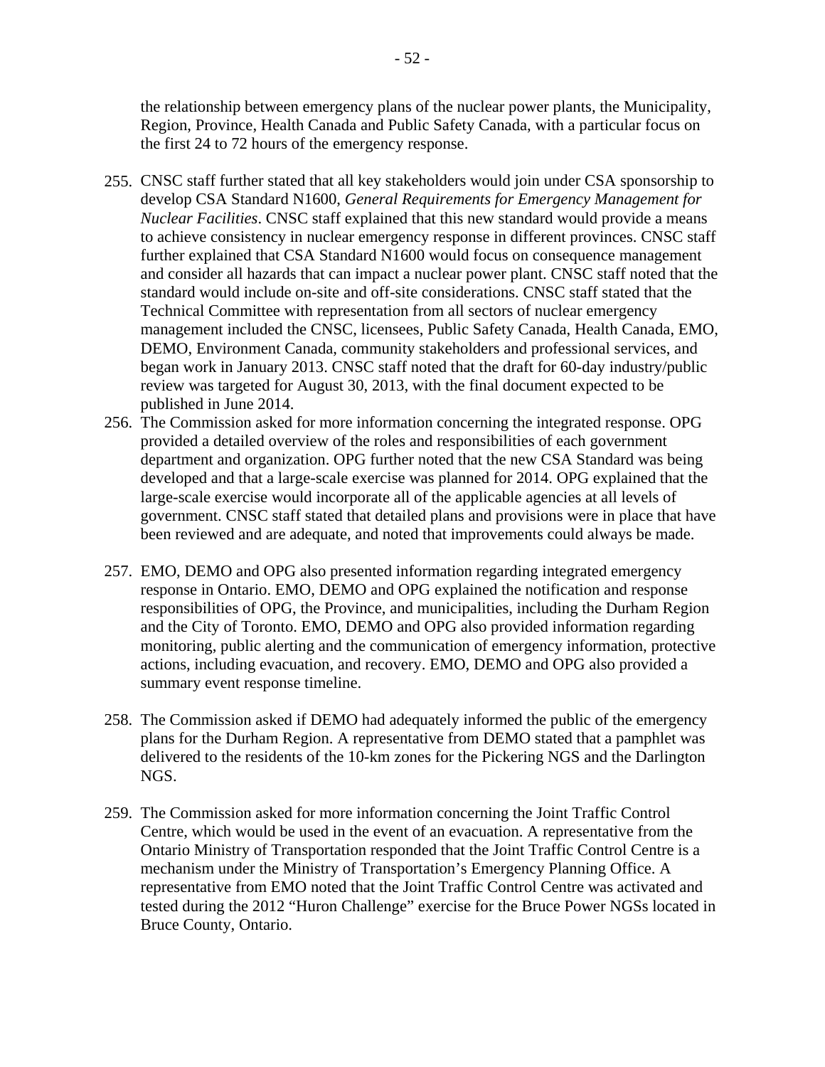the relationship between emergency plans of the nuclear power plants, the Municipality, Region, Province, Health Canada and Public Safety Canada, with a particular focus on the first 24 to 72 hours of the emergency response.

255. CNSC staff further stated that all key stakeholders would join under CSA sponsorship to develop CSA Standard N1600, *General Requirements for Emergency Management for Nuclear Facilities*. CNSC staff explained that this new standard would provide a means to achieve consistency in nuclear emergency response in different provinces. CNSC staff further explained that CSA Standard N1600 would focus on consequence management and consider all hazards that can impact a nuclear power plant. CNSC staff noted that the standard would include on-site and off-site considerations. CNSC staff stated that the Technical Committee with representation from all sectors of nuclear emergency management included the CNSC, licensees, Public Safety Canada, Health Canada, EMO, DEMO, Environment Canada, community stakeholders and professional services, and began work in January 2013. CNSC staff noted that the draft for 60-day industry/public review was targeted for August 30, 2013, with the final document expected to be published in June 2014.

256. The Commission asked for more information concerning the integrated response. OPG provided a detailed overview of the roles and responsibilities of each government department and organization. OPG further noted that the new CSA Standard was being developed and that a large-scale exercise was planned for 2014. OPG explained that the large-scale exercise would incorporate all of the applicable agencies at all levels of government. CNSC staff stated that detailed plans and provisions were in place that have been reviewed and are adequate, and noted that improvements could always be made.

257. EMO, DEMO and OPG also presented information regarding integrated emergency response in Ontario. EMO, DEMO and OPG explained the notification and response responsibilities of OPG, the Province, and municipalities, including the Durham Region and the City of Toronto. EMO, DEMO and OPG also provided information regarding monitoring, public alerting and the communication of emergency information, protective actions, including evacuation, and recovery. EMO, DEMO and OPG also provided a summary event response timeline.

258. The Commission asked if DEMO had adequately informed the public of the emergency plans for the Durham Region. A representative from DEMO stated that a pamphlet was delivered to the residents of the 10-km zones for the Pickering NGS and the Darlington NGS.

259. The Commission asked for more information concerning the Joint Traffic Control Centre, which would be used in the event of an evacuation. A representative from the Ontario Ministry of Transportation responded that the Joint Traffic Control Centre is a mechanism under the Ministry of Transportation's Emergency Planning Office. A representative from EMO noted that the Joint Traffic Control Centre was activated and tested during the 2012 "Huron Challenge" exercise for the Bruce Power NGSs located in Bruce County, Ontario.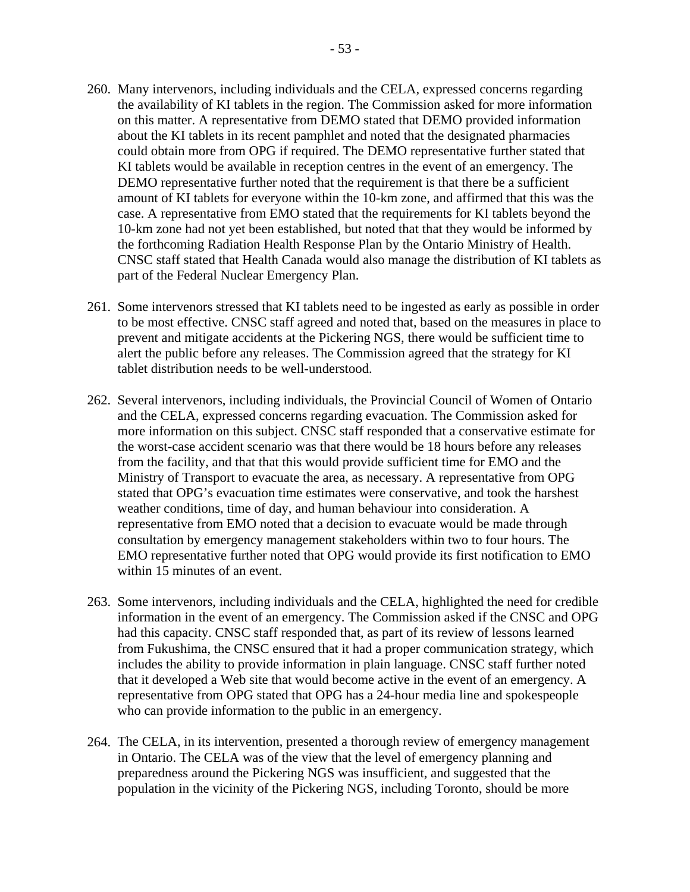260. Many intervenors, including individuals and the CELA, expressed concerns regarding the availability of KI tablets in the region. The Commission asked for more information on this matter. A representative from DEMO stated that DEMO provided information about the KI tablets in its recent pamphlet and noted that the designated pharmacies could obtain more from OPG if required. The DEMO representative further stated that KI tablets would be available in reception centres in the event of an emergency. The DEMO representative further noted that the requirement is that there be a sufficient amount of KI tablets for everyone within the 10-km zone, and affirmed that this was the case. A representative from EMO stated that the requirements for KI tablets beyond the 10-km zone had not yet been established, but noted that that they would be informed by the forthcoming Radiation Health Response Plan by the Ontario Ministry of Health. CNSC staff stated that Health Canada would also manage the distribution of KI tablets as part of the Federal Nuclear Emergency Plan.

261. Some intervenors stressed that KI tablets need to be ingested as early as possible in order to be most effective. CNSC staff agreed and noted that, based on the measures in place to prevent and mitigate accidents at the Pickering NGS, there would be sufficient time to alert the public before any releases. The Commission agreed that the strategy for KI tablet distribution needs to be well-understood.

262. Several intervenors, including individuals, the Provincial Council of Women of Ontario and the CELA, expressed concerns regarding evacuation. The Commission asked for more information on this subject. CNSC staff responded that a conservative estimate for the worst-case accident scenario was that there would be 18 hours before any releases from the facility, and that that this would provide sufficient time for EMO and the Ministry of Transport to evacuate the area, as necessary. A representative from OPG stated that OPG's evacuation time estimates were conservative, and took the harshest weather conditions, time of day, and human behaviour into consideration. A representative from EMO noted that a decision to evacuate would be made through consultation by emergency management stakeholders within two to four hours. The EMO representative further noted that OPG would provide its first notification to EMO within 15 minutes of an event.

263. Some intervenors, including individuals and the CELA, highlighted the need for credible information in the event of an emergency. The Commission asked if the CNSC and OPG had this capacity. CNSC staff responded that, as part of its review of lessons learned from Fukushima, the CNSC ensured that it had a proper communication strategy, which includes the ability to provide information in plain language. CNSC staff further noted that it developed a Web site that would become active in the event of an emergency. A representative from OPG stated that OPG has a 24-hour media line and spokespeople who can provide information to the public in an emergency.

264. The CELA, in its intervention, presented a thorough review of emergency management in Ontario. The CELA was of the view that the level of emergency planning and preparedness around the Pickering NGS was insufficient, and suggested that the population in the vicinity of the Pickering NGS, including Toronto, should be more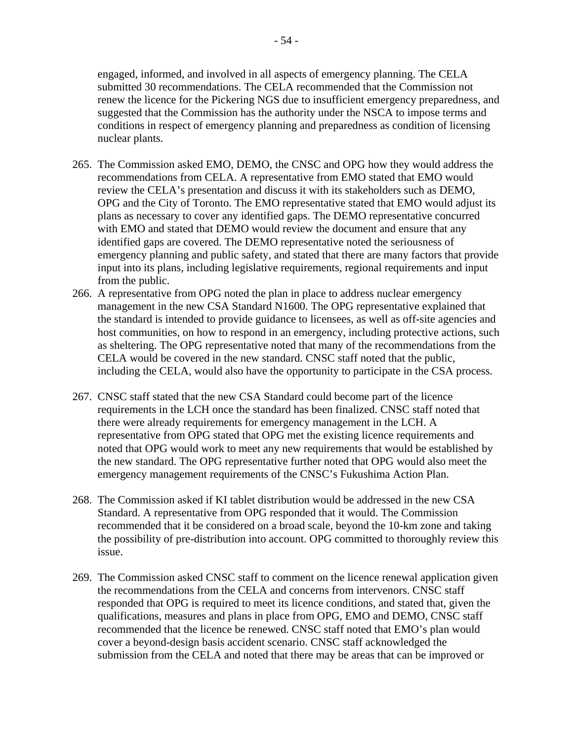engaged, informed, and involved in all aspects of emergency planning. The CELA submitted 30 recommendations. The CELA recommended that the Commission not renew the licence for the Pickering NGS due to insufficient emergency preparedness, and suggested that the Commission has the authority under the NSCA to impose terms and conditions in respect of emergency planning and preparedness as condition of licensing nuclear plants.

265. The Commission asked EMO, DEMO, the CNSC and OPG how they would address the recommendations from CELA. A representative from EMO stated that EMO would review the CELA's presentation and discuss it with its stakeholders such as DEMO, OPG and the City of Toronto. The EMO representative stated that EMO would adjust its plans as necessary to cover any identified gaps. The DEMO representative concurred with EMO and stated that DEMO would review the document and ensure that any identified gaps are covered. The DEMO representative noted the seriousness of emergency planning and public safety, and stated that there are many factors that provide input into its plans, including legislative requirements, regional requirements and input from the public.

266. A representative from OPG noted the plan in place to address nuclear emergency management in the new CSA Standard N1600. The OPG representative explained that the standard is intended to provide guidance to licensees, as well as off-site agencies and host communities, on how to respond in an emergency, including protective actions, such as sheltering. The OPG representative noted that many of the recommendations from the CELA would be covered in the new standard. CNSC staff noted that the public, including the CELA, would also have the opportunity to participate in the CSA process.

267. CNSC staff stated that the new CSA Standard could become part of the licence requirements in the LCH once the standard has been finalized. CNSC staff noted that there were already requirements for emergency management in the LCH. A representative from OPG stated that OPG met the existing licence requirements and noted that OPG would work to meet any new requirements that would be established by the new standard. The OPG representative further noted that OPG would also meet the emergency management requirements of the CNSC's Fukushima Action Plan.

268. The Commission asked if KI tablet distribution would be addressed in the new CSA Standard. A representative from OPG responded that it would. The Commission recommended that it be considered on a broad scale, beyond the 10-km zone and taking the possibility of pre-distribution into account. OPG committed to thoroughly review this issue.

269. The Commission asked CNSC staff to comment on the licence renewal application given the recommendations from the CELA and concerns from intervenors. CNSC staff responded that OPG is required to meet its licence conditions, and stated that, given the qualifications, measures and plans in place from OPG, EMO and DEMO, CNSC staff recommended that the licence be renewed. CNSC staff noted that EMO's plan would cover a beyond-design basis accident scenario. CNSC staff acknowledged the submission from the CELA and noted that there may be areas that can be improved or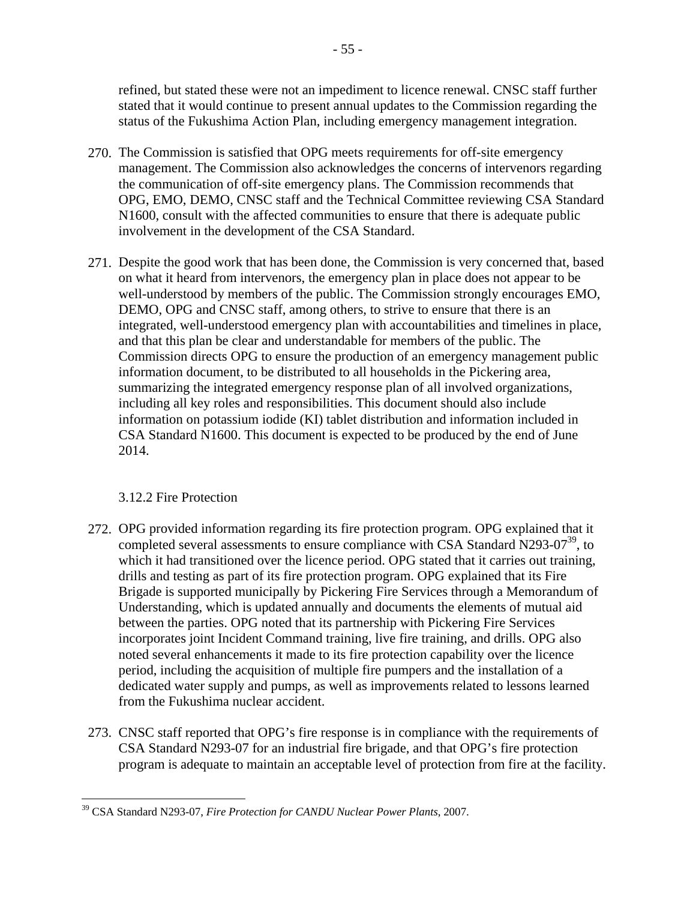refined, but stated these were not an impediment to licence renewal. CNSC staff further stated that it would continue to present annual updates to the Commission regarding the status of the Fukushima Action Plan, including emergency management integration.

270. The Commission is satisfied that OPG meets requirements for off-site emergency management. The Commission also acknowledges the concerns of intervenors regarding the communication of off-site emergency plans. The Commission recommends that OPG, EMO, DEMO, CNSC staff and the Technical Committee reviewing CSA Standard N1600, consult with the affected communities to ensure that there is adequate public involvement in the development of the CSA Standard.

271. Despite the good work that has been done, the Commission is very concerned that, based on what it heard from intervenors, the emergency plan in place does not appear to be well-understood by members of the public. The Commission strongly encourages EMO, DEMO, OPG and CNSC staff, among others, to strive to ensure that there is an integrated, well-understood emergency plan with accountabilities and timelines in place, and that this plan be clear and understandable for members of the public. The Commission directs OPG to ensure the production of an emergency management public information document, to be distributed to all households in the Pickering area, summarizing the integrated emergency response plan of all involved organizations, including all key roles and responsibilities. This document should also include information on potassium iodide (KI) tablet distribution and information included in CSA Standard N1600. This document is expected to be produced by the end of June 2014.

### 3.12.2 Fire Protection

272. OPG provided information regarding its fire protection program. OPG explained that it completed several assessments to ensure compliance with CSA Standard N293-07[39], to which it had transitioned over the licence period. OPG stated that it carries out training, drills and testing as part of its fire protection program. OPG explained that its Fire Brigade is supported municipally by Pickering Fire Services through a Memorandum of Understanding, which is updated annually and documents the elements of mutual aid between the parties. OPG noted that its partnership with Pickering Fire Services incorporates joint Incident Command training, live fire training, and drills. OPG also noted several enhancements it made to its fire protection capability over the licence period, including the acquisition of multiple fire pumpers and the installation of a dedicated water supply and pumps, as well as improvements related to lessons learned from the Fukushima nuclear accident.

273. CNSC staff reported that OPG's fire response is in compliance with the requirements of CSA Standard N293-07 for an industrial fire brigade, and that OPG's fire protection program is adequate to maintain an acceptable level of protection from fire at the facility.

---

[39] CSA Standard N293-07, *Fire Protection for CANDU Nuclear Power Plants*, 2007.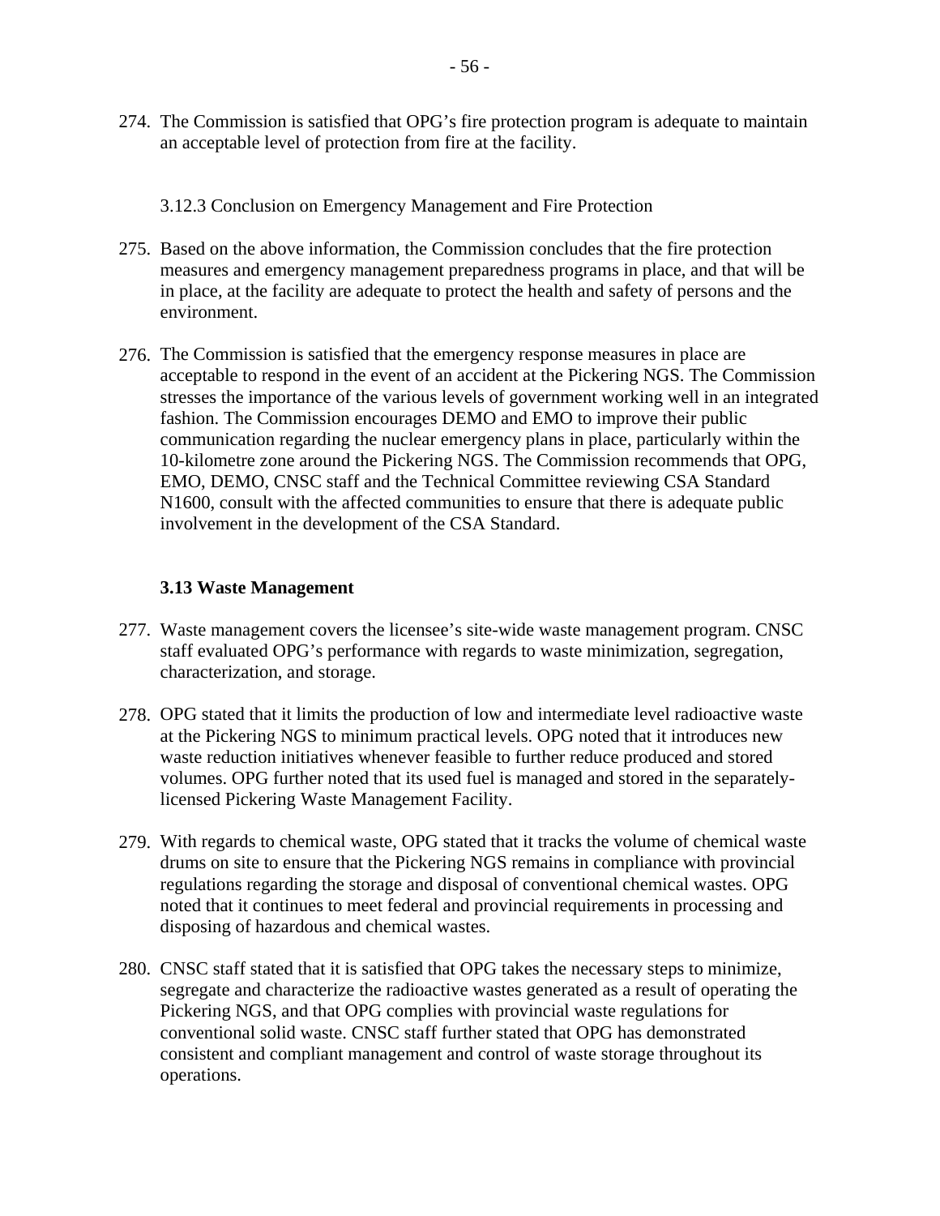274. The Commission is satisfied that OPG's fire protection program is adequate to maintain an acceptable level of protection from fire at the facility.

3.12.3 Conclusion on Emergency Management and Fire Protection

275. Based on the above information, the Commission concludes that the fire protection measures and emergency management preparedness programs in place, and that will be in place, at the facility are adequate to protect the health and safety of persons and the environment.

276. The Commission is satisfied that the emergency response measures in place are acceptable to respond in the event of an accident at the Pickering NGS. The Commission stresses the importance of the various levels of government working well in an integrated fashion. The Commission encourages DEMO and EMO to improve their public communication regarding the nuclear emergency plans in place, particularly within the 10-kilometre zone around the Pickering NGS. The Commission recommends that OPG, EMO, DEMO, CNSC staff and the Technical Committee reviewing CSA Standard N1600, consult with the affected communities to ensure that there is adequate public involvement in the development of the CSA Standard.

### 3.13 Waste Management

277. Waste management covers the licensee's site-wide waste management program. CNSC staff evaluated OPG's performance with regards to waste minimization, segregation, characterization, and storage.

278. OPG stated that it limits the production of low and intermediate level radioactive waste at the Pickering NGS to minimum practical levels. OPG noted that it introduces new waste reduction initiatives whenever feasible to further reduce produced and stored volumes. OPG further noted that its used fuel is managed and stored in the separately-licensed Pickering Waste Management Facility.

279. With regards to chemical waste, OPG stated that it tracks the volume of chemical waste drums on site to ensure that the Pickering NGS remains in compliance with provincial regulations regarding the storage and disposal of conventional chemical wastes. OPG noted that it continues to meet federal and provincial requirements in processing and disposing of hazardous and chemical wastes.

280. CNSC staff stated that it is satisfied that OPG takes the necessary steps to minimize, segregate and characterize the radioactive wastes generated as a result of operating the Pickering NGS, and that OPG complies with provincial waste regulations for conventional solid waste. CNSC staff further stated that OPG has demonstrated consistent and compliant management and control of waste storage throughout its operations.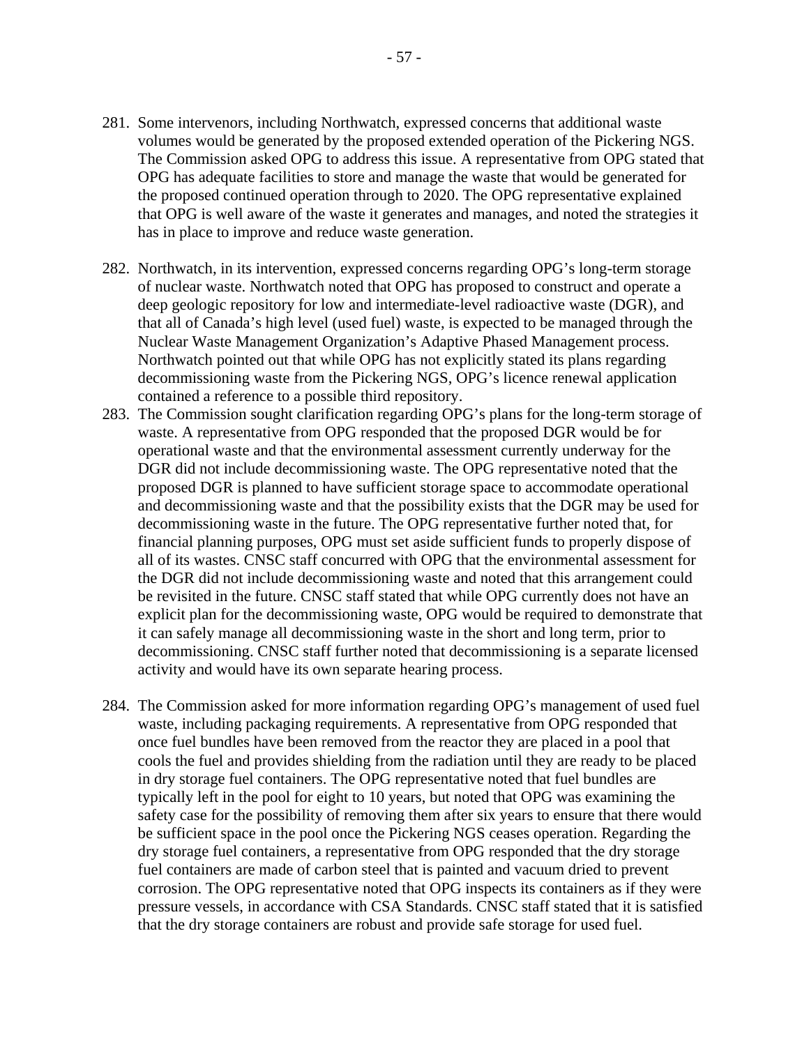281. Some intervenors, including Northwatch, expressed concerns that additional waste volumes would be generated by the proposed extended operation of the Pickering NGS. The Commission asked OPG to address this issue. A representative from OPG stated that OPG has adequate facilities to store and manage the waste that would be generated for the proposed continued operation through to 2020. The OPG representative explained that OPG is well aware of the waste it generates and manages, and noted the strategies it has in place to improve and reduce waste generation.

282. Northwatch, in its intervention, expressed concerns regarding OPG's long-term storage of nuclear waste. Northwatch noted that OPG has proposed to construct and operate a deep geologic repository for low and intermediate-level radioactive waste (DGR), and that all of Canada's high level (used fuel) waste, is expected to be managed through the Nuclear Waste Management Organization's Adaptive Phased Management process. Northwatch pointed out that while OPG has not explicitly stated its plans regarding decommissioning waste from the Pickering NGS, OPG's licence renewal application contained a reference to a possible third repository.

283. The Commission sought clarification regarding OPG's plans for the long-term storage of waste. A representative from OPG responded that the proposed DGR would be for operational waste and that the environmental assessment currently underway for the DGR did not include decommissioning waste. The OPG representative noted that the proposed DGR is planned to have sufficient storage space to accommodate operational and decommissioning waste and that the possibility exists that the DGR may be used for decommissioning waste in the future. The OPG representative further noted that, for financial planning purposes, OPG must set aside sufficient funds to properly dispose of all of its wastes. CNSC staff concurred with OPG that the environmental assessment for the DGR did not include decommissioning waste and noted that this arrangement could be revisited in the future. CNSC staff stated that while OPG currently does not have an explicit plan for the decommissioning waste, OPG would be required to demonstrate that it can safely manage all decommissioning waste in the short and long term, prior to decommissioning. CNSC staff further noted that decommissioning is a separate licensed activity and would have its own separate hearing process.

284. The Commission asked for more information regarding OPG's management of used fuel waste, including packaging requirements. A representative from OPG responded that once fuel bundles have been removed from the reactor they are placed in a pool that cools the fuel and provides shielding from the radiation until they are ready to be placed in dry storage fuel containers. The OPG representative noted that fuel bundles are typically left in the pool for eight to 10 years, but noted that OPG was examining the safety case for the possibility of removing them after six years to ensure that there would be sufficient space in the pool once the Pickering NGS ceases operation. Regarding the dry storage fuel containers, a representative from OPG responded that the dry storage fuel containers are made of carbon steel that is painted and vacuum dried to prevent corrosion. The OPG representative noted that OPG inspects its containers as if they were pressure vessels, in accordance with CSA Standards. CNSC staff stated that it is satisfied that the dry storage containers are robust and provide safe storage for used fuel.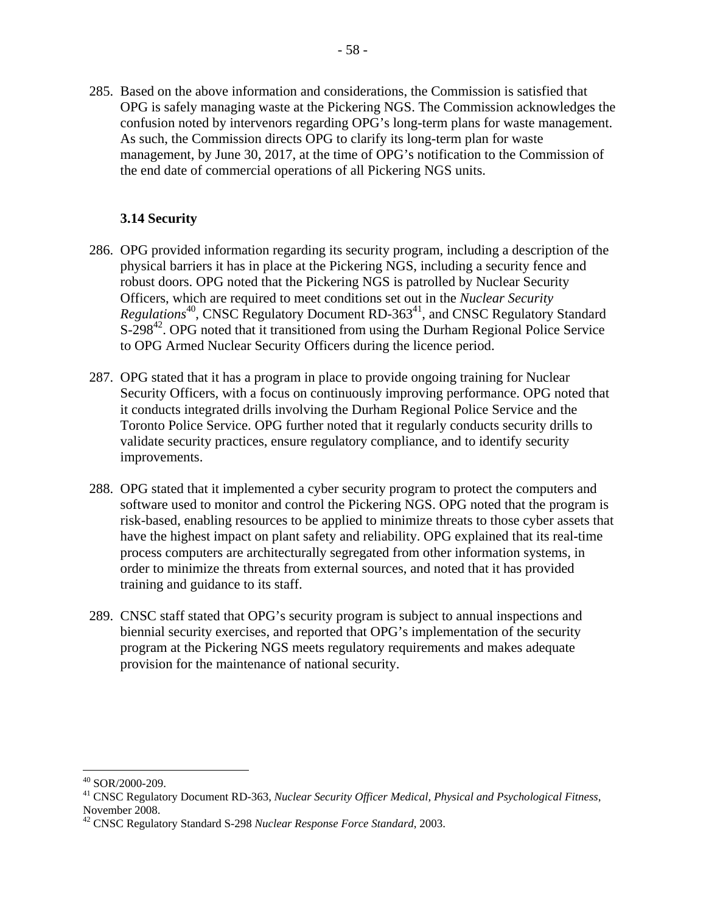285. Based on the above information and considerations, the Commission is satisfied that OPG is safely managing waste at the Pickering NGS. The Commission acknowledges the confusion noted by intervenors regarding OPG's long-term plans for waste management. As such, the Commission directs OPG to clarify its long-term plan for waste management, by June 30, 2017, at the time of OPG's notification to the Commission of the end date of commercial operations of all Pickering NGS units.

### 3.14 Security

286. OPG provided information regarding its security program, including a description of the physical barriers it has in place at the Pickering NGS, including a security fence and robust doors. OPG noted that the Pickering NGS is patrolled by Nuclear Security Officers, which are required to meet conditions set out in the *Nuclear Security Regulations*[40], CNSC Regulatory Document RD-363[41], and CNSC Regulatory Standard S-298[42]. OPG noted that it transitioned from using the Durham Regional Police Service to OPG Armed Nuclear Security Officers during the licence period.

287. OPG stated that it has a program in place to provide ongoing training for Nuclear Security Officers, with a focus on continuously improving performance. OPG noted that it conducts integrated drills involving the Durham Regional Police Service and the Toronto Police Service. OPG further noted that it regularly conducts security drills to validate security practices, ensure regulatory compliance, and to identify security improvements.

288. OPG stated that it implemented a cyber security program to protect the computers and software used to monitor and control the Pickering NGS. OPG noted that the program is risk-based, enabling resources to be applied to minimize threats to those cyber assets that have the highest impact on plant safety and reliability. OPG explained that its real-time process computers are architecturally segregated from other information systems, in order to minimize the threats from external sources, and noted that it has provided training and guidance to its staff.

289. CNSC staff stated that OPG's security program is subject to annual inspections and biennial security exercises, and reported that OPG's implementation of the security program at the Pickering NGS meets regulatory requirements and makes adequate provision for the maintenance of national security.

---

[40] SOR/2000-209.

[41] CNSC Regulatory Document RD-363, *Nuclear Security Officer Medical, Physical and Psychological Fitness*, November 2008.

[42] CNSC Regulatory Standard S-298 *Nuclear Response Force Standard*, 2003.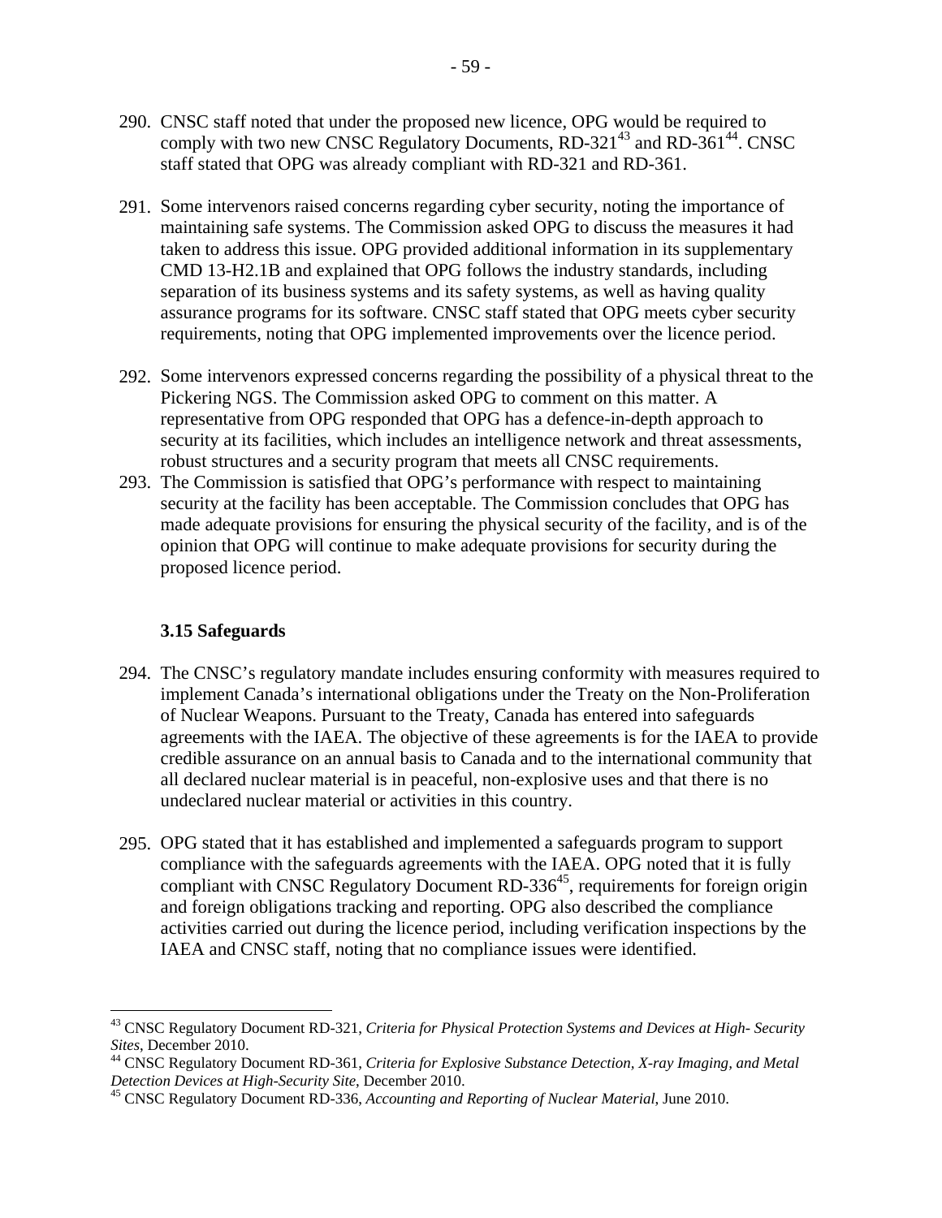290. CNSC staff noted that under the proposed new licence, OPG would be required to comply with two new CNSC Regulatory Documents, RD-321[43] and RD-361[44]. CNSC staff stated that OPG was already compliant with RD-321 and RD-361.

291. Some intervenors raised concerns regarding cyber security, noting the importance of maintaining safe systems. The Commission asked OPG to discuss the measures it had taken to address this issue. OPG provided additional information in its supplementary CMD 13-H2.1B and explained that OPG follows the industry standards, including separation of its business systems and its safety systems, as well as having quality assurance programs for its software. CNSC staff stated that OPG meets cyber security requirements, noting that OPG implemented improvements over the licence period.

292. Some intervenors expressed concerns regarding the possibility of a physical threat to the Pickering NGS. The Commission asked OPG to comment on this matter. A representative from OPG responded that OPG has a defence-in-depth approach to security at its facilities, which includes an intelligence network and threat assessments, robust structures and a security program that meets all CNSC requirements.

293. The Commission is satisfied that OPG's performance with respect to maintaining security at the facility has been acceptable. The Commission concludes that OPG has made adequate provisions for ensuring the physical security of the facility, and is of the opinion that OPG will continue to make adequate provisions for security during the proposed licence period.

### 3.15 Safeguards

294. The CNSC's regulatory mandate includes ensuring conformity with measures required to implement Canada's international obligations under the Treaty on the Non-Proliferation of Nuclear Weapons. Pursuant to the Treaty, Canada has entered into safeguards agreements with the IAEA. The objective of these agreements is for the IAEA to provide credible assurance on an annual basis to Canada and to the international community that all declared nuclear material is in peaceful, non-explosive uses and that there is no undeclared nuclear material or activities in this country.

295. OPG stated that it has established and implemented a safeguards program to support compliance with the safeguards agreements with the IAEA. OPG noted that it is fully compliant with CNSC Regulatory Document RD-336[45], requirements for foreign origin and foreign obligations tracking and reporting. OPG also described the compliance activities carried out during the licence period, including verification inspections by the IAEA and CNSC staff, noting that no compliance issues were identified.

---

[43] CNSC Regulatory Document RD-321, *Criteria for Physical Protection Systems and Devices at High- Security Sites*, December 2010.

[44] CNSC Regulatory Document RD-361, *Criteria for Explosive Substance Detection, X-ray Imaging, and Metal Detection Devices at High-Security Site*, December 2010.

[45] CNSC Regulatory Document RD-336, *Accounting and Reporting of Nuclear Material*, June 2010.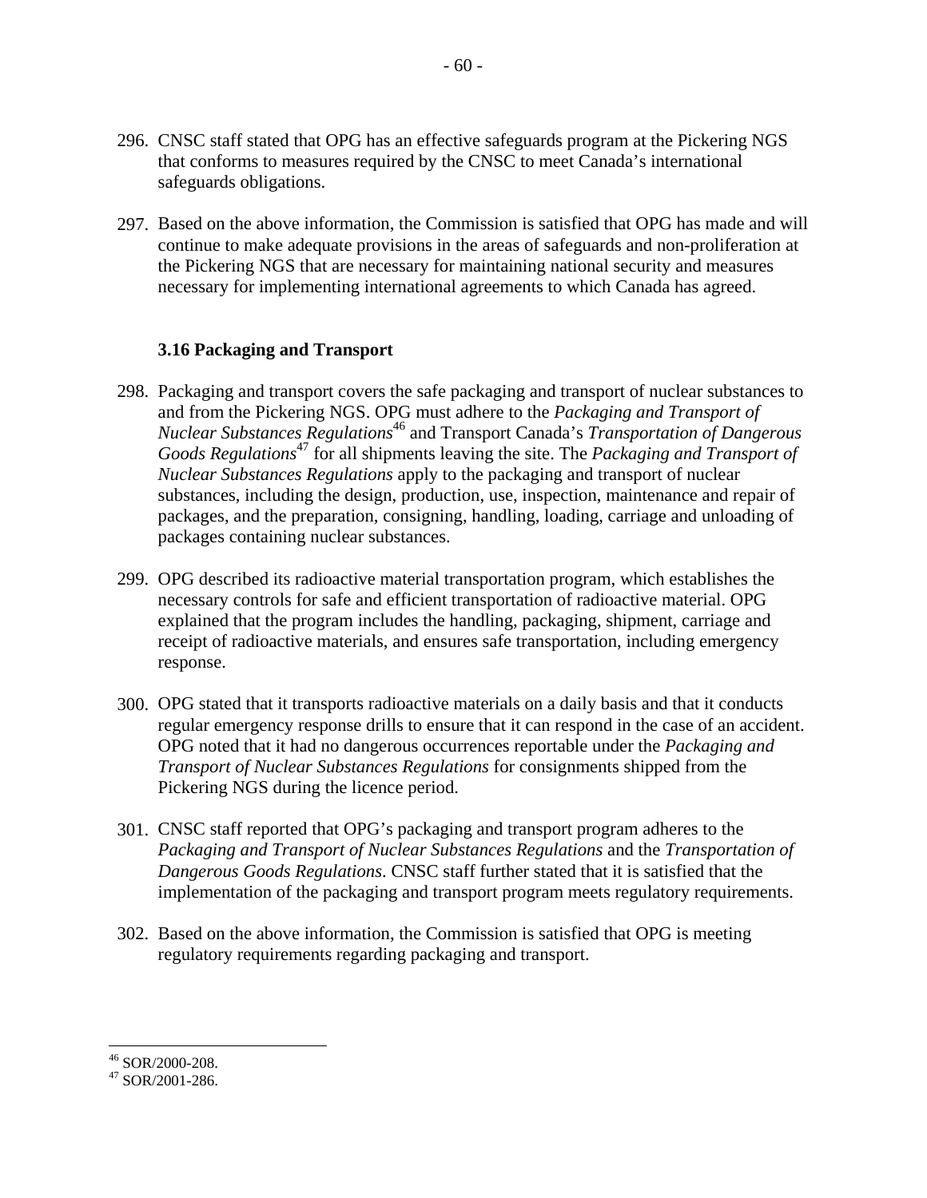296. CNSC staff stated that OPG has an effective safeguards program at the Pickering NGS that conforms to measures required by the CNSC to meet Canada's international safeguards obligations.

297. Based on the above information, the Commission is satisfied that OPG has made and will continue to make adequate provisions in the areas of safeguards and non-proliferation at the Pickering NGS that are necessary for maintaining national security and measures necessary for implementing international agreements to which Canada has agreed.

### 3.16 Packaging and Transport

298. Packaging and transport covers the safe packaging and transport of nuclear substances to and from the Pickering NGS. OPG must adhere to the *Packaging and Transport of Nuclear Substances Regulations*[46] and Transport Canada's *Transportation of Dangerous Goods Regulations*[47] for all shipments leaving the site. The *Packaging and Transport of Nuclear Substances Regulations* apply to the packaging and transport of nuclear substances, including the design, production, use, inspection, maintenance and repair of packages, and the preparation, consigning, handling, loading, carriage and unloading of packages containing nuclear substances.

299. OPG described its radioactive material transportation program, which establishes the necessary controls for safe and efficient transportation of radioactive material. OPG explained that the program includes the handling, packaging, shipment, carriage and receipt of radioactive materials, and ensures safe transportation, including emergency response.

300. OPG stated that it transports radioactive materials on a daily basis and that it conducts regular emergency response drills to ensure that it can respond in the case of an accident. OPG noted that it had no dangerous occurrences reportable under the *Packaging and Transport of Nuclear Substances Regulations* for consignments shipped from the Pickering NGS during the licence period.

301. CNSC staff reported that OPG's packaging and transport program adheres to the *Packaging and Transport of Nuclear Substances Regulations* and the *Transportation of Dangerous Goods Regulations*. CNSC staff further stated that it is satisfied that the implementation of the packaging and transport program meets regulatory requirements.

302. Based on the above information, the Commission is satisfied that OPG is meeting regulatory requirements regarding packaging and transport.

---

[46] SOR/2000-208.

[47] SOR/2001-286.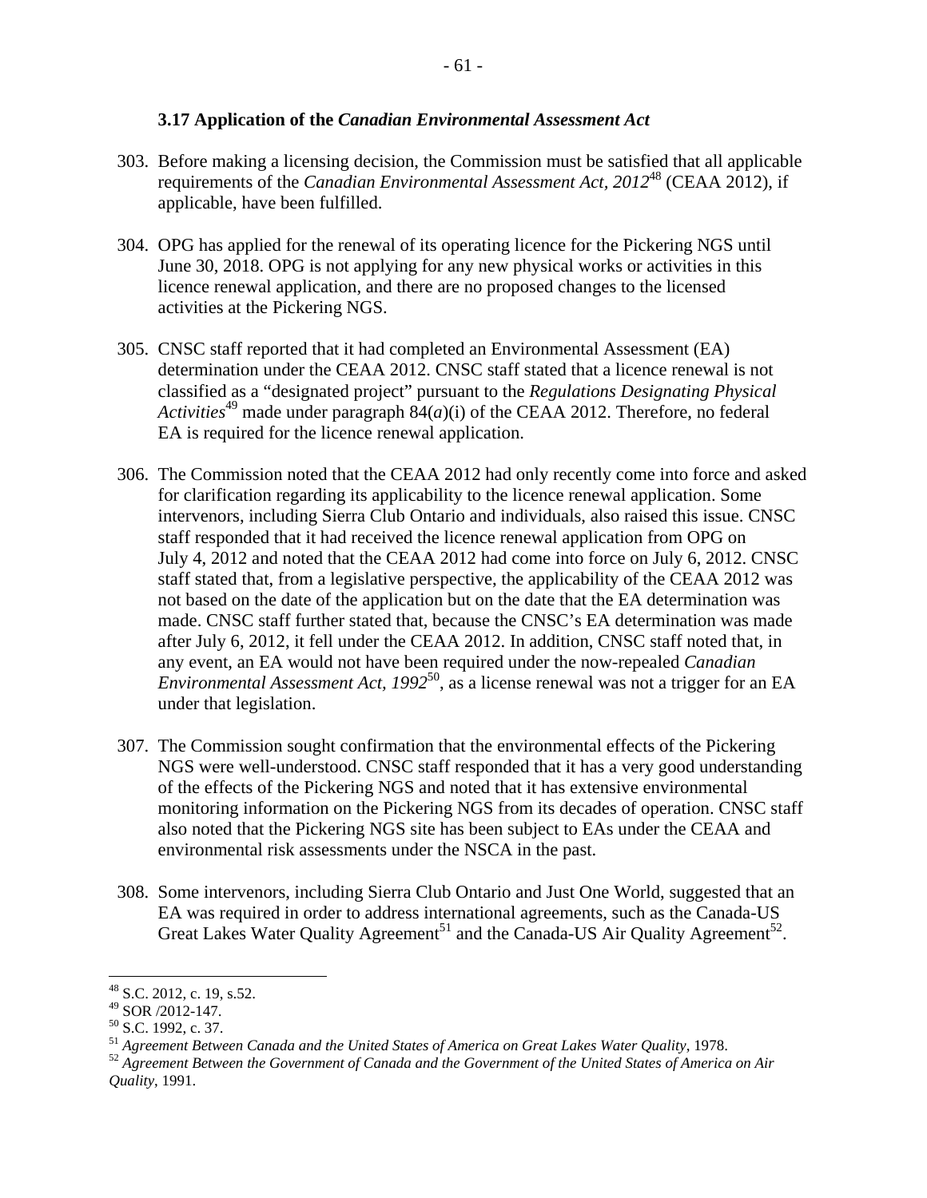### 3.17 Application of the *Canadian Environmental Assessment Act*

303. Before making a licensing decision, the Commission must be satisfied that all applicable requirements of the *Canadian Environmental Assessment Act, 2012*[48] (CEAA 2012), if applicable, have been fulfilled.

304. OPG has applied for the renewal of its operating licence for the Pickering NGS until June 30, 2018. OPG is not applying for any new physical works or activities in this licence renewal application, and there are no proposed changes to the licensed activities at the Pickering NGS.

305. CNSC staff reported that it had completed an Environmental Assessment (EA) determination under the CEAA 2012. CNSC staff stated that a licence renewal is not classified as a "designated project" pursuant to the *Regulations Designating Physical Activities*[49] made under paragraph 84(*a*)(i) of the CEAA 2012. Therefore, no federal EA is required for the licence renewal application.

306. The Commission noted that the CEAA 2012 had only recently come into force and asked for clarification regarding its applicability to the licence renewal application. Some intervenors, including Sierra Club Ontario and individuals, also raised this issue. CNSC staff responded that it had received the licence renewal application from OPG on July 4, 2012 and noted that the CEAA 2012 had come into force on July 6, 2012. CNSC staff stated that, from a legislative perspective, the applicability of the CEAA 2012 was not based on the date of the application but on the date that the EA determination was made. CNSC staff further stated that, because the CNSC's EA determination was made after July 6, 2012, it fell under the CEAA 2012. In addition, CNSC staff noted that, in any event, an EA would not have been required under the now-repealed *Canadian Environmental Assessment Act, 1992*[50], as a license renewal was not a trigger for an EA under that legislation.

307. The Commission sought confirmation that the environmental effects of the Pickering NGS were well-understood. CNSC staff responded that it has a very good understanding of the effects of the Pickering NGS and noted that it has extensive environmental monitoring information on the Pickering NGS from its decades of operation. CNSC staff also noted that the Pickering NGS site has been subject to EAs under the CEAA and environmental risk assessments under the NSCA in the past.

308. Some intervenors, including Sierra Club Ontario and Just One World, suggested that an EA was required in order to address international agreements, such as the Canada-US Great Lakes Water Quality Agreement[51] and the Canada-US Air Quality Agreement[52].

---

[48] S.C. 2012, c. 19, s.52.

[49] SOR /2012-147.

[50] S.C. 1992, c. 37.

[51] *Agreement Between Canada and the United States of America on Great Lakes Water Quality*, 1978.

[52] *Agreement Between the Government of Canada and the Government of the United States of America on Air Quality*, 1991.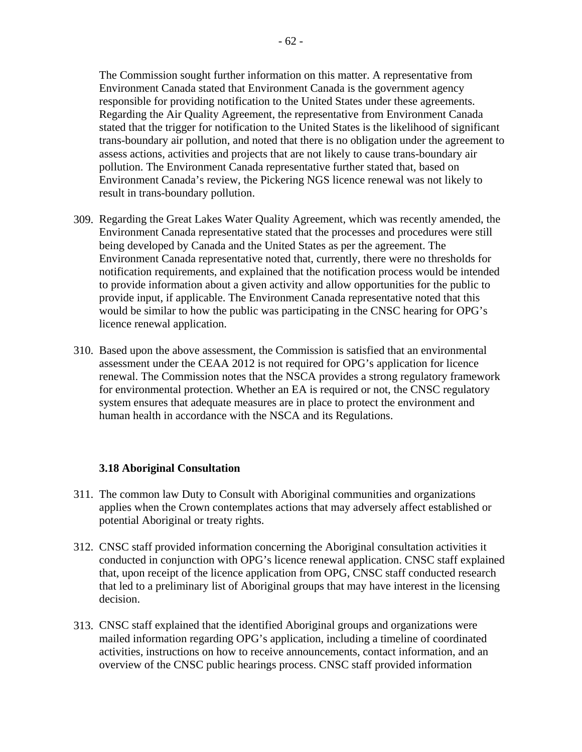The Commission sought further information on this matter. A representative from Environment Canada stated that Environment Canada is the government agency responsible for providing notification to the United States under these agreements. Regarding the Air Quality Agreement, the representative from Environment Canada stated that the trigger for notification to the United States is the likelihood of significant trans-boundary air pollution, and noted that there is no obligation under the agreement to assess actions, activities and projects that are not likely to cause trans-boundary air pollution. The Environment Canada representative further stated that, based on Environment Canada's review, the Pickering NGS licence renewal was not likely to result in trans-boundary pollution.

309. Regarding the Great Lakes Water Quality Agreement, which was recently amended, the Environment Canada representative stated that the processes and procedures were still being developed by Canada and the United States as per the agreement. The Environment Canada representative noted that, currently, there were no thresholds for notification requirements, and explained that the notification process would be intended to provide information about a given activity and allow opportunities for the public to provide input, if applicable. The Environment Canada representative noted that this would be similar to how the public was participating in the CNSC hearing for OPG's licence renewal application.

310. Based upon the above assessment, the Commission is satisfied that an environmental assessment under the CEAA 2012 is not required for OPG's application for licence renewal. The Commission notes that the NSCA provides a strong regulatory framework for environmental protection. Whether an EA is required or not, the CNSC regulatory system ensures that adequate measures are in place to protect the environment and human health in accordance with the NSCA and its Regulations.

### 3.18 Aboriginal Consultation

311. The common law Duty to Consult with Aboriginal communities and organizations applies when the Crown contemplates actions that may adversely affect established or potential Aboriginal or treaty rights.

312. CNSC staff provided information concerning the Aboriginal consultation activities it conducted in conjunction with OPG's licence renewal application. CNSC staff explained that, upon receipt of the licence application from OPG, CNSC staff conducted research that led to a preliminary list of Aboriginal groups that may have interest in the licensing decision.

313. CNSC staff explained that the identified Aboriginal groups and organizations were mailed information regarding OPG's application, including a timeline of coordinated activities, instructions on how to receive announcements, contact information, and an overview of the CNSC public hearings process. CNSC staff provided information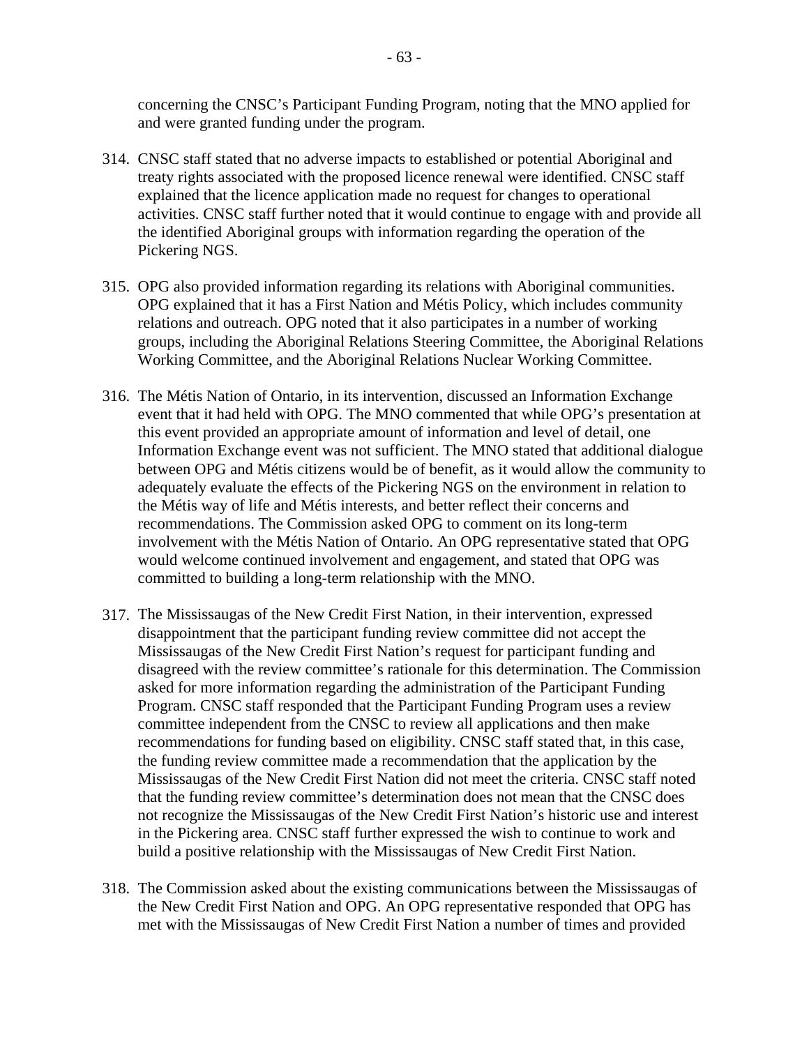concerning the CNSC's Participant Funding Program, noting that the MNO applied for and were granted funding under the program.

314. CNSC staff stated that no adverse impacts to established or potential Aboriginal and treaty rights associated with the proposed licence renewal were identified. CNSC staff explained that the licence application made no request for changes to operational activities. CNSC staff further noted that it would continue to engage with and provide all the identified Aboriginal groups with information regarding the operation of the Pickering NGS.

315. OPG also provided information regarding its relations with Aboriginal communities. OPG explained that it has a First Nation and Métis Policy, which includes community relations and outreach. OPG noted that it also participates in a number of working groups, including the Aboriginal Relations Steering Committee, the Aboriginal Relations Working Committee, and the Aboriginal Relations Nuclear Working Committee.

316. The Métis Nation of Ontario, in its intervention, discussed an Information Exchange event that it had held with OPG. The MNO commented that while OPG's presentation at this event provided an appropriate amount of information and level of detail, one Information Exchange event was not sufficient. The MNO stated that additional dialogue between OPG and Métis citizens would be of benefit, as it would allow the community to adequately evaluate the effects of the Pickering NGS on the environment in relation to the Métis way of life and Métis interests, and better reflect their concerns and recommendations. The Commission asked OPG to comment on its long-term involvement with the Métis Nation of Ontario. An OPG representative stated that OPG would welcome continued involvement and engagement, and stated that OPG was committed to building a long-term relationship with the MNO.

317. The Mississaugas of the New Credit First Nation, in their intervention, expressed disappointment that the participant funding review committee did not accept the Mississaugas of the New Credit First Nation's request for participant funding and disagreed with the review committee's rationale for this determination. The Commission asked for more information regarding the administration of the Participant Funding Program. CNSC staff responded that the Participant Funding Program uses a review committee independent from the CNSC to review all applications and then make recommendations for funding based on eligibility. CNSC staff stated that, in this case, the funding review committee made a recommendation that the application by the Mississaugas of the New Credit First Nation did not meet the criteria. CNSC staff noted that the funding review committee's determination does not mean that the CNSC does not recognize the Mississaugas of the New Credit First Nation's historic use and interest in the Pickering area. CNSC staff further expressed the wish to continue to work and build a positive relationship with the Mississaugas of New Credit First Nation.

318. The Commission asked about the existing communications between the Mississaugas of the New Credit First Nation and OPG. An OPG representative responded that OPG has met with the Mississaugas of New Credit First Nation a number of times and provided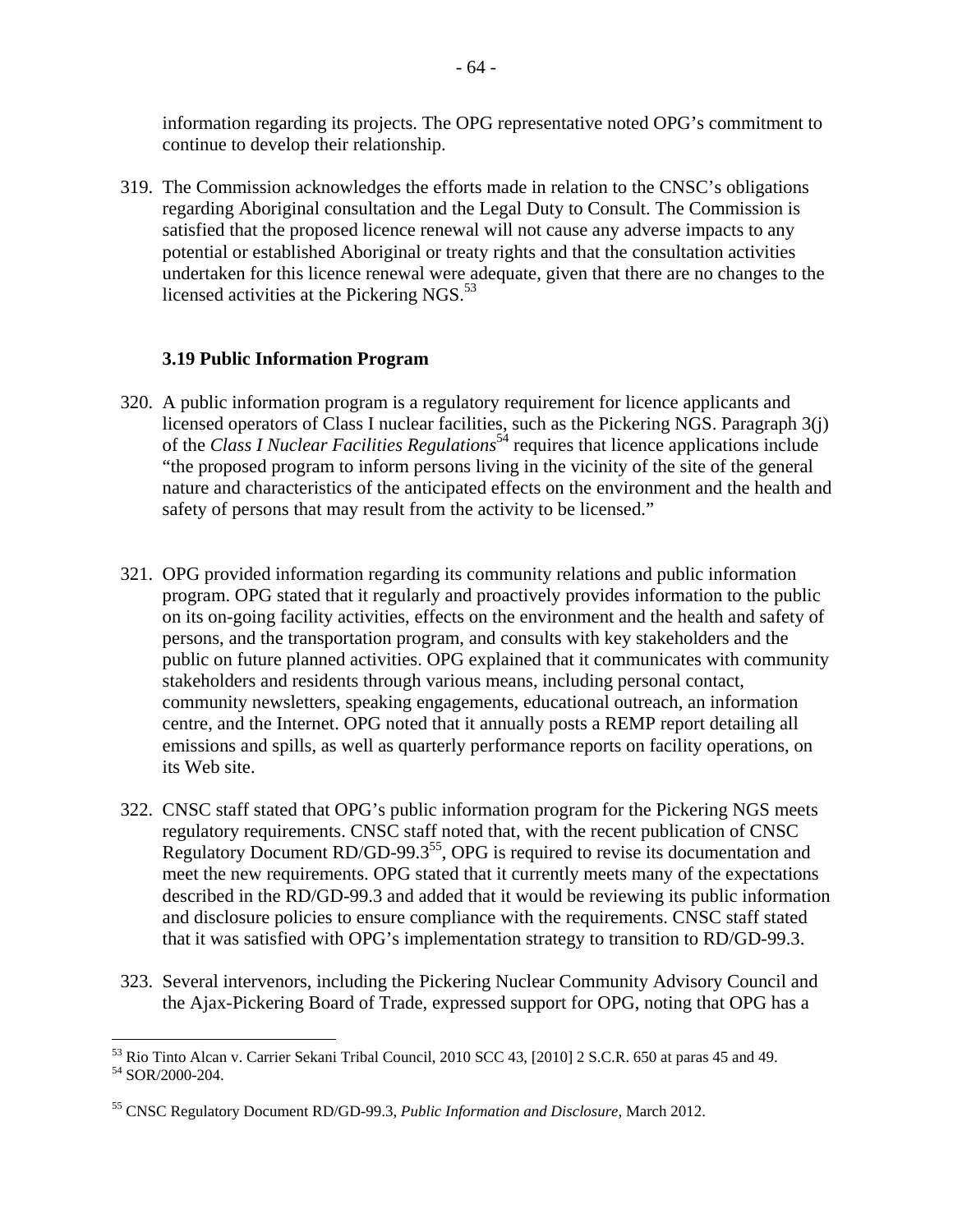information regarding its projects. The OPG representative noted OPG's commitment to continue to develop their relationship.

319. The Commission acknowledges the efforts made in relation to the CNSC's obligations regarding Aboriginal consultation and the Legal Duty to Consult. The Commission is satisfied that the proposed licence renewal will not cause any adverse impacts to any potential or established Aboriginal or treaty rights and that the consultation activities undertaken for this licence renewal were adequate, given that there are no changes to the licensed activities at the Pickering NGS.[53]

### 3.19 Public Information Program

320. A public information program is a regulatory requirement for licence applicants and licensed operators of Class I nuclear facilities, such as the Pickering NGS. Paragraph 3(j) of the *Class I Nuclear Facilities Regulations*[54] requires that licence applications include "the proposed program to inform persons living in the vicinity of the site of the general nature and characteristics of the anticipated effects on the environment and the health and safety of persons that may result from the activity to be licensed."

321. OPG provided information regarding its community relations and public information program. OPG stated that it regularly and proactively provides information to the public on its on-going facility activities, effects on the environment and the health and safety of persons, and the transportation program, and consults with key stakeholders and the public on future planned activities. OPG explained that it communicates with community stakeholders and residents through various means, including personal contact, community newsletters, speaking engagements, educational outreach, an information centre, and the Internet. OPG noted that it annually posts a REMP report detailing all emissions and spills, as well as quarterly performance reports on facility operations, on its Web site.

322. CNSC staff stated that OPG's public information program for the Pickering NGS meets regulatory requirements. CNSC staff noted that, with the recent publication of CNSC Regulatory Document RD/GD-99.3[55], OPG is required to revise its documentation and meet the new requirements. OPG stated that it currently meets many of the expectations described in the RD/GD-99.3 and added that it would be reviewing its public information and disclosure policies to ensure compliance with the requirements. CNSC staff stated that it was satisfied with OPG's implementation strategy to transition to RD/GD-99.3.

323. Several intervenors, including the Pickering Nuclear Community Advisory Council and the Ajax-Pickering Board of Trade, expressed support for OPG, noting that OPG has a

---

[53] Rio Tinto Alcan v. Carrier Sekani Tribal Council, 2010 SCC 43, [2010] 2 S.C.R. 650 at paras 45 and 49.
[54] SOR/2000-204.

[55] CNSC Regulatory Document RD/GD-99.3, *Public Information and Disclosure*, March 2012.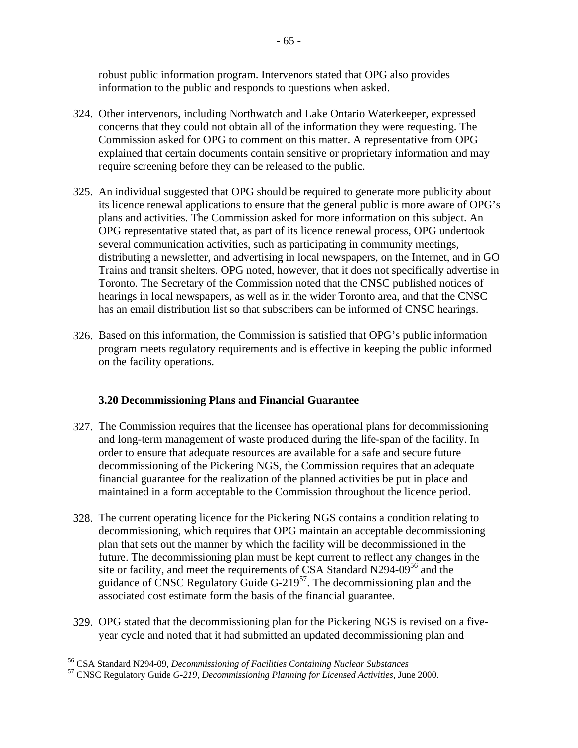robust public information program. Intervenors stated that OPG also provides information to the public and responds to questions when asked.

324. Other intervenors, including Northwatch and Lake Ontario Waterkeeper, expressed concerns that they could not obtain all of the information they were requesting. The Commission asked for OPG to comment on this matter. A representative from OPG explained that certain documents contain sensitive or proprietary information and may require screening before they can be released to the public.

325. An individual suggested that OPG should be required to generate more publicity about its licence renewal applications to ensure that the general public is more aware of OPG's plans and activities. The Commission asked for more information on this subject. An OPG representative stated that, as part of its licence renewal process, OPG undertook several communication activities, such as participating in community meetings, distributing a newsletter, and advertising in local newspapers, on the Internet, and in GO Trains and transit shelters. OPG noted, however, that it does not specifically advertise in Toronto. The Secretary of the Commission noted that the CNSC published notices of hearings in local newspapers, as well as in the wider Toronto area, and that the CNSC has an email distribution list so that subscribers can be informed of CNSC hearings.

326. Based on this information, the Commission is satisfied that OPG's public information program meets regulatory requirements and is effective in keeping the public informed on the facility operations.

### 3.20 Decommissioning Plans and Financial Guarantee

327. The Commission requires that the licensee has operational plans for decommissioning and long-term management of waste produced during the life-span of the facility. In order to ensure that adequate resources are available for a safe and secure future decommissioning of the Pickering NGS, the Commission requires that an adequate financial guarantee for the realization of the planned activities be put in place and maintained in a form acceptable to the Commission throughout the licence period.

328. The current operating licence for the Pickering NGS contains a condition relating to decommissioning, which requires that OPG maintain an acceptable decommissioning plan that sets out the manner by which the facility will be decommissioned in the future. The decommissioning plan must be kept current to reflect any changes in the site or facility, and meet the requirements of CSA Standard N294-09[56] and the guidance of CNSC Regulatory Guide G-219[57]. The decommissioning plan and the associated cost estimate form the basis of the financial guarantee.

329. OPG stated that the decommissioning plan for the Pickering NGS is revised on a five-year cycle and noted that it had submitted an updated decommissioning plan and

---

[56] CSA Standard N294-09, *Decommissioning of Facilities Containing Nuclear Substances*

[57] CNSC Regulatory Guide *G-219, Decommissioning Planning for Licensed Activities*, June 2000.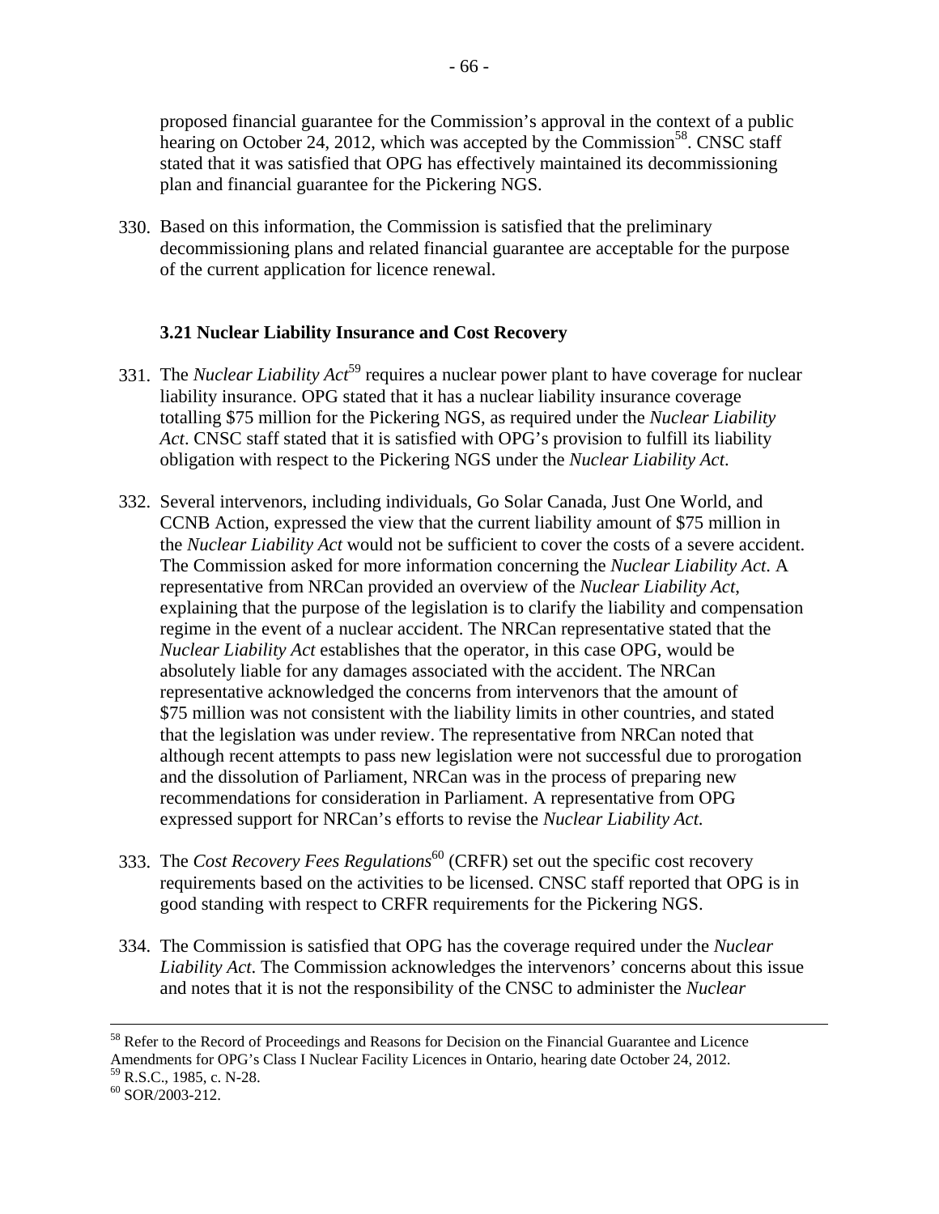proposed financial guarantee for the Commission's approval in the context of a public hearing on October 24, 2012, which was accepted by the Commission[58]. CNSC staff stated that it was satisfied that OPG has effectively maintained its decommissioning plan and financial guarantee for the Pickering NGS.

330. Based on this information, the Commission is satisfied that the preliminary decommissioning plans and related financial guarantee are acceptable for the purpose of the current application for licence renewal.

### 3.21 Nuclear Liability Insurance and Cost Recovery

331. The *Nuclear Liability Act*[59] requires a nuclear power plant to have coverage for nuclear liability insurance. OPG stated that it has a nuclear liability insurance coverage totalling $75 million for the Pickering NGS, as required under the *Nuclear Liability Act*. CNSC staff stated that it is satisfied with OPG's provision to fulfill its liability obligation with respect to the Pickering NGS under the *Nuclear Liability Act*.

332. Several intervenors, including individuals, Go Solar Canada, Just One World, and CCNB Action, expressed the view that the current liability amount of $75 million in the *Nuclear Liability Act* would not be sufficient to cover the costs of a severe accident. The Commission asked for more information concerning the *Nuclear Liability Act*. A representative from NRCan provided an overview of the *Nuclear Liability Act*, explaining that the purpose of the legislation is to clarify the liability and compensation regime in the event of a nuclear accident. The NRCan representative stated that the *Nuclear Liability Act* establishes that the operator, in this case OPG, would be absolutely liable for any damages associated with the accident. The NRCan representative acknowledged the concerns from intervenors that the amount of $75 million was not consistent with the liability limits in other countries, and stated that the legislation was under review. The representative from NRCan noted that although recent attempts to pass new legislation were not successful due to prorogation and the dissolution of Parliament, NRCan was in the process of preparing new recommendations for consideration in Parliament. A representative from OPG expressed support for NRCan's efforts to revise the *Nuclear Liability Act*.

333. The *Cost Recovery Fees Regulations*[60] (CRFR) set out the specific cost recovery requirements based on the activities to be licensed. CNSC staff reported that OPG is in good standing with respect to CRFR requirements for the Pickering NGS.

334. The Commission is satisfied that OPG has the coverage required under the *Nuclear Liability Act*. The Commission acknowledges the intervenors' concerns about this issue and notes that it is not the responsibility of the CNSC to administer the *Nuclear*

---

[58] Refer to the Record of Proceedings and Reasons for Decision on the Financial Guarantee and Licence Amendments for OPG's Class I Nuclear Facility Licences in Ontario, hearing date October 24, 2012.

[59] R.S.C., 1985, c. N-28.

[60] SOR/2003-212.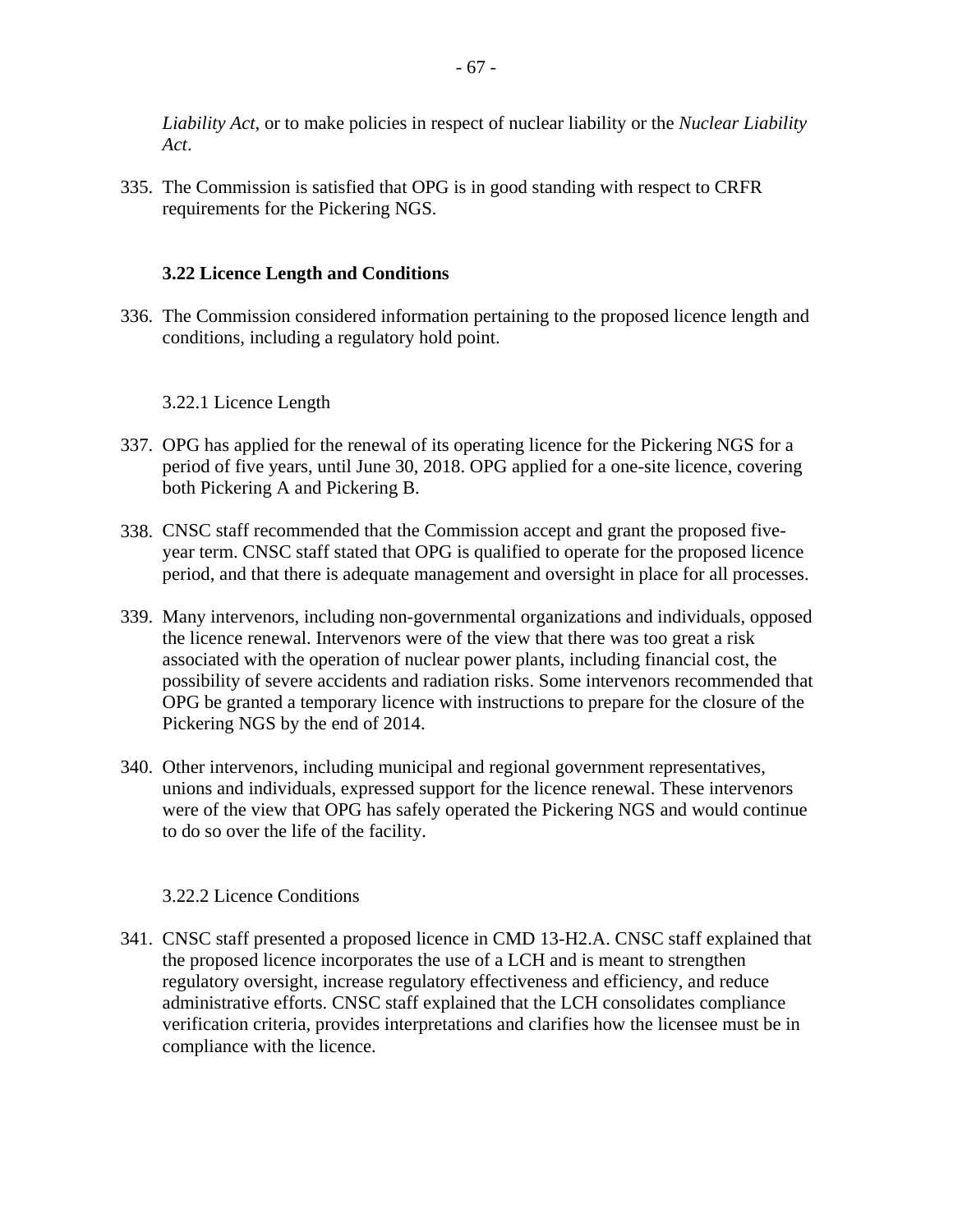*Liability Act*, or to make policies in respect of nuclear liability or the *Nuclear Liability Act*.

335. The Commission is satisfied that OPG is in good standing with respect to CRFR requirements for the Pickering NGS.

### 3.22 Licence Length and Conditions

336. The Commission considered information pertaining to the proposed licence length and conditions, including a regulatory hold point.

#### 3.22.1 Licence Length

337. OPG has applied for the renewal of its operating licence for the Pickering NGS for a period of five years, until June 30, 2018. OPG applied for a one-site licence, covering both Pickering A and Pickering B.

338. CNSC staff recommended that the Commission accept and grant the proposed five-year term. CNSC staff stated that OPG is qualified to operate for the proposed licence period, and that there is adequate management and oversight in place for all processes.

339. Many intervenors, including non-governmental organizations and individuals, opposed the licence renewal. Intervenors were of the view that there was too great a risk associated with the operation of nuclear power plants, including financial cost, the possibility of severe accidents and radiation risks. Some intervenors recommended that OPG be granted a temporary licence with instructions to prepare for the closure of the Pickering NGS by the end of 2014.

340. Other intervenors, including municipal and regional government representatives, unions and individuals, expressed support for the licence renewal. These intervenors were of the view that OPG has safely operated the Pickering NGS and would continue to do so over the life of the facility.

#### 3.22.2 Licence Conditions

341. CNSC staff presented a proposed licence in CMD 13-H2.A. CNSC staff explained that the proposed licence incorporates the use of a LCH and is meant to strengthen regulatory oversight, increase regulatory effectiveness and efficiency, and reduce administrative efforts. CNSC staff explained that the LCH consolidates compliance verification criteria, provides interpretations and clarifies how the licensee must be in compliance with the licence.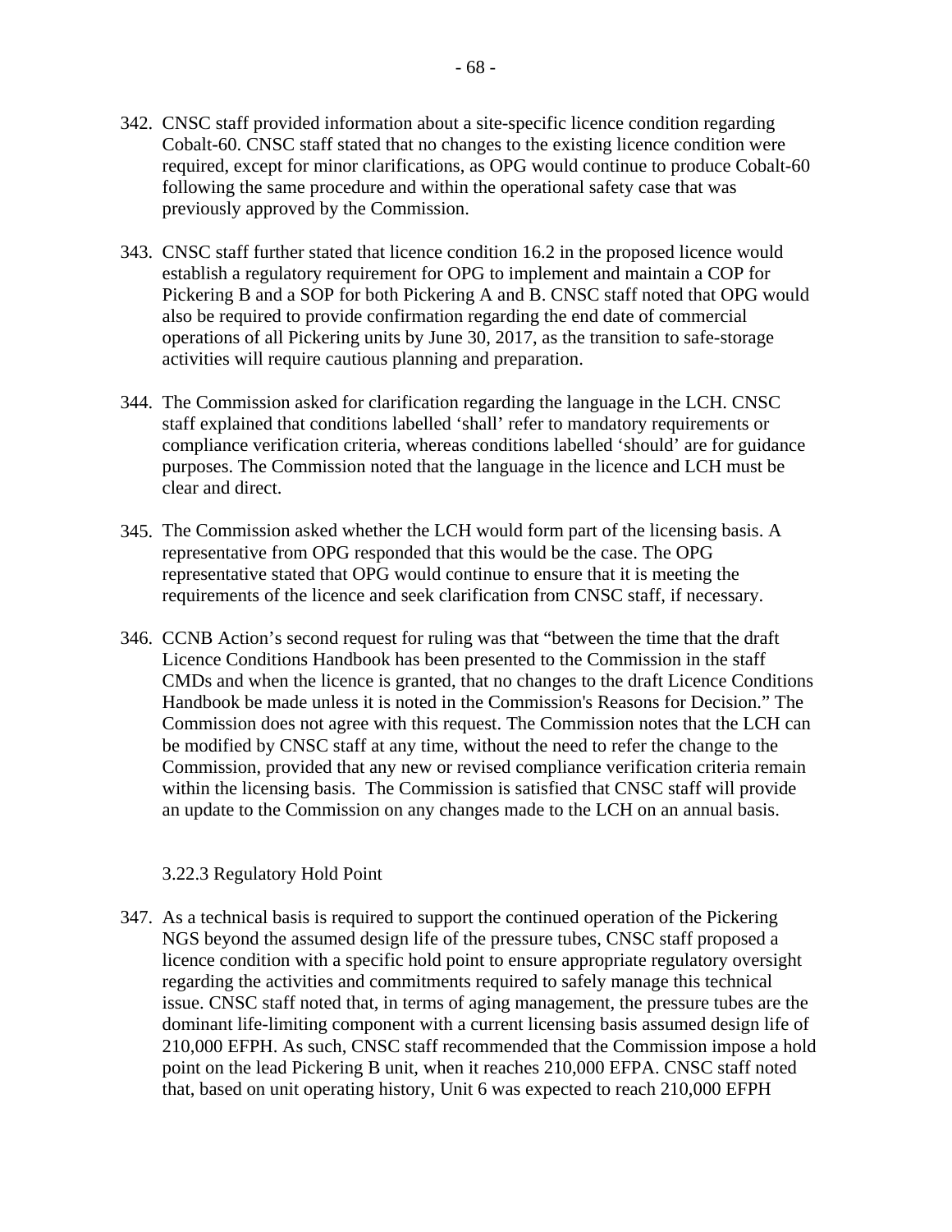342. CNSC staff provided information about a site-specific licence condition regarding Cobalt-60. CNSC staff stated that no changes to the existing licence condition were required, except for minor clarifications, as OPG would continue to produce Cobalt-60 following the same procedure and within the operational safety case that was previously approved by the Commission.

343. CNSC staff further stated that licence condition 16.2 in the proposed licence would establish a regulatory requirement for OPG to implement and maintain a COP for Pickering B and a SOP for both Pickering A and B. CNSC staff noted that OPG would also be required to provide confirmation regarding the end date of commercial operations of all Pickering units by June 30, 2017, as the transition to safe-storage activities will require cautious planning and preparation.

344. The Commission asked for clarification regarding the language in the LCH. CNSC staff explained that conditions labelled 'shall' refer to mandatory requirements or compliance verification criteria, whereas conditions labelled 'should' are for guidance purposes. The Commission noted that the language in the licence and LCH must be clear and direct.

345. The Commission asked whether the LCH would form part of the licensing basis. A representative from OPG responded that this would be the case. The OPG representative stated that OPG would continue to ensure that it is meeting the requirements of the licence and seek clarification from CNSC staff, if necessary.

346. CCNB Action's second request for ruling was that "between the time that the draft Licence Conditions Handbook has been presented to the Commission in the staff CMDs and when the licence is granted, that no changes to the draft Licence Conditions Handbook be made unless it is noted in the Commission's Reasons for Decision." The Commission does not agree with this request. The Commission notes that the LCH can be modified by CNSC staff at any time, without the need to refer the change to the Commission, provided that any new or revised compliance verification criteria remain within the licensing basis. The Commission is satisfied that CNSC staff will provide an update to the Commission on any changes made to the LCH on an annual basis.

### 3.22.3 Regulatory Hold Point

347. As a technical basis is required to support the continued operation of the Pickering NGS beyond the assumed design life of the pressure tubes, CNSC staff proposed a licence condition with a specific hold point to ensure appropriate regulatory oversight regarding the activities and commitments required to safely manage this technical issue. CNSC staff noted that, in terms of aging management, the pressure tubes are the dominant life-limiting component with a current licensing basis assumed design life of 210,000 EFPH. As such, CNSC staff recommended that the Commission impose a hold point on the lead Pickering B unit, when it reaches 210,000 EFPA. CNSC staff noted that, based on unit operating history, Unit 6 was expected to reach 210,000 EFPH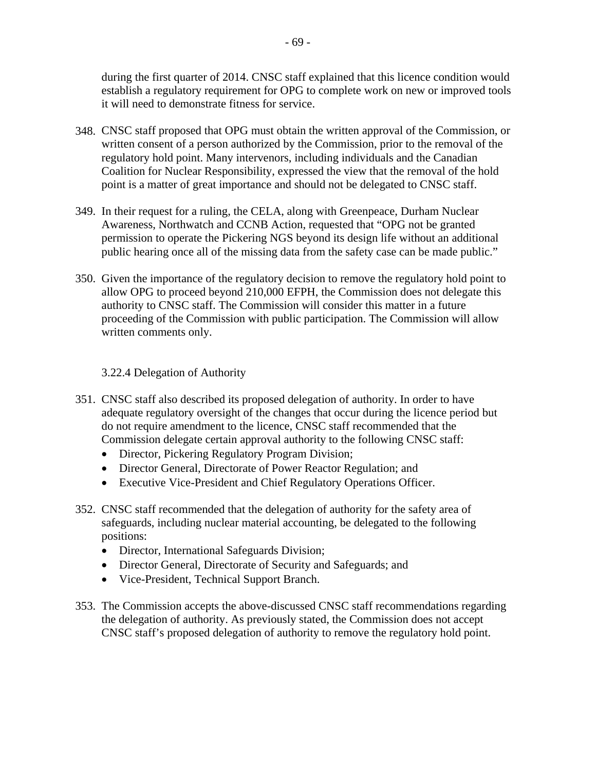during the first quarter of 2014. CNSC staff explained that this licence condition would establish a regulatory requirement for OPG to complete work on new or improved tools it will need to demonstrate fitness for service.

348. CNSC staff proposed that OPG must obtain the written approval of the Commission, or written consent of a person authorized by the Commission, prior to the removal of the regulatory hold point. Many intervenors, including individuals and the Canadian Coalition for Nuclear Responsibility, expressed the view that the removal of the hold point is a matter of great importance and should not be delegated to CNSC staff.

349. In their request for a ruling, the CELA, along with Greenpeace, Durham Nuclear Awareness, Northwatch and CCNB Action, requested that "OPG not be granted permission to operate the Pickering NGS beyond its design life without an additional public hearing once all of the missing data from the safety case can be made public."

350. Given the importance of the regulatory decision to remove the regulatory hold point to allow OPG to proceed beyond 210,000 EFPH, the Commission does not delegate this authority to CNSC staff. The Commission will consider this matter in a future proceeding of the Commission with public participation. The Commission will allow written comments only.

### 3.22.4 Delegation of Authority

351. CNSC staff also described its proposed delegation of authority. In order to have adequate regulatory oversight of the changes that occur during the licence period but do not require amendment to the licence, CNSC staff recommended that the Commission delegate certain approval authority to the following CNSC staff:
    - Director, Pickering Regulatory Program Division;
    - Director General, Directorate of Power Reactor Regulation; and
    - Executive Vice-President and Chief Regulatory Operations Officer.

352. CNSC staff recommended that the delegation of authority for the safety area of safeguards, including nuclear material accounting, be delegated to the following positions:
    - Director, International Safeguards Division;
    - Director General, Directorate of Security and Safeguards; and
    - Vice-President, Technical Support Branch.

353. The Commission accepts the above-discussed CNSC staff recommendations regarding the delegation of authority. As previously stated, the Commission does not accept CNSC staff's proposed delegation of authority to remove the regulatory hold point.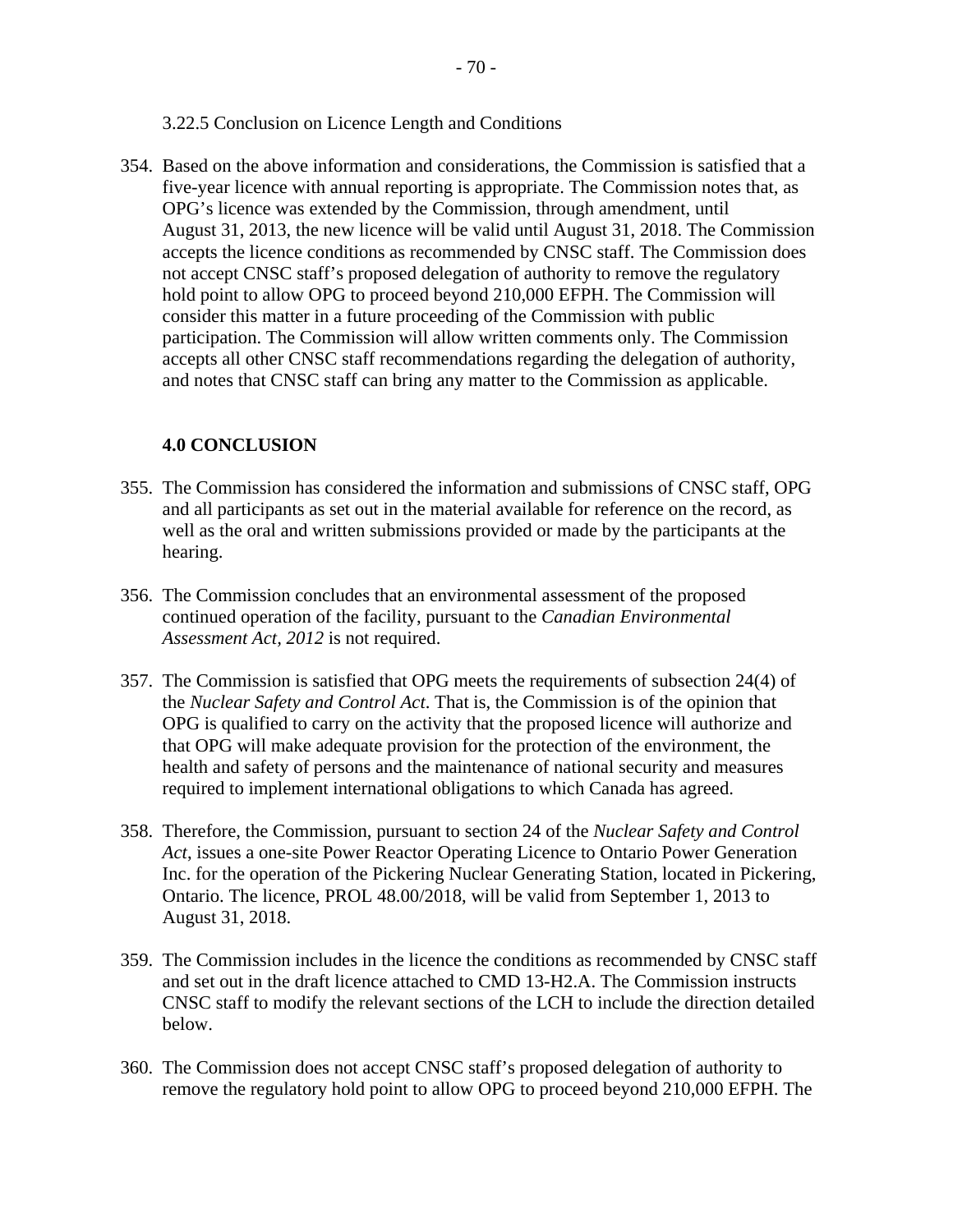#### 3.22.5 Conclusion on Licence Length and Conditions

354. Based on the above information and considerations, the Commission is satisfied that a five-year licence with annual reporting is appropriate. The Commission notes that, as OPG's licence was extended by the Commission, through amendment, until August 31, 2013, the new licence will be valid until August 31, 2018. The Commission accepts the licence conditions as recommended by CNSC staff. The Commission does not accept CNSC staff's proposed delegation of authority to remove the regulatory hold point to allow OPG to proceed beyond 210,000 EFPH. The Commission will consider this matter in a future proceeding of the Commission with public participation. The Commission will allow written comments only. The Commission accepts all other CNSC staff recommendations regarding the delegation of authority, and notes that CNSC staff can bring any matter to the Commission as applicable.

## 4.0 CONCLUSION

355. The Commission has considered the information and submissions of CNSC staff, OPG and all participants as set out in the material available for reference on the record, as well as the oral and written submissions provided or made by the participants at the hearing.

356. The Commission concludes that an environmental assessment of the proposed continued operation of the facility, pursuant to the *Canadian Environmental Assessment Act, 2012* is not required.

357. The Commission is satisfied that OPG meets the requirements of subsection 24(4) of the *Nuclear Safety and Control Act*. That is, the Commission is of the opinion that OPG is qualified to carry on the activity that the proposed licence will authorize and that OPG will make adequate provision for the protection of the environment, the health and safety of persons and the maintenance of national security and measures required to implement international obligations to which Canada has agreed.

358. Therefore, the Commission, pursuant to section 24 of the *Nuclear Safety and Control Act*, issues a one-site Power Reactor Operating Licence to Ontario Power Generation Inc. for the operation of the Pickering Nuclear Generating Station, located in Pickering, Ontario. The licence, PROL 48.00/2018, will be valid from September 1, 2013 to August 31, 2018.

359. The Commission includes in the licence the conditions as recommended by CNSC staff and set out in the draft licence attached to CMD 13-H2.A. The Commission instructs CNSC staff to modify the relevant sections of the LCH to include the direction detailed below.

360. The Commission does not accept CNSC staff's proposed delegation of authority to remove the regulatory hold point to allow OPG to proceed beyond 210,000 EFPH. The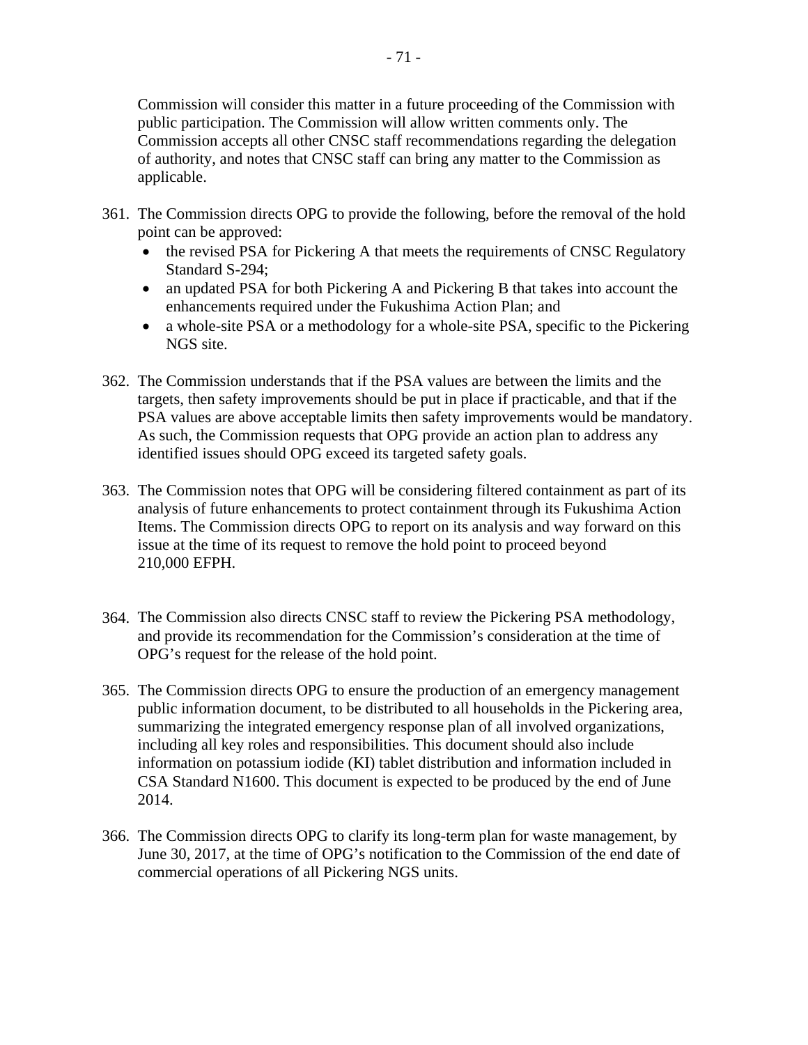Commission will consider this matter in a future proceeding of the Commission with public participation. The Commission will allow written comments only. The Commission accepts all other CNSC staff recommendations regarding the delegation of authority, and notes that CNSC staff can bring any matter to the Commission as applicable.

361. The Commission directs OPG to provide the following, before the removal of the hold point can be approved:
    - the revised PSA for Pickering A that meets the requirements of CNSC Regulatory Standard S-294;
    - an updated PSA for both Pickering A and Pickering B that takes into account the enhancements required under the Fukushima Action Plan; and
    - a whole-site PSA or a methodology for a whole-site PSA, specific to the Pickering NGS site.

362. The Commission understands that if the PSA values are between the limits and the targets, then safety improvements should be put in place if practicable, and that if the PSA values are above acceptable limits then safety improvements would be mandatory. As such, the Commission requests that OPG provide an action plan to address any identified issues should OPG exceed its targeted safety goals.

363. The Commission notes that OPG will be considering filtered containment as part of its analysis of future enhancements to protect containment through its Fukushima Action Items. The Commission directs OPG to report on its analysis and way forward on this issue at the time of its request to remove the hold point to proceed beyond 210,000 EFPH.

364. The Commission also directs CNSC staff to review the Pickering PSA methodology, and provide its recommendation for the Commission's consideration at the time of OPG's request for the release of the hold point.

365. The Commission directs OPG to ensure the production of an emergency management public information document, to be distributed to all households in the Pickering area, summarizing the integrated emergency response plan of all involved organizations, including all key roles and responsibilities. This document should also include information on potassium iodide (KI) tablet distribution and information included in CSA Standard N1600. This document is expected to be produced by the end of June 2014.

366. The Commission directs OPG to clarify its long-term plan for waste management, by June 30, 2017, at the time of OPG's notification to the Commission of the end date of commercial operations of all Pickering NGS units.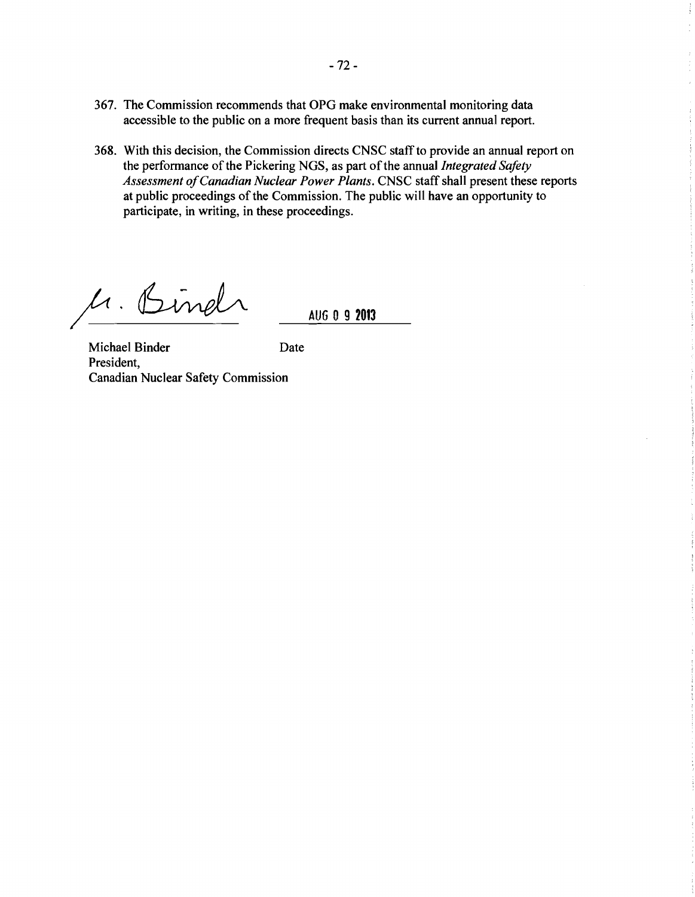367. The Commission recommends that OPG make environmental monitoring data accessible to the public on a more frequent basis than its current annual report.

368. With this decision, the Commission directs CNSC staff to provide an annual report on the performance of the Pickering NGS, as part of the annual *Integrated Safety Assessment of Canadian Nuclear Power Plants*. CNSC staff shall present these reports at public proceedings of the Commission. The public will have an opportunity to participate, in writing, in these proceedings.

M. Binder

AUG 0 9 2013

Michael Binder
President,
Canadian Nuclear Safety Commission

Date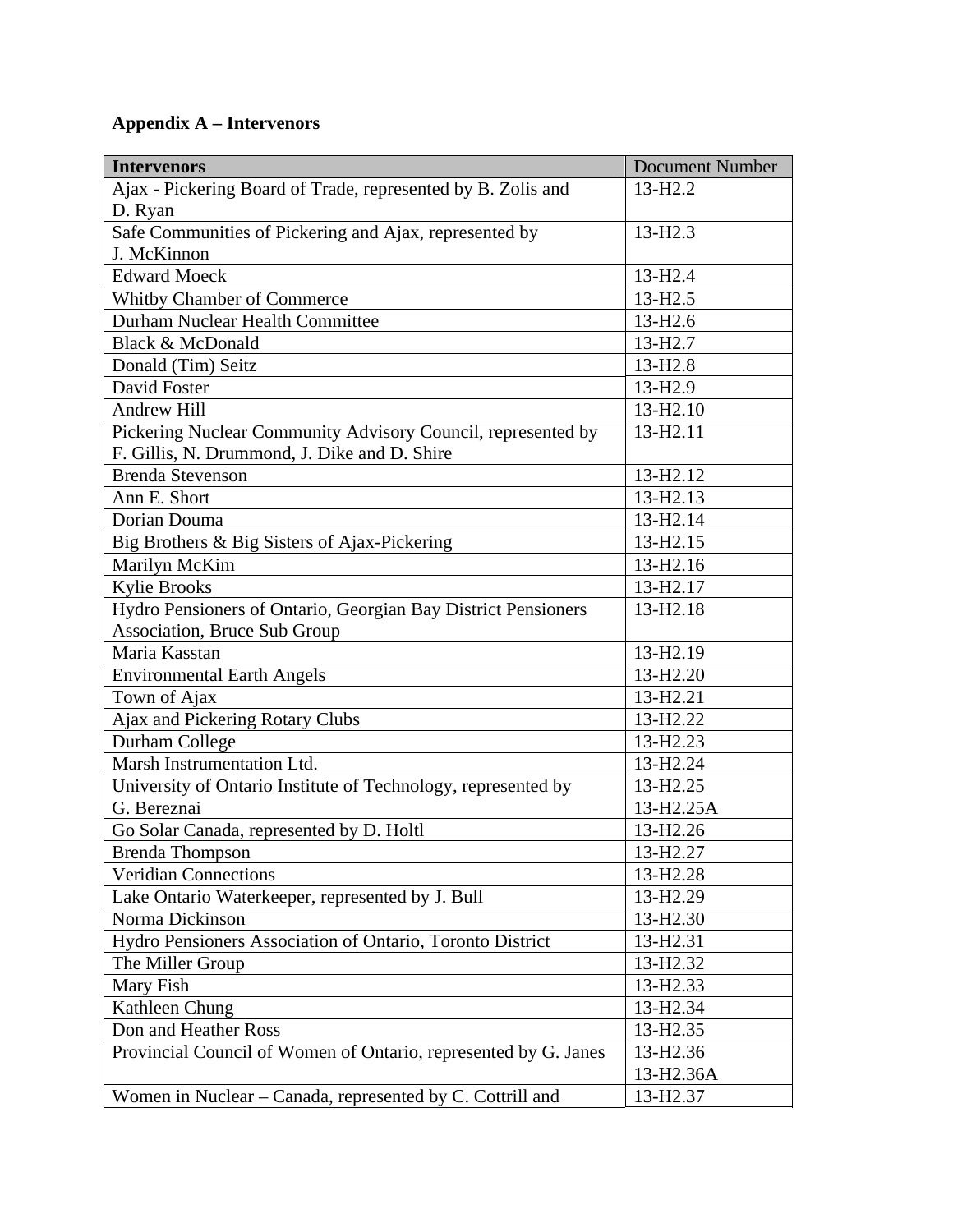**Appendix A – Intervenors**

| Intervenors | Document Number |
|---|---|
| Ajax - Pickering Board of Trade, represented by B. Zolis and D. Ryan | 13-H2.2 |
| Safe Communities of Pickering and Ajax, represented by J. McKinnon | 13-H2.3 |
| Edward Moeck | 13-H2.4 |
| Whitby Chamber of Commerce | 13-H2.5 |
| Durham Nuclear Health Committee | 13-H2.6 |
| Black & McDonald | 13-H2.7 |
| Donald (Tim) Seitz | 13-H2.8 |
| David Foster | 13-H2.9 |
| Andrew Hill | 13-H2.10 |
| Pickering Nuclear Community Advisory Council, represented by F. Gillis, N. Drummond, J. Dike and D. Shire | 13-H2.11 |
| Brenda Stevenson | 13-H2.12 |
| Ann E. Short | 13-H2.13 |
| Dorian Douma | 13-H2.14 |
| Big Brothers & Big Sisters of Ajax-Pickering | 13-H2.15 |
| Marilyn McKim | 13-H2.16 |
| Kylie Brooks | 13-H2.17 |
| Hydro Pensioners of Ontario, Georgian Bay District Pensioners Association, Bruce Sub Group | 13-H2.18 |
| Maria Kasstan | 13-H2.19 |
| Environmental Earth Angels | 13-H2.20 |
| Town of Ajax | 13-H2.21 |
| Ajax and Pickering Rotary Clubs | 13-H2.22 |
| Durham College | 13-H2.23 |
| Marsh Instrumentation Ltd. | 13-H2.24 |
| University of Ontario Institute of Technology, represented by G. Bereznai | 13-H2.25<br>13-H2.25A |
| Go Solar Canada, represented by D. Holtl | 13-H2.26 |
| Brenda Thompson | 13-H2.27 |
| Veridian Connections | 13-H2.28 |
| Lake Ontario Waterkeeper, represented by J. Bull | 13-H2.29 |
| Norma Dickinson | 13-H2.30 |
| Hydro Pensioners Association of Ontario, Toronto District | 13-H2.31 |
| The Miller Group | 13-H2.32 |
| Mary Fish | 13-H2.33 |
| Kathleen Chung | 13-H2.34 |
| Don and Heather Ross | 13-H2.35 |
| Provincial Council of Women of Ontario, represented by G. Janes | 13-H2.36<br>13-H2.36A |
| Women in Nuclear – Canada, represented by C. Cottrill and | 13-H2.37 |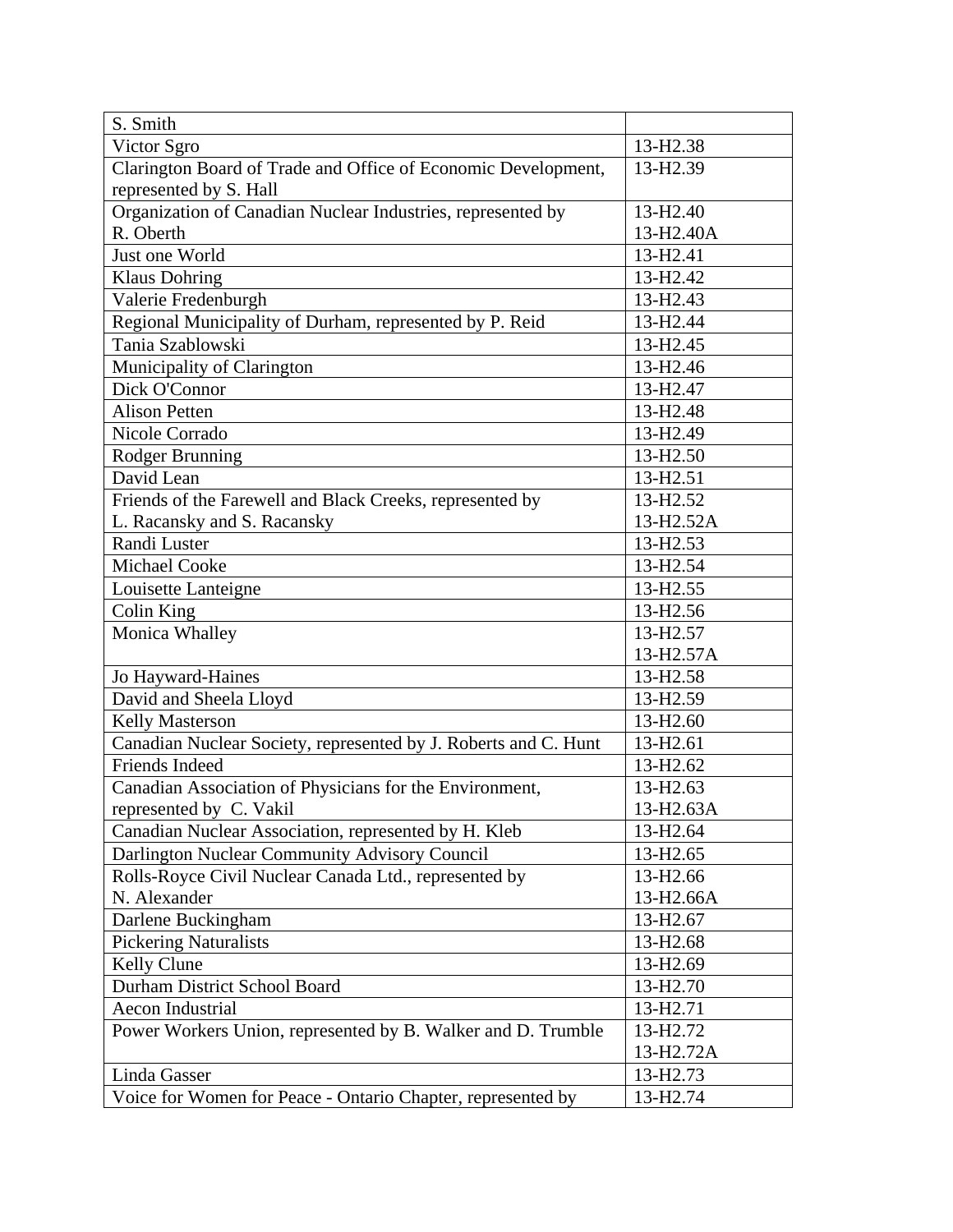| | |
|---|---|
| S. Smith | |
| Victor Sgro | 13-H2.38 |
| Clarington Board of Trade and Office of Economic Development, represented by S. Hall | 13-H2.39 |
| Organization of Canadian Nuclear Industries, represented by R. Oberth | 13-H2.40<br>13-H2.40A |
| Just one World | 13-H2.41 |
| Klaus Dohring | 13-H2.42 |
| Valerie Fredenburgh | 13-H2.43 |
| Regional Municipality of Durham, represented by P. Reid | 13-H2.44 |
| Tania Szablowski | 13-H2.45 |
| Municipality of Clarington | 13-H2.46 |
| Dick O'Connor | 13-H2.47 |
| Alison Petten | 13-H2.48 |
| Nicole Corrado | 13-H2.49 |
| Rodger Brunning | 13-H2.50 |
| David Lean | 13-H2.51 |
| Friends of the Farewell and Black Creeks, represented by L. Racansky and S. Racansky | 13-H2.52<br>13-H2.52A |
| Randi Luster | 13-H2.53 |
| Michael Cooke | 13-H2.54 |
| Louisette Lanteigne | 13-H2.55 |
| Colin King | 13-H2.56 |
| Monica Whalley | 13-H2.57<br>13-H2.57A |
| Jo Hayward-Haines | 13-H2.58 |
| David and Sheela Lloyd | 13-H2.59 |
| Kelly Masterson | 13-H2.60 |
| Canadian Nuclear Society, represented by J. Roberts and C. Hunt | 13-H2.61 |
| Friends Indeed | 13-H2.62 |
| Canadian Association of Physicians for the Environment, represented by C. Vakil | 13-H2.63<br>13-H2.63A |
| Canadian Nuclear Association, represented by H. Kleb | 13-H2.64 |
| Darlington Nuclear Community Advisory Council | 13-H2.65 |
| Rolls-Royce Civil Nuclear Canada Ltd., represented by N. Alexander | 13-H2.66<br>13-H2.66A |
| Darlene Buckingham | 13-H2.67 |
| Pickering Naturalists | 13-H2.68 |
| Kelly Clune | 13-H2.69 |
| Durham District School Board | 13-H2.70 |
| Aecon Industrial | 13-H2.71 |
| Power Workers Union, represented by B. Walker and D. Trumble | 13-H2.72<br>13-H2.72A |
| Linda Gasser | 13-H2.73 |
| Voice for Women for Peace - Ontario Chapter, represented by | 13-H2.74 |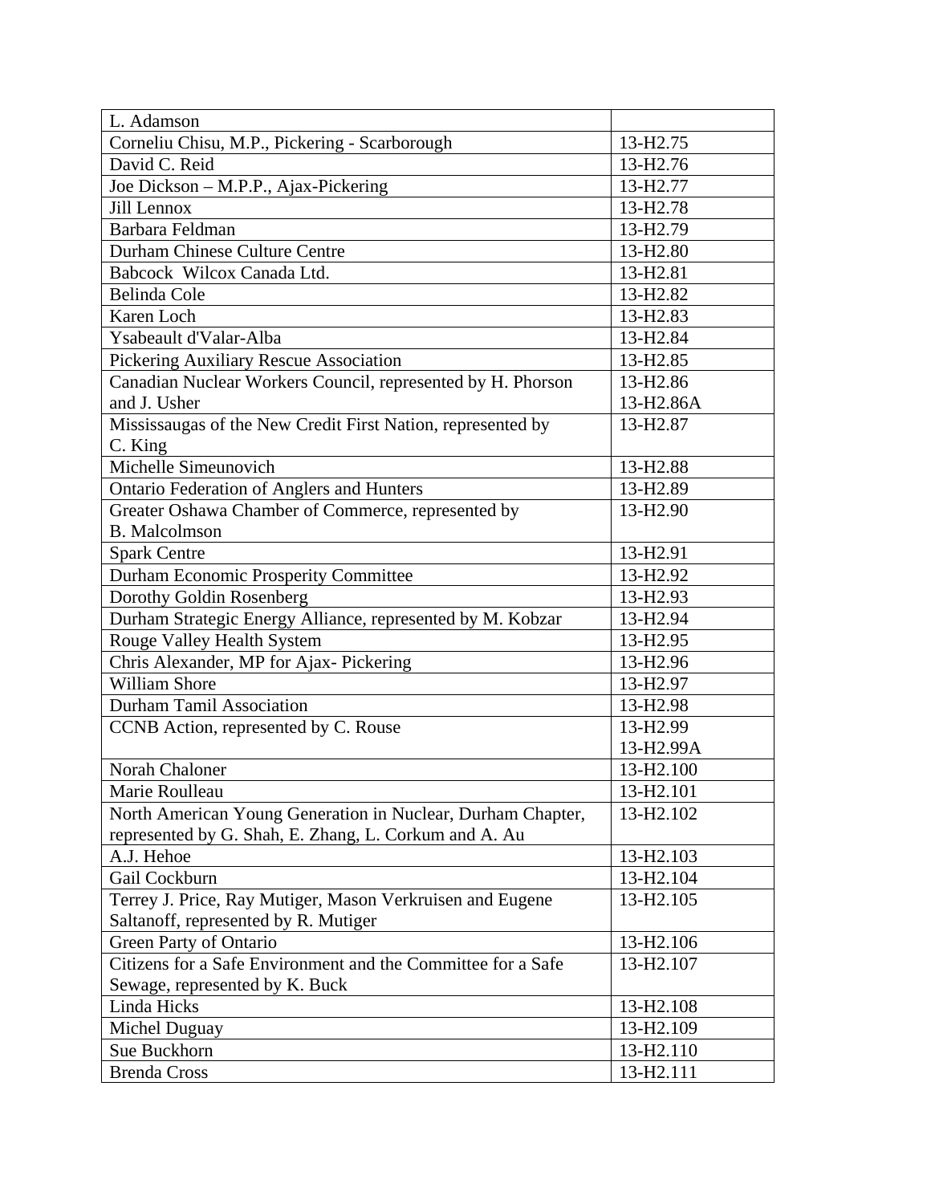| | |
|---|---|
| L. Adamson | |
| Corneliu Chisu, M.P., Pickering - Scarborough | 13-H2.75 |
| David C. Reid | 13-H2.76 |
| Joe Dickson – M.P.P., Ajax-Pickering | 13-H2.77 |
| Jill Lennox | 13-H2.78 |
| Barbara Feldman | 13-H2.79 |
| Durham Chinese Culture Centre | 13-H2.80 |
| Babcock Wilcox Canada Ltd. | 13-H2.81 |
| Belinda Cole | 13-H2.82 |
| Karen Loch | 13-H2.83 |
| Ysabeault d'Valar-Alba | 13-H2.84 |
| Pickering Auxiliary Rescue Association | 13-H2.85 |
| Canadian Nuclear Workers Council, represented by H. Phorson and J. Usher | 13-H2.86<br>13-H2.86A |
| Mississaugas of the New Credit First Nation, represented by C. King | 13-H2.87 |
| Michelle Simeunovich | 13-H2.88 |
| Ontario Federation of Anglers and Hunters | 13-H2.89 |
| Greater Oshawa Chamber of Commerce, represented by B. Malcolmson | 13-H2.90 |
| Spark Centre | 13-H2.91 |
| Durham Economic Prosperity Committee | 13-H2.92 |
| Dorothy Goldin Rosenberg | 13-H2.93 |
| Durham Strategic Energy Alliance, represented by M. Kobzar | 13-H2.94 |
| Rouge Valley Health System | 13-H2.95 |
| Chris Alexander, MP for Ajax- Pickering | 13-H2.96 |
| William Shore | 13-H2.97 |
| Durham Tamil Association | 13-H2.98 |
| CCNB Action, represented by C. Rouse | 13-H2.99<br>13-H2.99A |
| Norah Chaloner | 13-H2.100 |
| Marie Roulleau | 13-H2.101 |
| North American Young Generation in Nuclear, Durham Chapter, represented by G. Shah, E. Zhang, L. Corkum and A. Au | 13-H2.102 |
| A.J. Hehoe | 13-H2.103 |
| Gail Cockburn | 13-H2.104 |
| Terrey J. Price, Ray Mutiger, Mason Verkruisen and Eugene Saltanoff, represented by R. Mutiger | 13-H2.105 |
| Green Party of Ontario | 13-H2.106 |
| Citizens for a Safe Environment and the Committee for a Safe Sewage, represented by K. Buck | 13-H2.107 |
| Linda Hicks | 13-H2.108 |
| Michel Duguay | 13-H2.109 |
| Sue Buckhorn | 13-H2.110 |
| Brenda Cross | 13-H2.111 |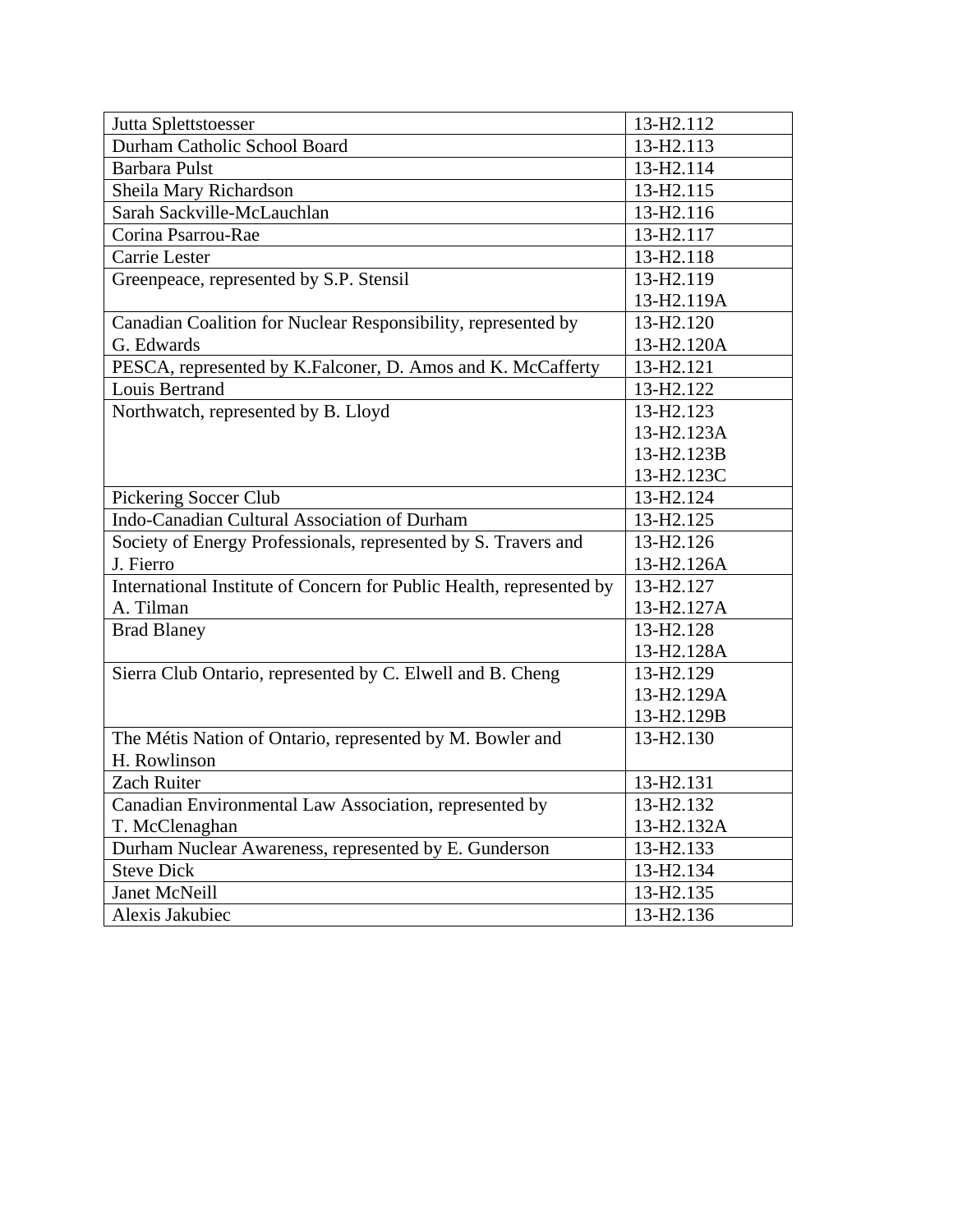| | |
|---|---|
| Jutta Splettstoesser | 13-H2.112 |
| Durham Catholic School Board | 13-H2.113 |
| Barbara Pulst | 13-H2.114 |
| Sheila Mary Richardson | 13-H2.115 |
| Sarah Sackville-McLauchlan | 13-H2.116 |
| Corina Psarrou-Rae | 13-H2.117 |
| Carrie Lester | 13-H2.118 |
| Greenpeace, represented by S.P. Stensil | 13-H2.119<br>13-H2.119A |
| Canadian Coalition for Nuclear Responsibility, represented by G. Edwards | 13-H2.120<br>13-H2.120A |
| PESCA, represented by K.Falconer, D. Amos and K. McCafferty | 13-H2.121 |
| Louis Bertrand | 13-H2.122 |
| Northwatch, represented by B. Lloyd | 13-H2.123<br>13-H2.123A<br>13-H2.123B<br>13-H2.123C |
| Pickering Soccer Club | 13-H2.124 |
| Indo-Canadian Cultural Association of Durham | 13-H2.125 |
| Society of Energy Professionals, represented by S. Travers and J. Fierro | 13-H2.126<br>13-H2.126A |
| International Institute of Concern for Public Health, represented by A. Tilman | 13-H2.127<br>13-H2.127A |
| Brad Blaney | 13-H2.128<br>13-H2.128A |
| Sierra Club Ontario, represented by C. Elwell and B. Cheng | 13-H2.129<br>13-H2.129A<br>13-H2.129B |
| The Métis Nation of Ontario, represented by M. Bowler and H. Rowlinson | 13-H2.130 |
| Zach Ruiter | 13-H2.131 |
| Canadian Environmental Law Association, represented by T. McClenaghan | 13-H2.132<br>13-H2.132A |
| Durham Nuclear Awareness, represented by E. Gunderson | 13-H2.133 |
| Steve Dick | 13-H2.134 |
| Janet McNeill | 13-H2.135 |
| Alexis Jakubiec | 13-H2.136 |